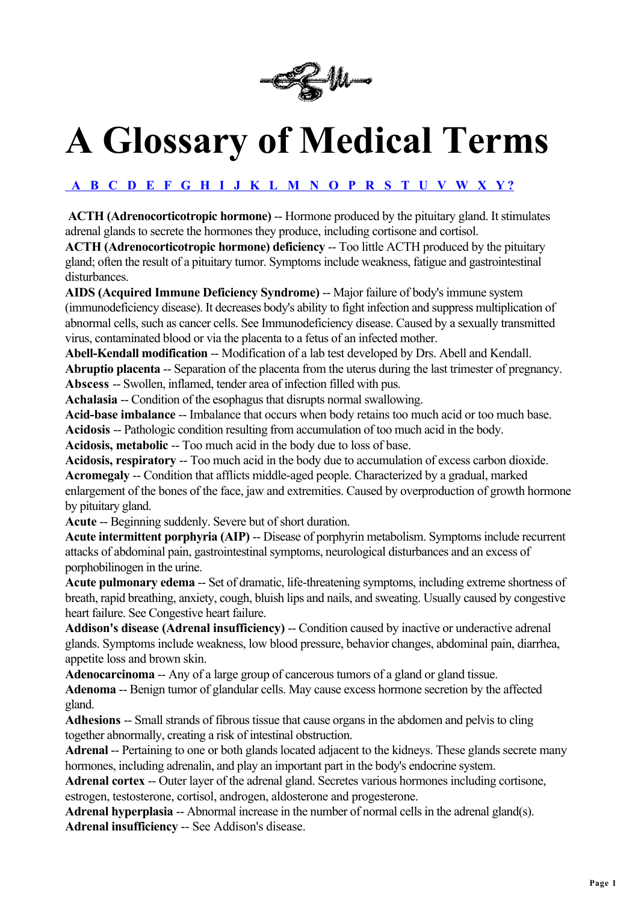# A Glossary of Medical Terms

A B C D E F G H I J K L M N O P R S T U V W X Y ?

**ACTH (Adrenocorticotropic hormone)** -- Hormone produced by the pituitary gland. It stimulates adrenal glands to secrete the hormones they produce, including cortisone and cortisol.
**ACTH (Adrenocorticotropic hormone) deficiency** -- Too little ACTH produced by the pituitary gland; often the result of a pituitary tumor. Symptoms include weakness, fatigue and gastrointestinal disturbances.
**AIDS (Acquired Immune Deficiency Syndrome)** -- Major failure of body's immune system (immunodeficiency disease). It decreases body's ability to fight infection and suppress multiplication of abnormal cells, such as cancer cells. See Immunodeficiency disease. Caused by a sexually transmitted virus, contaminated blood or via the placenta to a fetus of an infected mother.
**Abell-Kendall modification** -- Modification of a lab test developed by Drs. Abell and Kendall.
**Abruptio placenta** -- Separation of the placenta from the uterus during the last trimester of pregnancy.
**Abscess** -- Swollen, inflamed, tender area of infection filled with pus.
**Achalasia** -- Condition of the esophagus that disrupts normal swallowing.
**Acid-base imbalance** -- Imbalance that occurs when body retains too much acid or too much base.
**Acidosis** -- Pathologic condition resulting from accumulation of too much acid in the body.
**Acidosis, metabolic** -- Too much acid in the body due to loss of base.
**Acidosis, respiratory** -- Too much acid in the body due to accumulation of excess carbon dioxide.
**Acromegaly** -- Condition that afflicts middle-aged people. Characterized by a gradual, marked enlargement of the bones of the face, jaw and extremities. Caused by overproduction of growth hormone by pituitary gland.
**Acute** -- Beginning suddenly. Severe but of short duration.
**Acute intermittent porphyria (AIP)** -- Disease of porphyrin metabolism. Symptoms include recurrent attacks of abdominal pain, gastrointestinal symptoms, neurological disturbances and an excess of porphobilinogen in the urine.
**Acute pulmonary edema** -- Set of dramatic, life-threatening symptoms, including extreme shortness of breath, rapid breathing, anxiety, cough, bluish lips and nails, and sweating. Usually caused by congestive heart failure. See Congestive heart failure.
**Addison's disease (Adrenal insufficiency)** -- Condition caused by inactive or underactive adrenal glands. Symptoms include weakness, low blood pressure, behavior changes, abdominal pain, diarrhea, appetite loss and brown skin.
**Adenocarcinoma** -- Any of a large group of cancerous tumors of a gland or gland tissue.
**Adenoma** -- Benign tumor of glandular cells. May cause excess hormone secretion by the affected gland.
**Adhesions** -- Small strands of fibrous tissue that cause organs in the abdomen and pelvis to cling together abnormally, creating a risk of intestinal obstruction.
**Adrenal** -- Pertaining to one or both glands located adjacent to the kidneys. These glands secrete many hormones, including adrenalin, and play an important part in the body's endocrine system.
**Adrenal cortex** -- Outer layer of the adrenal gland. Secretes various hormones including cortisone, estrogen, testosterone, cortisol, androgen, aldosterone and progesterone.
**Adrenal hyperplasia** -- Abnormal increase in the number of normal cells in the adrenal gland(s).
**Adrenal insufficiency** -- See Addison's disease.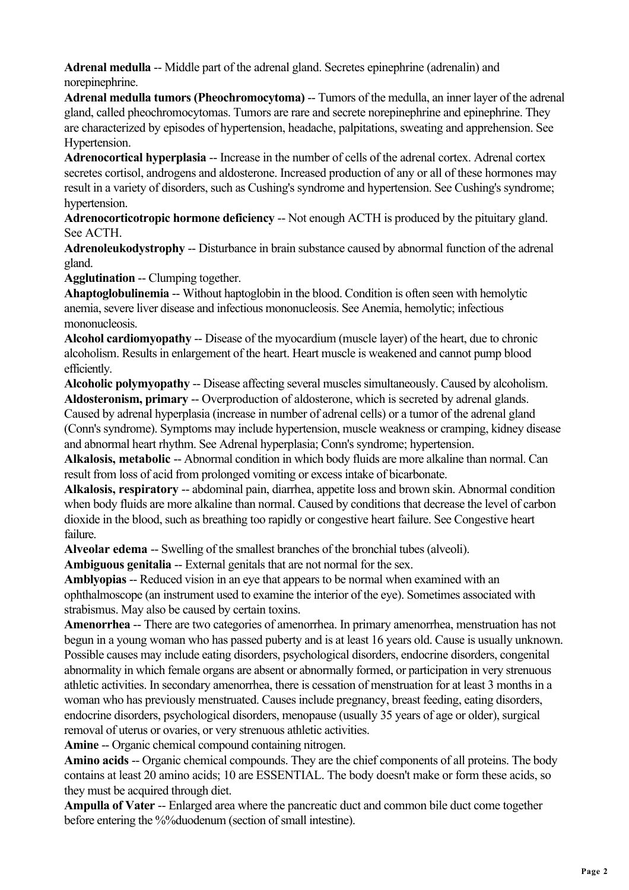**Adrenal medulla** -- Middle part of the adrenal gland. Secretes epinephrine (adrenalin) and norepinephrine.

**Adrenal medulla tumors (Pheochromocytoma)** -- Tumors of the medulla, an inner layer of the adrenal gland, called pheochromocytomas. Tumors are rare and secrete norepinephrine and epinephrine. They are characterized by episodes of hypertension, headache, palpitations, sweating and apprehension. See Hypertension.

**Adrenocortical hyperplasia** -- Increase in the number of cells of the adrenal cortex. Adrenal cortex secretes cortisol, androgens and aldosterone. Increased production of any or all of these hormones may result in a variety of disorders, such as Cushing's syndrome and hypertension. See Cushing's syndrome; hypertension.

**Adrenocorticotropic hormone deficiency** -- Not enough ACTH is produced by the pituitary gland. See ACTH.

**Adrenoleukodystrophy** -- Disturbance in brain substance caused by abnormal function of the adrenal gland.

**Agglutination** -- Clumping together.

**Ahaptoglobulinemia** -- Without haptoglobin in the blood. Condition is often seen with hemolytic anemia, severe liver disease and infectious mononucleosis. See Anemia, hemolytic; infectious mononucleosis.

**Alcohol cardiomyopathy** -- Disease of the myocardium (muscle layer) of the heart, due to chronic alcoholism. Results in enlargement of the heart. Heart muscle is weakened and cannot pump blood efficiently.

**Alcoholic polymyopathy** -- Disease affecting several muscles simultaneously. Caused by alcoholism.

**Aldosteronism, primary** -- Overproduction of aldosterone, which is secreted by adrenal glands. Caused by adrenal hyperplasia (increase in number of adrenal cells) or a tumor of the adrenal gland (Conn's syndrome). Symptoms may include hypertension, muscle weakness or cramping, kidney disease and abnormal heart rhythm. See Adrenal hyperplasia; Conn's syndrome; hypertension.

**Alkalosis, metabolic** -- Abnormal condition in which body fluids are more alkaline than normal. Can result from loss of acid from prolonged vomiting or excess intake of bicarbonate.

**Alkalosis, respiratory** -- abdominal pain, diarrhea, appetite loss and brown skin. Abnormal condition when body fluids are more alkaline than normal. Caused by conditions that decrease the level of carbon dioxide in the blood, such as breathing too rapidly or congestive heart failure. See Congestive heart failure.

**Alveolar edema** -- Swelling of the smallest branches of the bronchial tubes (alveoli).

**Ambiguous genitalia** -- External genitals that are not normal for the sex.

**Amblyopias** -- Reduced vision in an eye that appears to be normal when examined with an ophthalmoscope (an instrument used to examine the interior of the eye). Sometimes associated with strabismus. May also be caused by certain toxins.

**Amenorrhea** -- There are two categories of amenorrhea. In primary amenorrhea, menstruation has not begun in a young woman who has passed puberty and is at least 16 years old. Cause is usually unknown. Possible causes may include eating disorders, psychological disorders, endocrine disorders, congenital abnormality in which female organs are absent or abnormally formed, or participation in very strenuous athletic activities. In secondary amenorrhea, there is cessation of menstruation for at least 3 months in a woman who has previously menstruated. Causes include pregnancy, breast feeding, eating disorders, endocrine disorders, psychological disorders, menopause (usually 35 years of age or older), surgical removal of uterus or ovaries, or very strenuous athletic activities.

**Amine** -- Organic chemical compound containing nitrogen.

**Amino acids** -- Organic chemical compounds. They are the chief components of all proteins. The body contains at least 20 amino acids; 10 are ESSENTIAL. The body doesn't make or form these acids, so they must be acquired through diet.

**Ampulla of Vater** -- Enlarged area where the pancreatic duct and common bile duct come together before entering the %%duodenum (section of small intestine).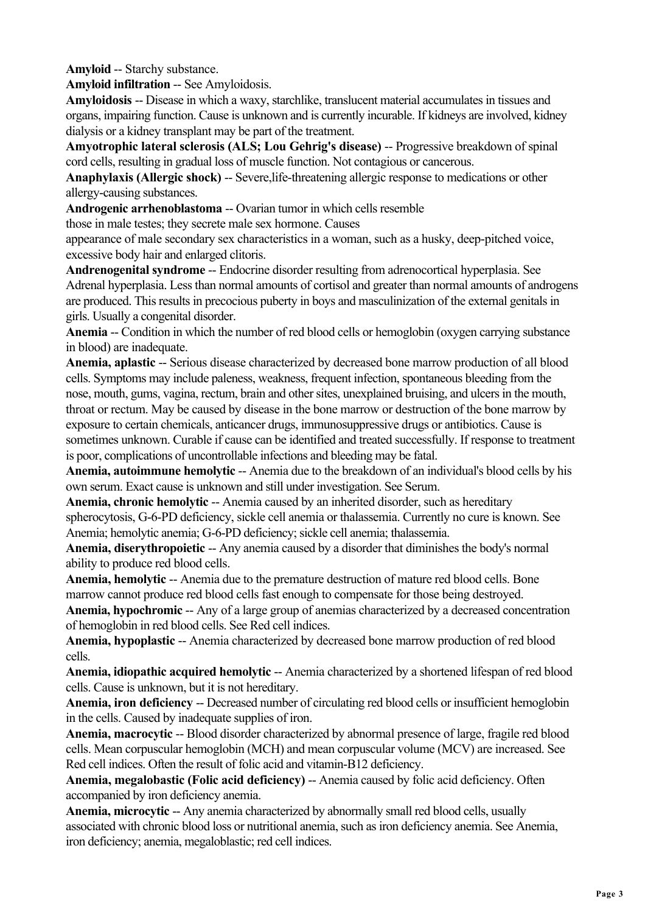**Amyloid** -- Starchy substance.

**Amyloid infiltration** -- See Amyloidosis.

**Amyloidosis** -- Disease in which a waxy, starchlike, translucent material accumulates in tissues and organs, impairing function. Cause is unknown and is currently incurable. If kidneys are involved, kidney dialysis or a kidney transplant may be part of the treatment.

**Amyotrophic lateral sclerosis (ALS; Lou Gehrig's disease)** -- Progressive breakdown of spinal cord cells, resulting in gradual loss of muscle function. Not contagious or cancerous.

**Anaphylaxis (Allergic shock)** -- Severe,life-threatening allergic response to medications or other allergy-causing substances.

**Androgenic arrhenoblastoma** -- Ovarian tumor in which cells resemble those in male testes; they secrete male sex hormone. Causes appearance of male secondary sex characteristics in a woman, such as a husky, deep-pitched voice, excessive body hair and enlarged clitoris.

**Andrenogenital syndrome** -- Endocrine disorder resulting from adrenocortical hyperplasia. See Adrenal hyperplasia. Less than normal amounts of cortisol and greater than normal amounts of androgens are produced. This results in precocious puberty in boys and masculinization of the external genitals in girls. Usually a congenital disorder.

**Anemia** -- Condition in which the number of red blood cells or hemoglobin (oxygen carrying substance in blood) are inadequate.

**Anemia, aplastic** -- Serious disease characterized by decreased bone marrow production of all blood cells. Symptoms may include paleness, weakness, frequent infection, spontaneous bleeding from the nose, mouth, gums, vagina, rectum, brain and other sites, unexplained bruising, and ulcers in the mouth, throat or rectum. May be caused by disease in the bone marrow or destruction of the bone marrow by exposure to certain chemicals, anticancer drugs, immunosuppressive drugs or antibiotics. Cause is sometimes unknown. Curable if cause can be identified and treated successfully. If response to treatment is poor, complications of uncontrollable infections and bleeding may be fatal.

**Anemia, autoimmune hemolytic** -- Anemia due to the breakdown of an individual's blood cells by his own serum. Exact cause is unknown and still under investigation. See Serum.

**Anemia, chronic hemolytic** -- Anemia caused by an inherited disorder, such as hereditary spherocytosis, G-6-PD deficiency, sickle cell anemia or thalassemia. Currently no cure is known. See Anemia; hemolytic anemia; G-6-PD deficiency; sickle cell anemia; thalassemia.

**Anemia, diserythropoietic** -- Any anemia caused by a disorder that diminishes the body's normal ability to produce red blood cells.

**Anemia, hemolytic** -- Anemia due to the premature destruction of mature red blood cells. Bone marrow cannot produce red blood cells fast enough to compensate for those being destroyed.

**Anemia, hypochromic** -- Any of a large group of anemias characterized by a decreased concentration of hemoglobin in red blood cells. See Red cell indices.

**Anemia, hypoplastic** -- Anemia characterized by decreased bone marrow production of red blood cells.

**Anemia, idiopathic acquired hemolytic** -- Anemia characterized by a shortened lifespan of red blood cells. Cause is unknown, but it is not hereditary.

**Anemia, iron deficiency** -- Decreased number of circulating red blood cells or insufficient hemoglobin in the cells. Caused by inadequate supplies of iron.

**Anemia, macrocytic** -- Blood disorder characterized by abnormal presence of large, fragile red blood cells. Mean corpuscular hemoglobin (MCH) and mean corpuscular volume (MCV) are increased. See Red cell indices. Often the result of folic acid and vitamin-B12 deficiency.

**Anemia, megalobastic (Folic acid deficiency)** -- Anemia caused by folic acid deficiency. Often accompanied by iron deficiency anemia.

**Anemia, microcytic** -- Any anemia characterized by abnormally small red blood cells, usually associated with chronic blood loss or nutritional anemia, such as iron deficiency anemia. See Anemia, iron deficiency; anemia, megaloblastic; red cell indices.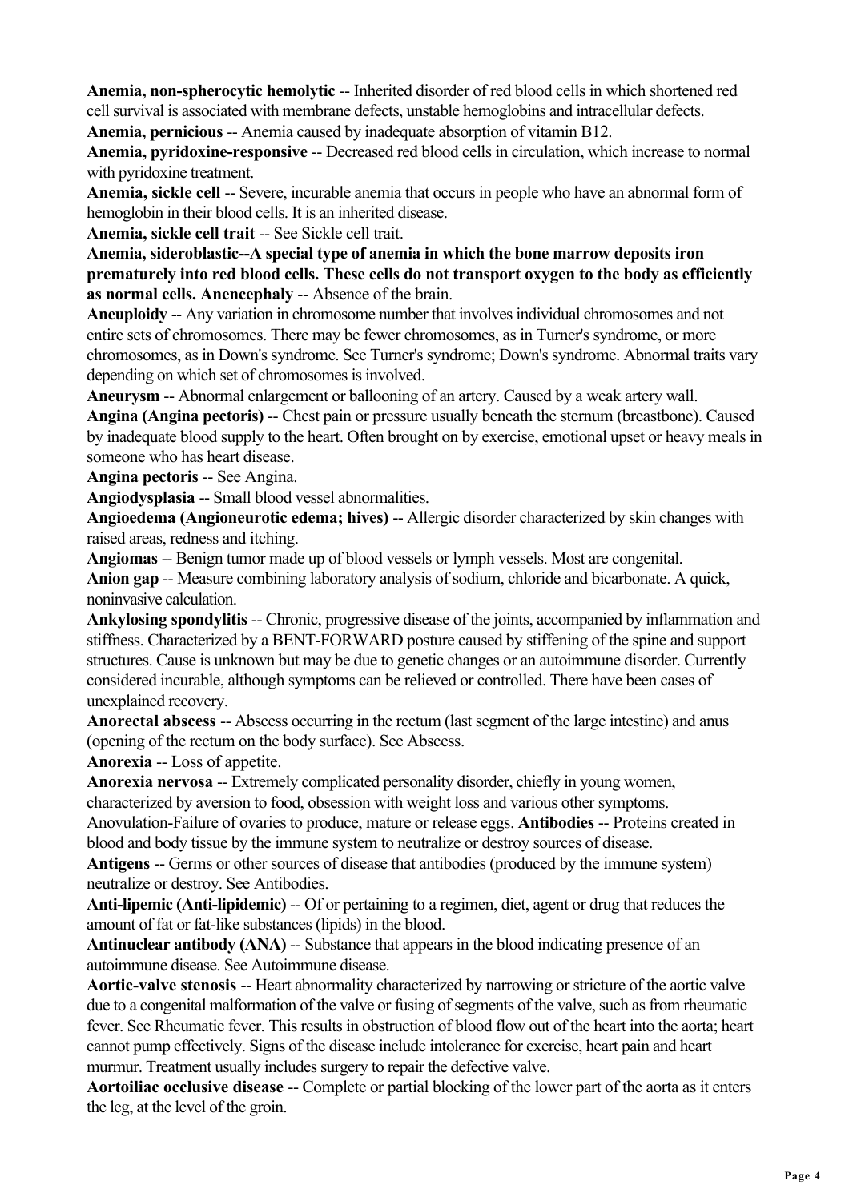**Anemia, non-spherocytic hemolytic** -- Inherited disorder of red blood cells in which shortened red cell survival is associated with membrane defects, unstable hemoglobins and intracellular defects.

**Anemia, pernicious** -- Anemia caused by inadequate absorption of vitamin B12.

**Anemia, pyridoxine-responsive** -- Decreased red blood cells in circulation, which increase to normal with pyridoxine treatment.

**Anemia, sickle cell** -- Severe, incurable anemia that occurs in people who have an abnormal form of hemoglobin in their blood cells. It is an inherited disease.

**Anemia, sickle cell trait** -- See Sickle cell trait.

**Anemia, sideroblastic--A special type of anemia in which the bone marrow deposits iron prematurely into red blood cells. These cells do not transport oxygen to the body as efficiently as normal cells. Anencephaly** -- Absence of the brain.

**Aneuploidy** -- Any variation in chromosome number that involves individual chromosomes and not entire sets of chromosomes. There may be fewer chromosomes, as in Turner's syndrome, or more chromosomes, as in Down's syndrome. See Turner's syndrome; Down's syndrome. Abnormal traits vary depending on which set of chromosomes is involved.

**Aneurysm** -- Abnormal enlargement or ballooning of an artery. Caused by a weak artery wall.

**Angina (Angina pectoris)** -- Chest pain or pressure usually beneath the sternum (breastbone). Caused by inadequate blood supply to the heart. Often brought on by exercise, emotional upset or heavy meals in someone who has heart disease.

**Angina pectoris** -- See Angina.

**Angiodysplasia** -- Small blood vessel abnormalities.

**Angioedema (Angioneurotic edema; hives)** -- Allergic disorder characterized by skin changes with raised areas, redness and itching.

**Angiomas** -- Benign tumor made up of blood vessels or lymph vessels. Most are congenital.

**Anion gap** -- Measure combining laboratory analysis of sodium, chloride and bicarbonate. A quick, noninvasive calculation.

**Ankylosing spondylitis** -- Chronic, progressive disease of the joints, accompanied by inflammation and stiffness. Characterized by a BENT-FORWARD posture caused by stiffening of the spine and support structures. Cause is unknown but may be due to genetic changes or an autoimmune disorder. Currently considered incurable, although symptoms can be relieved or controlled. There have been cases of unexplained recovery.

**Anorectal abscess** -- Abscess occurring in the rectum (last segment of the large intestine) and anus (opening of the rectum on the body surface). See Abscess.

**Anorexia** -- Loss of appetite.

**Anorexia nervosa** -- Extremely complicated personality disorder, chiefly in young women, characterized by aversion to food, obsession with weight loss and various other symptoms.

Anovulation-Failure of ovaries to produce, mature or release eggs. **Antibodies** -- Proteins created in blood and body tissue by the immune system to neutralize or destroy sources of disease.

**Antigens** -- Germs or other sources of disease that antibodies (produced by the immune system) neutralize or destroy. See Antibodies.

**Anti-lipemic (Anti-lipidemic)** -- Of or pertaining to a regimen, diet, agent or drug that reduces the amount of fat or fat-like substances (lipids) in the blood.

**Antinuclear antibody (ANA)** -- Substance that appears in the blood indicating presence of an autoimmune disease. See Autoimmune disease.

**Aortic-valve stenosis** -- Heart abnormality characterized by narrowing or stricture of the aortic valve due to a congenital malformation of the valve or fusing of segments of the valve, such as from rheumatic fever. See Rheumatic fever. This results in obstruction of blood flow out of the heart into the aorta; heart cannot pump effectively. Signs of the disease include intolerance for exercise, heart pain and heart murmur. Treatment usually includes surgery to repair the defective valve.

**Aortoiliac occlusive disease** -- Complete or partial blocking of the lower part of the aorta as it enters the leg, at the level of the groin.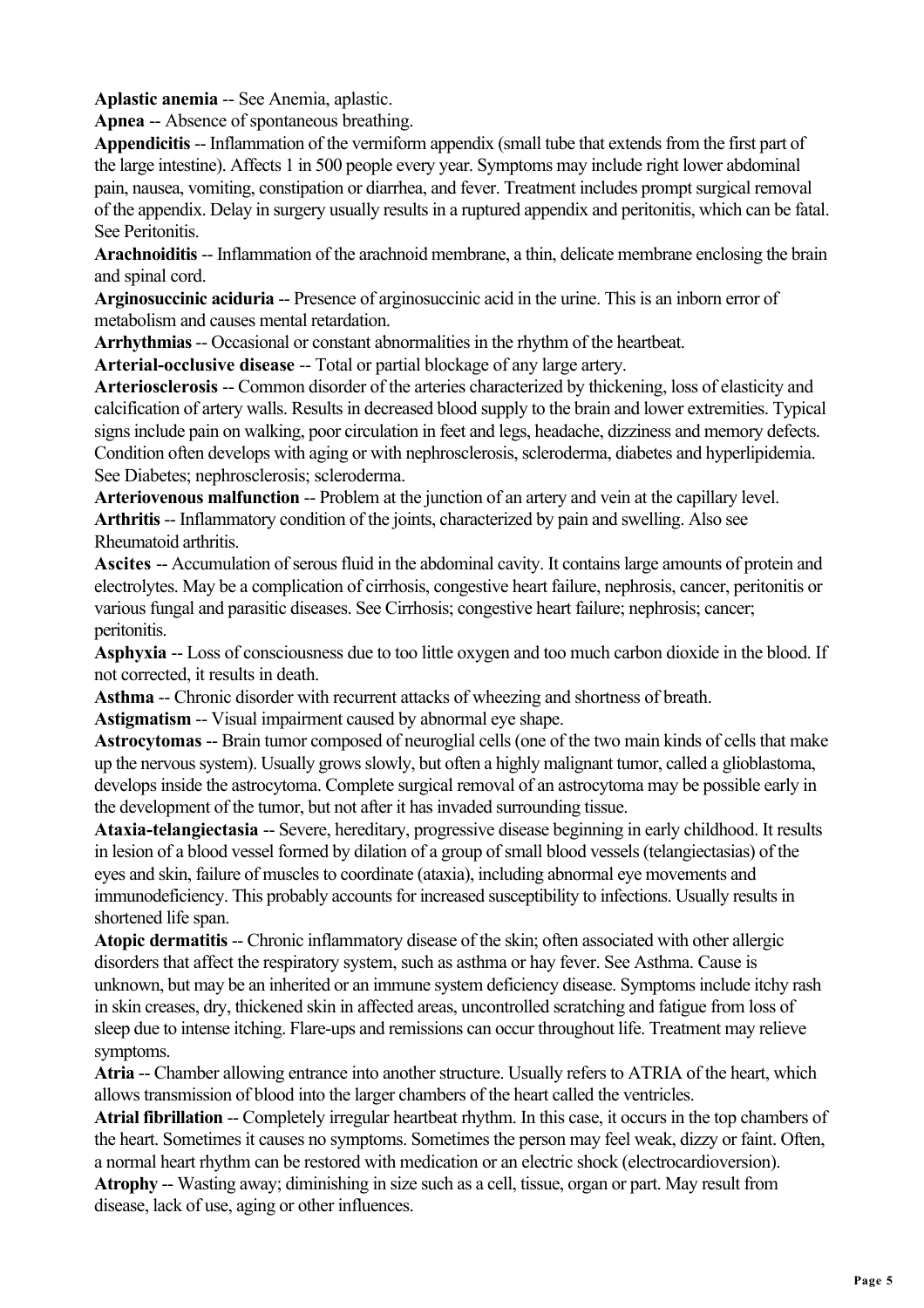**Aplastic anemia** -- See Anemia, aplastic.

**Apnea** -- Absence of spontaneous breathing.

**Appendicitis** -- Inflammation of the vermiform appendix (small tube that extends from the first part of the large intestine). Affects 1 in 500 people every year. Symptoms may include right lower abdominal pain, nausea, vomiting, constipation or diarrhea, and fever. Treatment includes prompt surgical removal of the appendix. Delay in surgery usually results in a ruptured appendix and peritonitis, which can be fatal. See Peritonitis.

**Arachnoiditis** -- Inflammation of the arachnoid membrane, a thin, delicate membrane enclosing the brain and spinal cord.

**Arginosuccinic aciduria** -- Presence of arginosuccinic acid in the urine. This is an inborn error of metabolism and causes mental retardation.

**Arrhythmias** -- Occasional or constant abnormalities in the rhythm of the heartbeat.

**Arterial-occlusive disease** -- Total or partial blockage of any large artery.

**Arteriosclerosis** -- Common disorder of the arteries characterized by thickening, loss of elasticity and calcification of artery walls. Results in decreased blood supply to the brain and lower extremities. Typical signs include pain on walking, poor circulation in feet and legs, headache, dizziness and memory defects. Condition often develops with aging or with nephrosclerosis, scleroderma, diabetes and hyperlipidemia. See Diabetes; nephrosclerosis; scleroderma.

**Arteriovenous malfunction** -- Problem at the junction of an artery and vein at the capillary level.

**Arthritis** -- Inflammatory condition of the joints, characterized by pain and swelling. Also see Rheumatoid arthritis.

**Ascites** -- Accumulation of serous fluid in the abdominal cavity. It contains large amounts of protein and electrolytes. May be a complication of cirrhosis, congestive heart failure, nephrosis, cancer, peritonitis or various fungal and parasitic diseases. See Cirrhosis; congestive heart failure; nephrosis; cancer; peritonitis.

**Asphyxia** -- Loss of consciousness due to too little oxygen and too much carbon dioxide in the blood. If not corrected, it results in death.

**Asthma** -- Chronic disorder with recurrent attacks of wheezing and shortness of breath.

**Astigmatism** -- Visual impairment caused by abnormal eye shape.

**Astrocytomas** -- Brain tumor composed of neuroglial cells (one of the two main kinds of cells that make up the nervous system). Usually grows slowly, but often a highly malignant tumor, called a glioblastoma, develops inside the astrocytoma. Complete surgical removal of an astrocytoma may be possible early in the development of the tumor, but not after it has invaded surrounding tissue.

**Ataxia-telangiectasia** -- Severe, hereditary, progressive disease beginning in early childhood. It results in lesion of a blood vessel formed by dilation of a group of small blood vessels (telangiectasias) of the eyes and skin, failure of muscles to coordinate (ataxia), including abnormal eye movements and immunodeficiency. This probably accounts for increased susceptibility to infections. Usually results in shortened life span.

**Atopic dermatitis** -- Chronic inflammatory disease of the skin; often associated with other allergic disorders that affect the respiratory system, such as asthma or hay fever. See Asthma. Cause is unknown, but may be an inherited or an immune system deficiency disease. Symptoms include itchy rash in skin creases, dry, thickened skin in affected areas, uncontrolled scratching and fatigue from loss of sleep due to intense itching. Flare-ups and remissions can occur throughout life. Treatment may relieve symptoms.

**Atria** -- Chamber allowing entrance into another structure. Usually refers to ATRIA of the heart, which allows transmission of blood into the larger chambers of the heart called the ventricles.

**Atrial fibrillation** -- Completely irregular heartbeat rhythm. In this case, it occurs in the top chambers of the heart. Sometimes it causes no symptoms. Sometimes the person may feel weak, dizzy or faint. Often, a normal heart rhythm can be restored with medication or an electric shock (electrocardioversion).

**Atrophy** -- Wasting away; diminishing in size such as a cell, tissue, organ or part. May result from disease, lack of use, aging or other influences.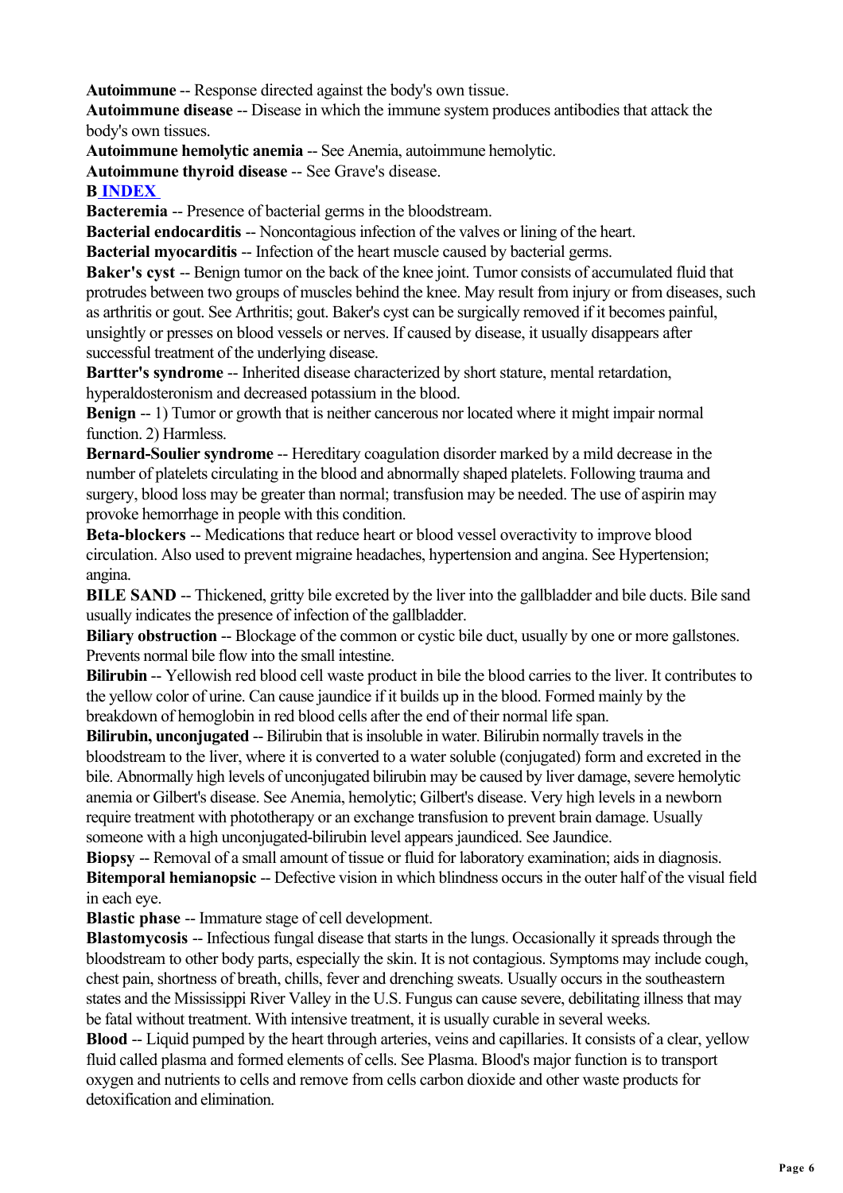**Autoimmune** -- Response directed against the body's own tissue.

**Autoimmune disease** -- Disease in which the immune system produces antibodies that attack the body's own tissues.

**Autoimmune hemolytic anemia** -- See Anemia, autoimmune hemolytic.

**Autoimmune thyroid disease** -- See Grave's disease.

**B INDEX**

**Bacteremia** -- Presence of bacterial germs in the bloodstream.

**Bacterial endocarditis** -- Noncontagious infection of the valves or lining of the heart.

**Bacterial myocarditis** -- Infection of the heart muscle caused by bacterial germs.

**Baker's cyst** -- Benign tumor on the back of the knee joint. Tumor consists of accumulated fluid that protrudes between two groups of muscles behind the knee. May result from injury or from diseases, such as arthritis or gout. See Arthritis; gout. Baker's cyst can be surgically removed if it becomes painful, unsightly or presses on blood vessels or nerves. If caused by disease, it usually disappears after successful treatment of the underlying disease.

**Bartter's syndrome** -- Inherited disease characterized by short stature, mental retardation, hyperaldosteronism and decreased potassium in the blood.

**Benign** -- 1) Tumor or growth that is neither cancerous nor located where it might impair normal function. 2) Harmless.

**Bernard-Soulier syndrome** -- Hereditary coagulation disorder marked by a mild decrease in the number of platelets circulating in the blood and abnormally shaped platelets. Following trauma and surgery, blood loss may be greater than normal; transfusion may be needed. The use of aspirin may provoke hemorrhage in people with this condition.

**Beta-blockers** -- Medications that reduce heart or blood vessel overactivity to improve blood circulation. Also used to prevent migraine headaches, hypertension and angina. See Hypertension; angina.

**BILE SAND** -- Thickened, gritty bile excreted by the liver into the gallbladder and bile ducts. Bile sand usually indicates the presence of infection of the gallbladder.

**Biliary obstruction** -- Blockage of the common or cystic bile duct, usually by one or more gallstones. Prevents normal bile flow into the small intestine.

**Bilirubin** -- Yellowish red blood cell waste product in bile the blood carries to the liver. It contributes to the yellow color of urine. Can cause jaundice if it builds up in the blood. Formed mainly by the breakdown of hemoglobin in red blood cells after the end of their normal life span.

**Bilirubin, unconjugated** -- Bilirubin that is insoluble in water. Bilirubin normally travels in the bloodstream to the liver, where it is converted to a water soluble (conjugated) form and excreted in the bile. Abnormally high levels of unconjugated bilirubin may be caused by liver damage, severe hemolytic anemia or Gilbert's disease. See Anemia, hemolytic; Gilbert's disease. Very high levels in a newborn require treatment with phototherapy or an exchange transfusion to prevent brain damage. Usually someone with a high unconjugated-bilirubin level appears jaundiced. See Jaundice.

**Biopsy** -- Removal of a small amount of tissue or fluid for laboratory examination; aids in diagnosis.

**Bitemporal hemianopsic** -- Defective vision in which blindness occurs in the outer half of the visual field in each eye.

**Blastic phase** -- Immature stage of cell development.

**Blastomycosis** -- Infectious fungal disease that starts in the lungs. Occasionally it spreads through the bloodstream to other body parts, especially the skin. It is not contagious. Symptoms may include cough, chest pain, shortness of breath, chills, fever and drenching sweats. Usually occurs in the southeastern states and the Mississippi River Valley in the U.S. Fungus can cause severe, debilitating illness that may be fatal without treatment. With intensive treatment, it is usually curable in several weeks.

**Blood** -- Liquid pumped by the heart through arteries, veins and capillaries. It consists of a clear, yellow fluid called plasma and formed elements of cells. See Plasma. Blood's major function is to transport oxygen and nutrients to cells and remove from cells carbon dioxide and other waste products for detoxification and elimination.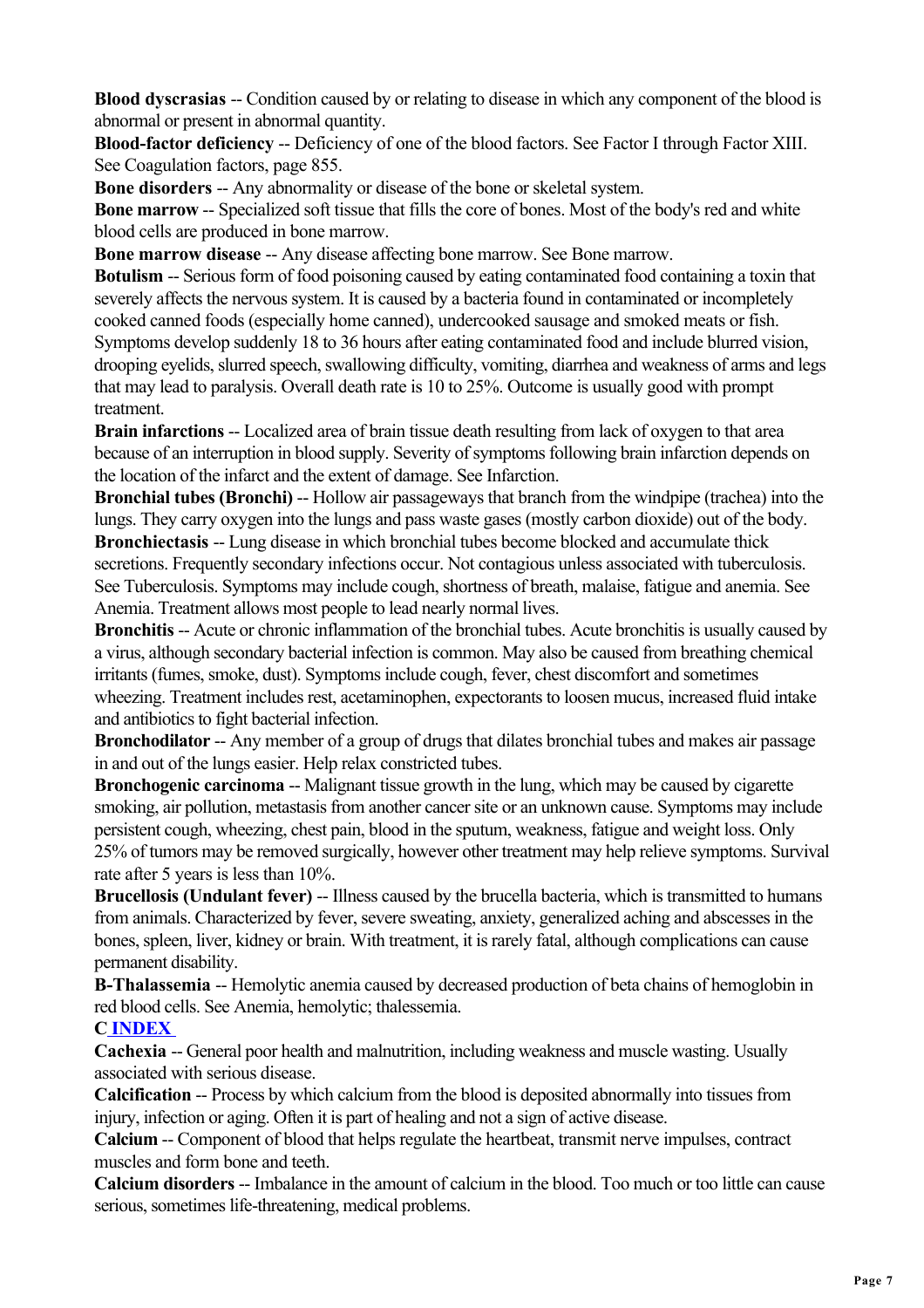**Blood dyscrasias** -- Condition caused by or relating to disease in which any component of the blood is abnormal or present in abnormal quantity.

**Blood-factor deficiency** -- Deficiency of one of the blood factors. See Factor I through Factor XIII. See Coagulation factors, page 855.

**Bone disorders** -- Any abnormality or disease of the bone or skeletal system.

**Bone marrow** -- Specialized soft tissue that fills the core of bones. Most of the body's red and white blood cells are produced in bone marrow.

**Bone marrow disease** -- Any disease affecting bone marrow. See Bone marrow.

**Botulism** -- Serious form of food poisoning caused by eating contaminated food containing a toxin that severely affects the nervous system. It is caused by a bacteria found in contaminated or incompletely cooked canned foods (especially home canned), undercooked sausage and smoked meats or fish. Symptoms develop suddenly 18 to 36 hours after eating contaminated food and include blurred vision, drooping eyelids, slurred speech, swallowing difficulty, vomiting, diarrhea and weakness of arms and legs that may lead to paralysis. Overall death rate is 10 to 25%. Outcome is usually good with prompt treatment.

**Brain infarctions** -- Localized area of brain tissue death resulting from lack of oxygen to that area because of an interruption in blood supply. Severity of symptoms following brain infarction depends on the location of the infarct and the extent of damage. See Infarction.

**Bronchial tubes (Bronchi)** -- Hollow air passageways that branch from the windpipe (trachea) into the lungs. They carry oxygen into the lungs and pass waste gases (mostly carbon dioxide) out of the body.

**Bronchiectasis** -- Lung disease in which bronchial tubes become blocked and accumulate thick secretions. Frequently secondary infections occur. Not contagious unless associated with tuberculosis. See Tuberculosis. Symptoms may include cough, shortness of breath, malaise, fatigue and anemia. See Anemia. Treatment allows most people to lead nearly normal lives.

**Bronchitis** -- Acute or chronic inflammation of the bronchial tubes. Acute bronchitis is usually caused by a virus, although secondary bacterial infection is common. May also be caused from breathing chemical irritants (fumes, smoke, dust). Symptoms include cough, fever, chest discomfort and sometimes wheezing. Treatment includes rest, acetaminophen, expectorants to loosen mucus, increased fluid intake and antibiotics to fight bacterial infection.

**Bronchodilator** -- Any member of a group of drugs that dilates bronchial tubes and makes air passage in and out of the lungs easier. Help relax constricted tubes.

**Bronchogenic carcinoma** -- Malignant tissue growth in the lung, which may be caused by cigarette smoking, air pollution, metastasis from another cancer site or an unknown cause. Symptoms may include persistent cough, wheezing, chest pain, blood in the sputum, weakness, fatigue and weight loss. Only 25% of tumors may be removed surgically, however other treatment may help relieve symptoms. Survival rate after 5 years is less than 10%.

**Brucellosis (Undulant fever)** -- Illness caused by the brucella bacteria, which is transmitted to humans from animals. Characterized by fever, severe sweating, anxiety, generalized aching and abscesses in the bones, spleen, liver, kidney or brain. With treatment, it is rarely fatal, although complications can cause permanent disability.

**B-Thalassemia** -- Hemolytic anemia caused by decreased production of beta chains of hemoglobin in red blood cells. See Anemia, hemolytic; thalessemia.

**C INDEX**

**Cachexia** -- General poor health and malnutrition, including weakness and muscle wasting. Usually associated with serious disease.

**Calcification** -- Process by which calcium from the blood is deposited abnormally into tissues from injury, infection or aging. Often it is part of healing and not a sign of active disease.

**Calcium** -- Component of blood that helps regulate the heartbeat, transmit nerve impulses, contract muscles and form bone and teeth.

**Calcium disorders** -- Imbalance in the amount of calcium in the blood. Too much or too little can cause serious, sometimes life-threatening, medical problems.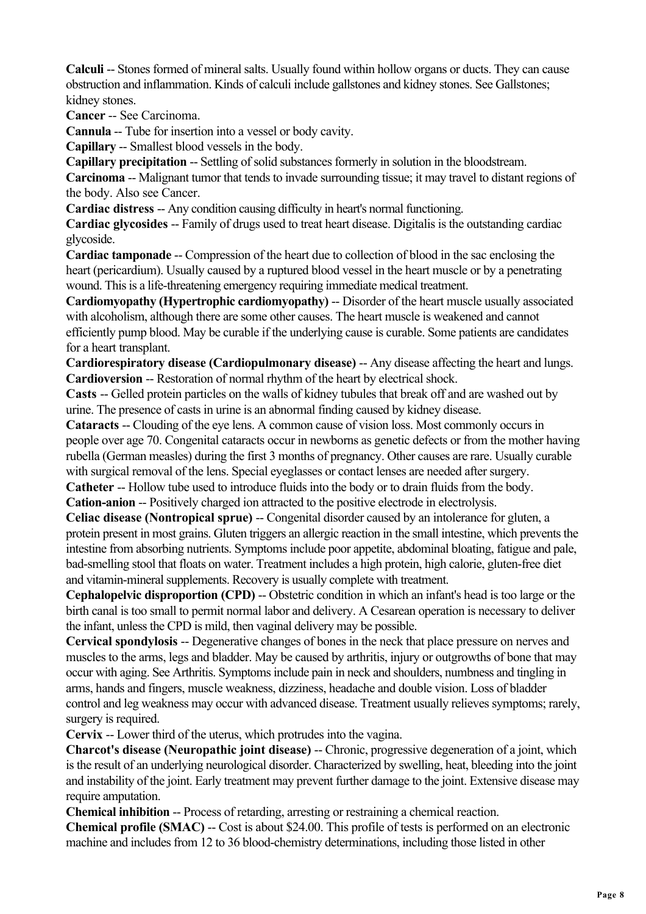**Calculi** -- Stones formed of mineral salts. Usually found within hollow organs or ducts. They can cause obstruction and inflammation. Kinds of calculi include gallstones and kidney stones. See Gallstones; kidney stones.

**Cancer** -- See Carcinoma.

**Cannula** -- Tube for insertion into a vessel or body cavity.

**Capillary** -- Smallest blood vessels in the body.

**Capillary precipitation** -- Settling of solid substances formerly in solution in the bloodstream.

**Carcinoma** -- Malignant tumor that tends to invade surrounding tissue; it may travel to distant regions of the body. Also see Cancer.

**Cardiac distress** -- Any condition causing difficulty in heart's normal functioning.

**Cardiac glycosides** -- Family of drugs used to treat heart disease. Digitalis is the outstanding cardiac glycoside.

**Cardiac tamponade** -- Compression of the heart due to collection of blood in the sac enclosing the heart (pericardium). Usually caused by a ruptured blood vessel in the heart muscle or by a penetrating wound. This is a life-threatening emergency requiring immediate medical treatment.

**Cardiomyopathy (Hypertrophic cardiomyopathy)** -- Disorder of the heart muscle usually associated with alcoholism, although there are some other causes. The heart muscle is weakened and cannot efficiently pump blood. May be curable if the underlying cause is curable. Some patients are candidates for a heart transplant.

**Cardiorespiratory disease (Cardiopulmonary disease)** -- Any disease affecting the heart and lungs.

**Cardioversion** -- Restoration of normal rhythm of the heart by electrical shock.

**Casts** -- Gelled protein particles on the walls of kidney tubules that break off and are washed out by urine. The presence of casts in urine is an abnormal finding caused by kidney disease.

**Cataracts** -- Clouding of the eye lens. A common cause of vision loss. Most commonly occurs in people over age 70. Congenital cataracts occur in newborns as genetic defects or from the mother having rubella (German measles) during the first 3 months of pregnancy. Other causes are rare. Usually curable with surgical removal of the lens. Special eyeglasses or contact lenses are needed after surgery.

**Catheter** -- Hollow tube used to introduce fluids into the body or to drain fluids from the body.

**Cation-anion** -- Positively charged ion attracted to the positive electrode in electrolysis.

**Celiac disease (Nontropical sprue)** -- Congenital disorder caused by an intolerance for gluten, a protein present in most grains. Gluten triggers an allergic reaction in the small intestine, which prevents the intestine from absorbing nutrients. Symptoms include poor appetite, abdominal bloating, fatigue and pale, bad-smelling stool that floats on water. Treatment includes a high protein, high calorie, gluten-free diet and vitamin-mineral supplements. Recovery is usually complete with treatment.

**Cephalopelvic disproportion (CPD)** -- Obstetric condition in which an infant's head is too large or the birth canal is too small to permit normal labor and delivery. A Cesarean operation is necessary to deliver the infant, unless the CPD is mild, then vaginal delivery may be possible.

**Cervical spondylosis** -- Degenerative changes of bones in the neck that place pressure on nerves and muscles to the arms, legs and bladder. May be caused by arthritis, injury or outgrowths of bone that may occur with aging. See Arthritis. Symptoms include pain in neck and shoulders, numbness and tingling in arms, hands and fingers, muscle weakness, dizziness, headache and double vision. Loss of bladder control and leg weakness may occur with advanced disease. Treatment usually relieves symptoms; rarely, surgery is required.

**Cervix** -- Lower third of the uterus, which protrudes into the vagina.

**Charcot's disease (Neuropathic joint disease)** -- Chronic, progressive degeneration of a joint, which is the result of an underlying neurological disorder. Characterized by swelling, heat, bleeding into the joint and instability of the joint. Early treatment may prevent further damage to the joint. Extensive disease may require amputation.

**Chemical inhibition** -- Process of retarding, arresting or restraining a chemical reaction.

**Chemical profile (SMAC)** -- Cost is about $24.00. This profile of tests is performed on an electronic machine and includes from 12 to 36 blood-chemistry determinations, including those listed in other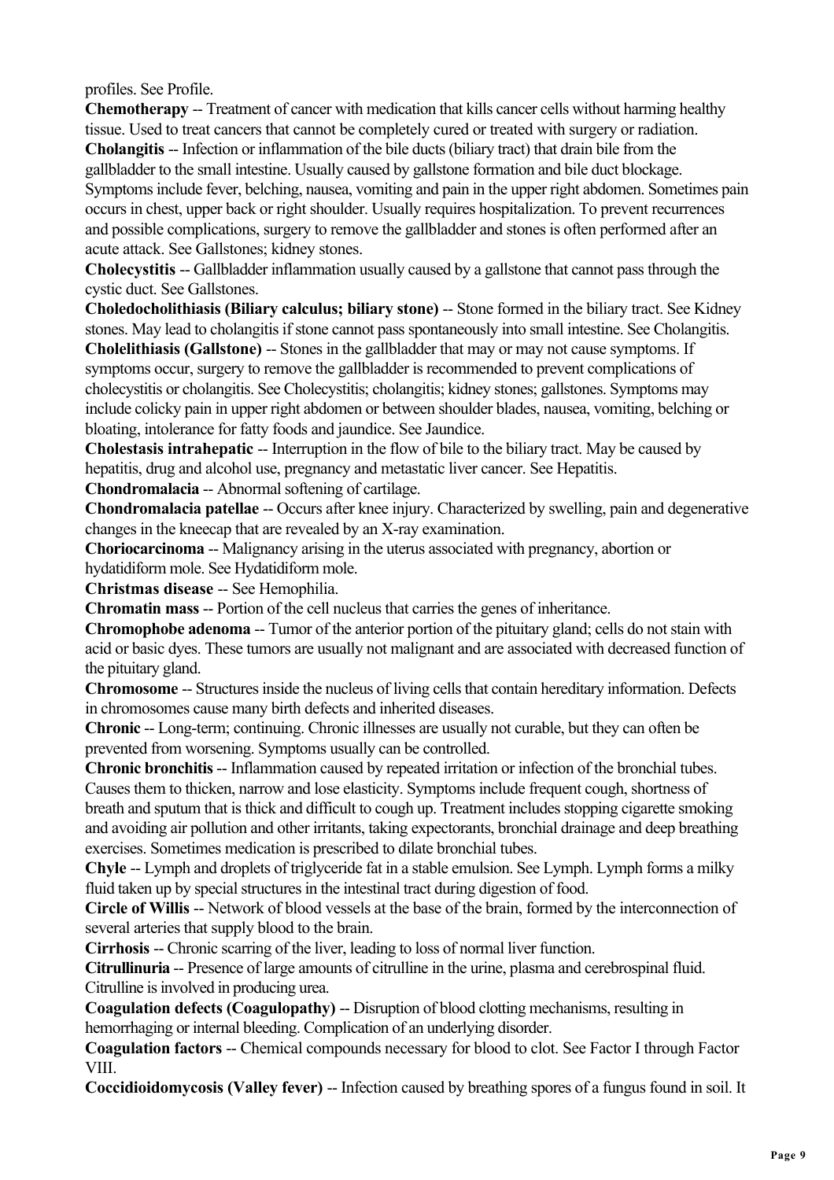profiles. See Profile.

**Chemotherapy** -- Treatment of cancer with medication that kills cancer cells without harming healthy tissue. Used to treat cancers that cannot be completely cured or treated with surgery or radiation.

**Cholangitis** -- Infection or inflammation of the bile ducts (biliary tract) that drain bile from the gallbladder to the small intestine. Usually caused by gallstone formation and bile duct blockage. Symptoms include fever, belching, nausea, vomiting and pain in the upper right abdomen. Sometimes pain occurs in chest, upper back or right shoulder. Usually requires hospitalization. To prevent recurrences and possible complications, surgery to remove the gallbladder and stones is often performed after an acute attack. See Gallstones; kidney stones.

**Cholecystitis** -- Gallbladder inflammation usually caused by a gallstone that cannot pass through the cystic duct. See Gallstones.

**Choledocholithiasis (Biliary calculus; biliary stone)** -- Stone formed in the biliary tract. See Kidney stones. May lead to cholangitis if stone cannot pass spontaneously into small intestine. See Cholangitis.

**Cholelithiasis (Gallstone)** -- Stones in the gallbladder that may or may not cause symptoms. If symptoms occur, surgery to remove the gallbladder is recommended to prevent complications of cholecystitis or cholangitis. See Cholecystitis; cholangitis; kidney stones; gallstones. Symptoms may include colicky pain in upper right abdomen or between shoulder blades, nausea, vomiting, belching or bloating, intolerance for fatty foods and jaundice. See Jaundice.

**Cholestasis intrahepatic** -- Interruption in the flow of bile to the biliary tract. May be caused by hepatitis, drug and alcohol use, pregnancy and metastatic liver cancer. See Hepatitis.

**Chondromalacia** -- Abnormal softening of cartilage.

**Chondromalacia patellae** -- Occurs after knee injury. Characterized by swelling, pain and degenerative changes in the kneecap that are revealed by an X-ray examination.

**Choriocarcinoma** -- Malignancy arising in the uterus associated with pregnancy, abortion or hydatidiform mole. See Hydatidiform mole.

**Christmas disease** -- See Hemophilia.

**Chromatin mass** -- Portion of the cell nucleus that carries the genes of inheritance.

**Chromophobe adenoma** -- Tumor of the anterior portion of the pituitary gland; cells do not stain with acid or basic dyes. These tumors are usually not malignant and are associated with decreased function of the pituitary gland.

**Chromosome** -- Structures inside the nucleus of living cells that contain hereditary information. Defects in chromosomes cause many birth defects and inherited diseases.

**Chronic** -- Long-term; continuing. Chronic illnesses are usually not curable, but they can often be prevented from worsening. Symptoms usually can be controlled.

**Chronic bronchitis** -- Inflammation caused by repeated irritation or infection of the bronchial tubes. Causes them to thicken, narrow and lose elasticity. Symptoms include frequent cough, shortness of breath and sputum that is thick and difficult to cough up. Treatment includes stopping cigarette smoking and avoiding air pollution and other irritants, taking expectorants, bronchial drainage and deep breathing exercises. Sometimes medication is prescribed to dilate bronchial tubes.

**Chyle** -- Lymph and droplets of triglyceride fat in a stable emulsion. See Lymph. Lymph forms a milky fluid taken up by special structures in the intestinal tract during digestion of food.

**Circle of Willis** -- Network of blood vessels at the base of the brain, formed by the interconnection of several arteries that supply blood to the brain.

**Cirrhosis** -- Chronic scarring of the liver, leading to loss of normal liver function.

**Citrullinuria** -- Presence of large amounts of citrulline in the urine, plasma and cerebrospinal fluid. Citrulline is involved in producing urea.

**Coagulation defects (Coagulopathy)** -- Disruption of blood clotting mechanisms, resulting in hemorrhaging or internal bleeding. Complication of an underlying disorder.

**Coagulation factors** -- Chemical compounds necessary for blood to clot. See Factor I through Factor VIII.

**Coccidioidomycosis (Valley fever)** -- Infection caused by breathing spores of a fungus found in soil. It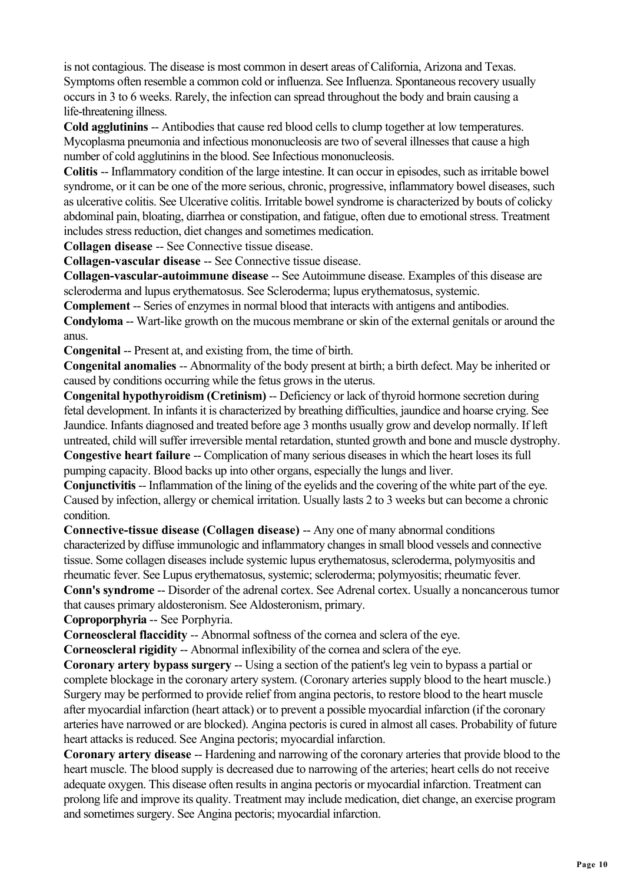is not contagious. The disease is most common in desert areas of California, Arizona and Texas. Symptoms often resemble a common cold or influenza. See Influenza. Spontaneous recovery usually occurs in 3 to 6 weeks. Rarely, the infection can spread throughout the body and brain causing a life-threatening illness.

**Cold agglutinins** -- Antibodies that cause red blood cells to clump together at low temperatures. Mycoplasma pneumonia and infectious mononucleosis are two of several illnesses that cause a high number of cold agglutinins in the blood. See Infectious mononucleosis.

**Colitis** -- Inflammatory condition of the large intestine. It can occur in episodes, such as irritable bowel syndrome, or it can be one of the more serious, chronic, progressive, inflammatory bowel diseases, such as ulcerative colitis. See Ulcerative colitis. Irritable bowel syndrome is characterized by bouts of colicky abdominal pain, bloating, diarrhea or constipation, and fatigue, often due to emotional stress. Treatment includes stress reduction, diet changes and sometimes medication.

**Collagen disease** -- See Connective tissue disease.

**Collagen-vascular disease** -- See Connective tissue disease.

**Collagen-vascular-autoimmune disease** -- See Autoimmune disease. Examples of this disease are scleroderma and lupus erythematosus. See Scleroderma; lupus erythematosus, systemic.

**Complement** -- Series of enzymes in normal blood that interacts with antigens and antibodies.

**Condyloma** -- Wart-like growth on the mucous membrane or skin of the external genitals or around the anus.

**Congenital** -- Present at, and existing from, the time of birth.

**Congenital anomalies** -- Abnormality of the body present at birth; a birth defect. May be inherited or caused by conditions occurring while the fetus grows in the uterus.

**Congenital hypothyroidism (Cretinism)** -- Deficiency or lack of thyroid hormone secretion during fetal development. In infants it is characterized by breathing difficulties, jaundice and hoarse crying. See Jaundice. Infants diagnosed and treated before age 3 months usually grow and develop normally. If left untreated, child will suffer irreversible mental retardation, stunted growth and bone and muscle dystrophy.

**Congestive heart failure** -- Complication of many serious diseases in which the heart loses its full pumping capacity. Blood backs up into other organs, especially the lungs and liver.

**Conjunctivitis** -- Inflammation of the lining of the eyelids and the covering of the white part of the eye. Caused by infection, allergy or chemical irritation. Usually lasts 2 to 3 weeks but can become a chronic condition.

**Connective-tissue disease (Collagen disease)** -- Any one of many abnormal conditions characterized by diffuse immunologic and inflammatory changes in small blood vessels and connective tissue. Some collagen diseases include systemic lupus erythematosus, scleroderma, polymyositis and rheumatic fever. See Lupus erythematosus, systemic; scleroderma; polymyositis; rheumatic fever.

**Conn's syndrome** -- Disorder of the adrenal cortex. See Adrenal cortex. Usually a noncancerous tumor that causes primary aldosteronism. See Aldosteronism, primary.

**Coproporphyria** -- See Porphyria.

**Corneoscleral flaccidity** -- Abnormal softness of the cornea and sclera of the eye.

**Corneoscleral rigidity** -- Abnormal inflexibility of the cornea and sclera of the eye.

**Coronary artery bypass surgery** -- Using a section of the patient's leg vein to bypass a partial or complete blockage in the coronary artery system. (Coronary arteries supply blood to the heart muscle.) Surgery may be performed to provide relief from angina pectoris, to restore blood to the heart muscle after myocardial infarction (heart attack) or to prevent a possible myocardial infarction (if the coronary arteries have narrowed or are blocked). Angina pectoris is cured in almost all cases. Probability of future heart attacks is reduced. See Angina pectoris; myocardial infarction.

**Coronary artery disease** -- Hardening and narrowing of the coronary arteries that provide blood to the heart muscle. The blood supply is decreased due to narrowing of the arteries; heart cells do not receive adequate oxygen. This disease often results in angina pectoris or myocardial infarction. Treatment can prolong life and improve its quality. Treatment may include medication, diet change, an exercise program and sometimes surgery. See Angina pectoris; myocardial infarction.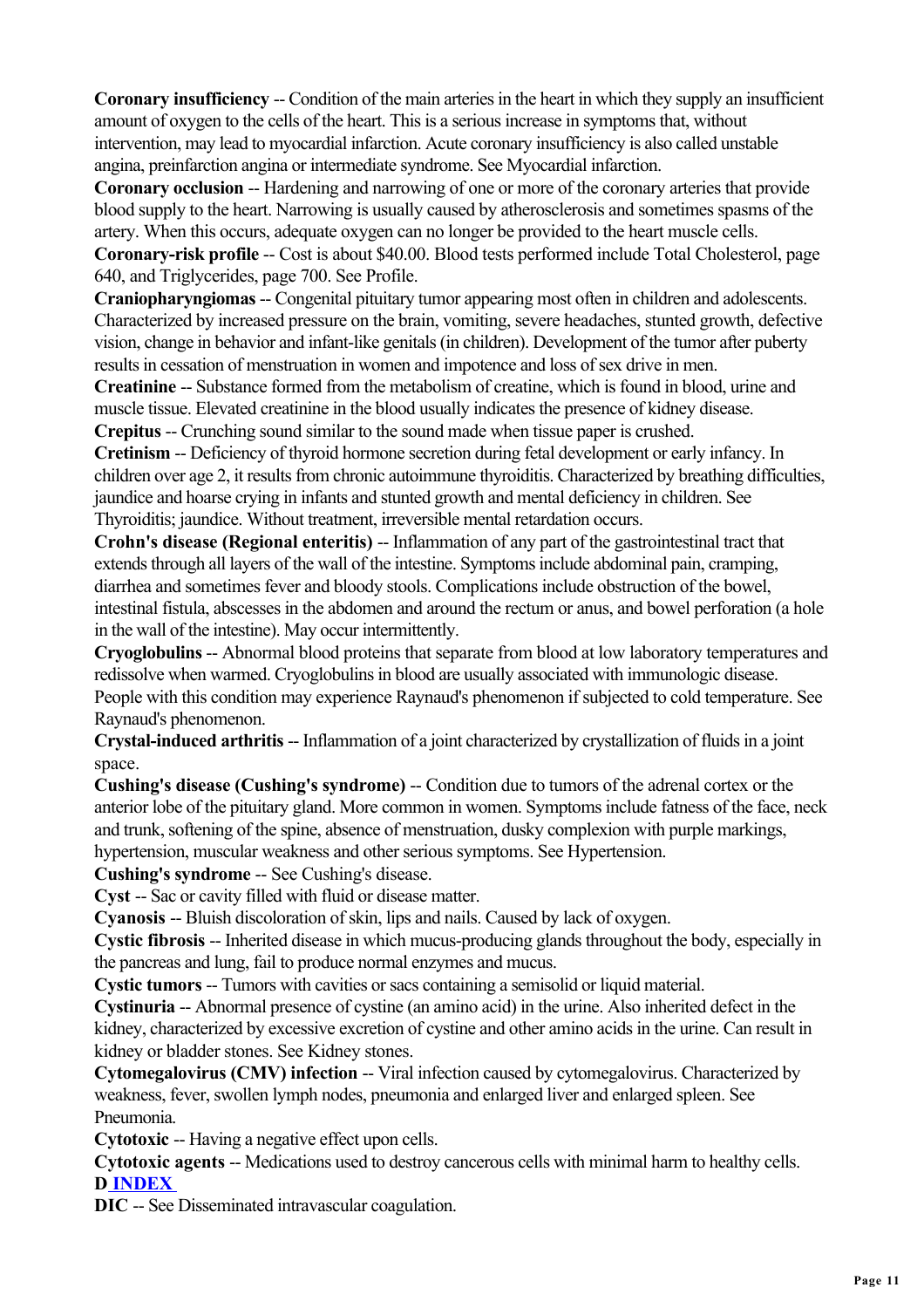**Coronary insufficiency** -- Condition of the main arteries in the heart in which they supply an insufficient amount of oxygen to the cells of the heart. This is a serious increase in symptoms that, without intervention, may lead to myocardial infarction. Acute coronary insufficiency is also called unstable angina, preinfarction angina or intermediate syndrome. See Myocardial infarction.

**Coronary occlusion** -- Hardening and narrowing of one or more of the coronary arteries that provide blood supply to the heart. Narrowing is usually caused by atherosclerosis and sometimes spasms of the artery. When this occurs, adequate oxygen can no longer be provided to the heart muscle cells.

**Coronary-risk profile** -- Cost is about $40.00. Blood tests performed include Total Cholesterol, page 640, and Triglycerides, page 700. See Profile.

**Craniopharyngiomas** -- Congenital pituitary tumor appearing most often in children and adolescents. Characterized by increased pressure on the brain, vomiting, severe headaches, stunted growth, defective vision, change in behavior and infant-like genitals (in children). Development of the tumor after puberty results in cessation of menstruation in women and impotence and loss of sex drive in men.

**Creatinine** -- Substance formed from the metabolism of creatine, which is found in blood, urine and muscle tissue. Elevated creatinine in the blood usually indicates the presence of kidney disease.

**Crepitus** -- Crunching sound similar to the sound made when tissue paper is crushed.

**Cretinism** -- Deficiency of thyroid hormone secretion during fetal development or early infancy. In children over age 2, it results from chronic autoimmune thyroiditis. Characterized by breathing difficulties, jaundice and hoarse crying in infants and stunted growth and mental deficiency in children. See Thyroiditis; jaundice. Without treatment, irreversible mental retardation occurs.

**Crohn's disease (Regional enteritis)** -- Inflammation of any part of the gastrointestinal tract that extends through all layers of the wall of the intestine. Symptoms include abdominal pain, cramping, diarrhea and sometimes fever and bloody stools. Complications include obstruction of the bowel, intestinal fistula, abscesses in the abdomen and around the rectum or anus, and bowel perforation (a hole in the wall of the intestine). May occur intermittently.

**Cryoglobulins** -- Abnormal blood proteins that separate from blood at low laboratory temperatures and redissolve when warmed. Cryoglobulins in blood are usually associated with immunologic disease. People with this condition may experience Raynaud's phenomenon if subjected to cold temperature. See Raynaud's phenomenon.

**Crystal-induced arthritis** -- Inflammation of a joint characterized by crystallization of fluids in a joint space.

**Cushing's disease (Cushing's syndrome)** -- Condition due to tumors of the adrenal cortex or the anterior lobe of the pituitary gland. More common in women. Symptoms include fatness of the face, neck and trunk, softening of the spine, absence of menstruation, dusky complexion with purple markings, hypertension, muscular weakness and other serious symptoms. See Hypertension.

**Cushing's syndrome** -- See Cushing's disease.

**Cyst** -- Sac or cavity filled with fluid or disease matter.

**Cyanosis** -- Bluish discoloration of skin, lips and nails. Caused by lack of oxygen.

**Cystic fibrosis** -- Inherited disease in which mucus-producing glands throughout the body, especially in the pancreas and lung, fail to produce normal enzymes and mucus.

**Cystic tumors** -- Tumors with cavities or sacs containing a semisolid or liquid material.

**Cystinuria** -- Abnormal presence of cystine (an amino acid) in the urine. Also inherited defect in the kidney, characterized by excessive excretion of cystine and other amino acids in the urine. Can result in kidney or bladder stones. See Kidney stones.

**Cytomegalovirus (CMV) infection** -- Viral infection caused by cytomegalovirus. Characterized by weakness, fever, swollen lymph nodes, pneumonia and enlarged liver and enlarged spleen. See Pneumonia.

**Cytotoxic** -- Having a negative effect upon cells.

**Cytotoxic agents** -- Medications used to destroy cancerous cells with minimal harm to healthy cells.

**D INDEX**

**DIC** -- See Disseminated intravascular coagulation.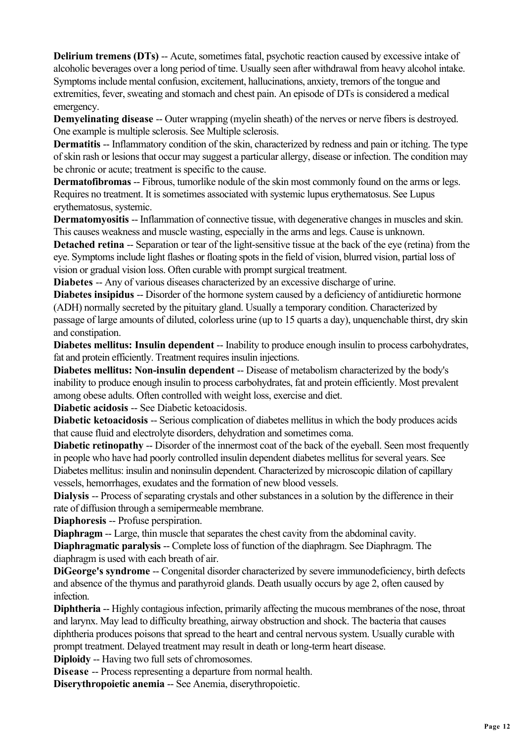**Delirium tremens (DTs)** -- Acute, sometimes fatal, psychotic reaction caused by excessive intake of alcoholic beverages over a long period of time. Usually seen after withdrawal from heavy alcohol intake. Symptoms include mental confusion, excitement, hallucinations, anxiety, tremors of the tongue and extremities, fever, sweating and stomach and chest pain. An episode of DTs is considered a medical emergency.

**Demyelinating disease** -- Outer wrapping (myelin sheath) of the nerves or nerve fibers is destroyed. One example is multiple sclerosis. See Multiple sclerosis.

**Dermatitis** -- Inflammatory condition of the skin, characterized by redness and pain or itching. The type of skin rash or lesions that occur may suggest a particular allergy, disease or infection. The condition may be chronic or acute; treatment is specific to the cause.

**Dermatofibromas** -- Fibrous, tumorlike nodule of the skin most commonly found on the arms or legs. Requires no treatment. It is sometimes associated with systemic lupus erythematosus. See Lupus erythematosus, systemic.

**Dermatomyositis** -- Inflammation of connective tissue, with degenerative changes in muscles and skin. This causes weakness and muscle wasting, especially in the arms and legs. Cause is unknown.

**Detached retina** -- Separation or tear of the light-sensitive tissue at the back of the eye (retina) from the eye. Symptoms include light flashes or floating spots in the field of vision, blurred vision, partial loss of vision or gradual vision loss. Often curable with prompt surgical treatment.

**Diabetes** -- Any of various diseases characterized by an excessive discharge of urine.

**Diabetes insipidus** -- Disorder of the hormone system caused by a deficiency of antidiuretic hormone (ADH) normally secreted by the pituitary gland. Usually a temporary condition. Characterized by passage of large amounts of diluted, colorless urine (up to 15 quarts a day), unquenchable thirst, dry skin and constipation.

**Diabetes mellitus: Insulin dependent** -- Inability to produce enough insulin to process carbohydrates, fat and protein efficiently. Treatment requires insulin injections.

**Diabetes mellitus: Non-insulin dependent** -- Disease of metabolism characterized by the body's inability to produce enough insulin to process carbohydrates, fat and protein efficiently. Most prevalent among obese adults. Often controlled with weight loss, exercise and diet.

**Diabetic acidosis** -- See Diabetic ketoacidosis.

**Diabetic ketoacidosis** -- Serious complication of diabetes mellitus in which the body produces acids that cause fluid and electrolyte disorders, dehydration and sometimes coma.

**Diabetic retinopathy** -- Disorder of the innermost coat of the back of the eyeball. Seen most frequently in people who have had poorly controlled insulin dependent diabetes mellitus for several years. See Diabetes mellitus: insulin and noninsulin dependent. Characterized by microscopic dilation of capillary vessels, hemorrhages, exudates and the formation of new blood vessels.

**Dialysis** -- Process of separating crystals and other substances in a solution by the difference in their rate of diffusion through a semipermeable membrane.

**Diaphoresis** -- Profuse perspiration.

**Diaphragm** -- Large, thin muscle that separates the chest cavity from the abdominal cavity.

**Diaphragmatic paralysis** -- Complete loss of function of the diaphragm. See Diaphragm. The diaphragm is used with each breath of air.

**DiGeorge's syndrome** -- Congenital disorder characterized by severe immunodeficiency, birth defects and absence of the thymus and parathyroid glands. Death usually occurs by age 2, often caused by infection.

**Diphtheria** -- Highly contagious infection, primarily affecting the mucous membranes of the nose, throat and larynx. May lead to difficulty breathing, airway obstruction and shock. The bacteria that causes diphtheria produces poisons that spread to the heart and central nervous system. Usually curable with prompt treatment. Delayed treatment may result in death or long-term heart disease.

**Diploidy** -- Having two full sets of chromosomes.

**Disease** -- Process representing a departure from normal health.

**Diserythropoietic anemia** -- See Anemia, diserythropoietic.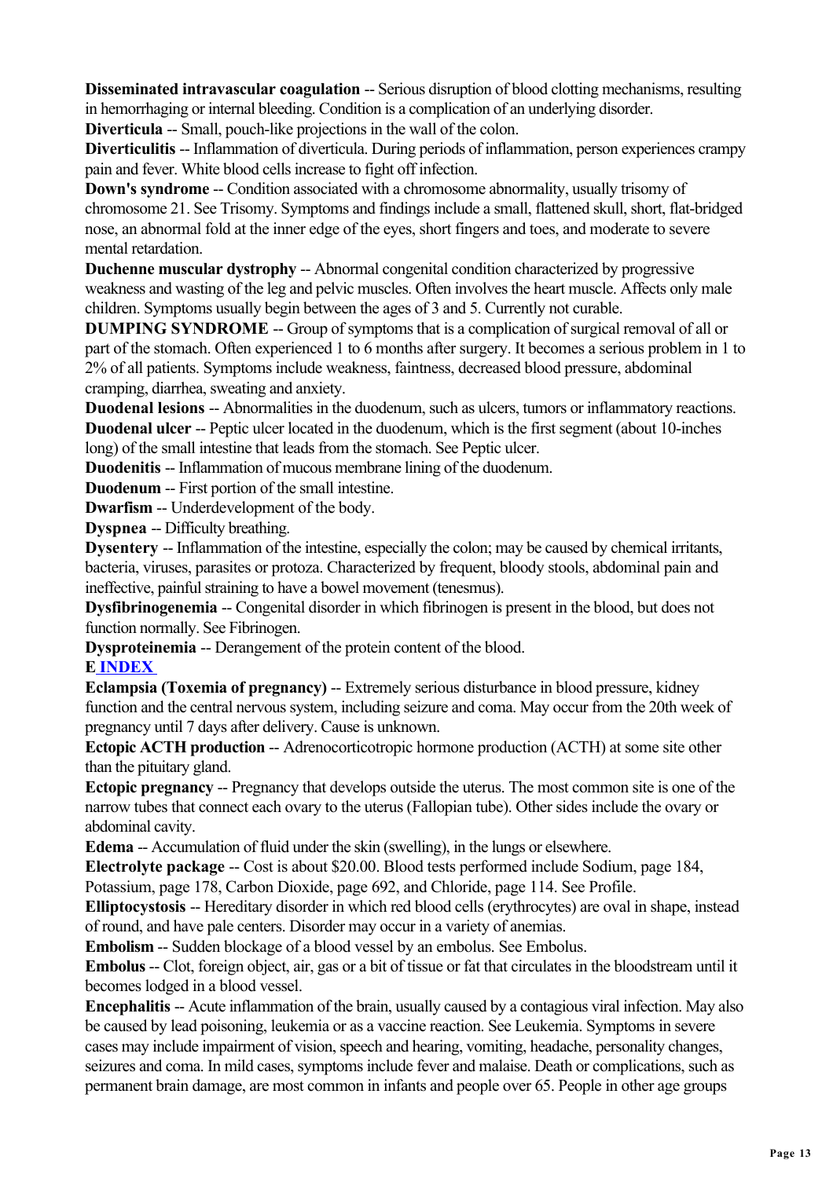**Disseminated intravascular coagulation** -- Serious disruption of blood clotting mechanisms, resulting in hemorrhaging or internal bleeding. Condition is a complication of an underlying disorder.

**Diverticula** -- Small, pouch-like projections in the wall of the colon.

**Diverticulitis** -- Inflammation of diverticula. During periods of inflammation, person experiences crampy pain and fever. White blood cells increase to fight off infection.

**Down's syndrome** -- Condition associated with a chromosome abnormality, usually trisomy of chromosome 21. See Trisomy. Symptoms and findings include a small, flattened skull, short, flat-bridged nose, an abnormal fold at the inner edge of the eyes, short fingers and toes, and moderate to severe mental retardation.

**Duchenne muscular dystrophy** -- Abnormal congenital condition characterized by progressive weakness and wasting of the leg and pelvic muscles. Often involves the heart muscle. Affects only male children. Symptoms usually begin between the ages of 3 and 5. Currently not curable.

**DUMPING SYNDROME** -- Group of symptoms that is a complication of surgical removal of all or part of the stomach. Often experienced 1 to 6 months after surgery. It becomes a serious problem in 1 to 2% of all patients. Symptoms include weakness, faintness, decreased blood pressure, abdominal cramping, diarrhea, sweating and anxiety.

**Duodenal lesions** -- Abnormalities in the duodenum, such as ulcers, tumors or inflammatory reactions.

**Duodenal ulcer** -- Peptic ulcer located in the duodenum, which is the first segment (about 10-inches long) of the small intestine that leads from the stomach. See Peptic ulcer.

**Duodenitis** -- Inflammation of mucous membrane lining of the duodenum.

**Duodenum** -- First portion of the small intestine.

**Dwarfism** -- Underdevelopment of the body.

**Dyspnea** -- Difficulty breathing.

**Dysentery** -- Inflammation of the intestine, especially the colon; may be caused by chemical irritants, bacteria, viruses, parasites or protoza. Characterized by frequent, bloody stools, abdominal pain and ineffective, painful straining to have a bowel movement (tenesmus).

**Dysfibrinogenemia** -- Congenital disorder in which fibrinogen is present in the blood, but does not function normally. See Fibrinogen.

**Dysproteinemia** -- Derangement of the protein content of the blood.

**E INDEX**

**Eclampsia (Toxemia of pregnancy)** -- Extremely serious disturbance in blood pressure, kidney function and the central nervous system, including seizure and coma. May occur from the 20th week of pregnancy until 7 days after delivery. Cause is unknown.

**Ectopic ACTH production** -- Adrenocorticotropic hormone production (ACTH) at some site other than the pituitary gland.

**Ectopic pregnancy** -- Pregnancy that develops outside the uterus. The most common site is one of the narrow tubes that connect each ovary to the uterus (Fallopian tube). Other sides include the ovary or abdominal cavity.

**Edema** -- Accumulation of fluid under the skin (swelling), in the lungs or elsewhere.

**Electrolyte package** -- Cost is about $20.00. Blood tests performed include Sodium, page 184, Potassium, page 178, Carbon Dioxide, page 692, and Chloride, page 114. See Profile.

**Elliptocystosis** -- Hereditary disorder in which red blood cells (erythrocytes) are oval in shape, instead of round, and have pale centers. Disorder may occur in a variety of anemias.

**Embolism** -- Sudden blockage of a blood vessel by an embolus. See Embolus.

**Embolus** -- Clot, foreign object, air, gas or a bit of tissue or fat that circulates in the bloodstream until it becomes lodged in a blood vessel.

**Encephalitis** -- Acute inflammation of the brain, usually caused by a contagious viral infection. May also be caused by lead poisoning, leukemia or as a vaccine reaction. See Leukemia. Symptoms in severe cases may include impairment of vision, speech and hearing, vomiting, headache, personality changes, seizures and coma. In mild cases, symptoms include fever and malaise. Death or complications, such as permanent brain damage, are most common in infants and people over 65. People in other age groups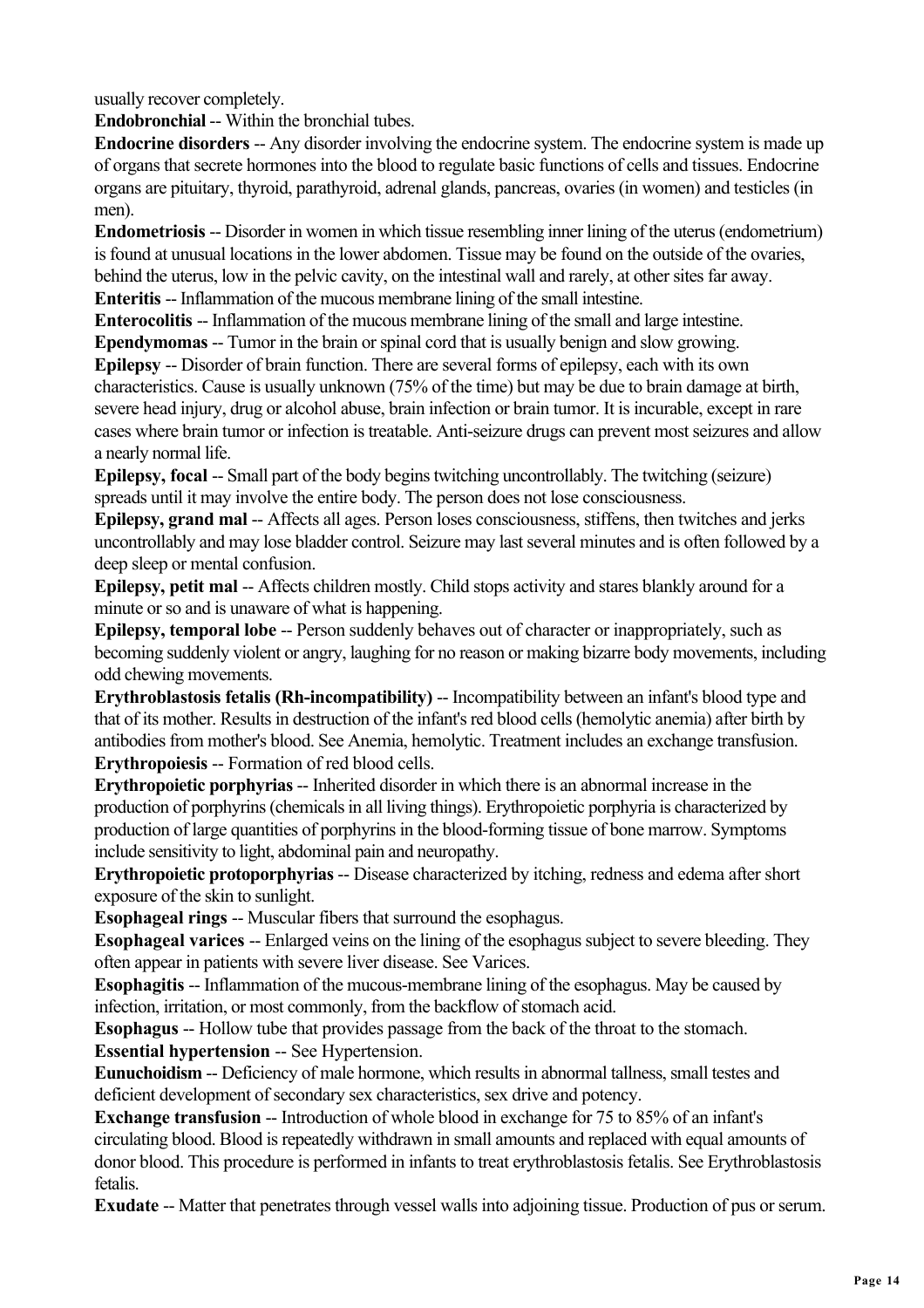usually recover completely.

**Endobronchial** -- Within the bronchial tubes.

**Endocrine disorders** -- Any disorder involving the endocrine system. The endocrine system is made up of organs that secrete hormones into the blood to regulate basic functions of cells and tissues. Endocrine organs are pituitary, thyroid, parathyroid, adrenal glands, pancreas, ovaries (in women) and testicles (in men).

**Endometriosis** -- Disorder in women in which tissue resembling inner lining of the uterus (endometrium) is found at unusual locations in the lower abdomen. Tissue may be found on the outside of the ovaries, behind the uterus, low in the pelvic cavity, on the intestinal wall and rarely, at other sites far away.

**Enteritis** -- Inflammation of the mucous membrane lining of the small intestine.

**Enterocolitis** -- Inflammation of the mucous membrane lining of the small and large intestine.

**Ependymomas** -- Tumor in the brain or spinal cord that is usually benign and slow growing.

**Epilepsy** -- Disorder of brain function. There are several forms of epilepsy, each with its own characteristics. Cause is usually unknown (75% of the time) but may be due to brain damage at birth, severe head injury, drug or alcohol abuse, brain infection or brain tumor. It is incurable, except in rare cases where brain tumor or infection is treatable. Anti-seizure drugs can prevent most seizures and allow a nearly normal life.

**Epilepsy, focal** -- Small part of the body begins twitching uncontrollably. The twitching (seizure) spreads until it may involve the entire body. The person does not lose consciousness.

**Epilepsy, grand mal** -- Affects all ages. Person loses consciousness, stiffens, then twitches and jerks uncontrollably and may lose bladder control. Seizure may last several minutes and is often followed by a deep sleep or mental confusion.

**Epilepsy, petit mal** -- Affects children mostly. Child stops activity and stares blankly around for a minute or so and is unaware of what is happening.

**Epilepsy, temporal lobe** -- Person suddenly behaves out of character or inappropriately, such as becoming suddenly violent or angry, laughing for no reason or making bizarre body movements, including odd chewing movements.

**Erythroblastosis fetalis (Rh-incompatibility)** -- Incompatibility between an infant's blood type and that of its mother. Results in destruction of the infant's red blood cells (hemolytic anemia) after birth by antibodies from mother's blood. See Anemia, hemolytic. Treatment includes an exchange transfusion.

**Erythropoiesis** -- Formation of red blood cells.

**Erythropoietic porphyrias** -- Inherited disorder in which there is an abnormal increase in the production of porphyrins (chemicals in all living things). Erythropoietic porphyria is characterized by production of large quantities of porphyrins in the blood-forming tissue of bone marrow. Symptoms include sensitivity to light, abdominal pain and neuropathy.

**Erythropoietic protoporphyrias** -- Disease characterized by itching, redness and edema after short exposure of the skin to sunlight.

**Esophageal rings** -- Muscular fibers that surround the esophagus.

**Esophageal varices** -- Enlarged veins on the lining of the esophagus subject to severe bleeding. They often appear in patients with severe liver disease. See Varices.

**Esophagitis** -- Inflammation of the mucous-membrane lining of the esophagus. May be caused by infection, irritation, or most commonly, from the backflow of stomach acid.

**Esophagus** -- Hollow tube that provides passage from the back of the throat to the stomach.

**Essential hypertension** -- See Hypertension.

**Eunuchoidism** -- Deficiency of male hormone, which results in abnormal tallness, small testes and deficient development of secondary sex characteristics, sex drive and potency.

**Exchange transfusion** -- Introduction of whole blood in exchange for 75 to 85% of an infant's circulating blood. Blood is repeatedly withdrawn in small amounts and replaced with equal amounts of donor blood. This procedure is performed in infants to treat erythroblastosis fetalis. See Erythroblastosis fetalis.

**Exudate** -- Matter that penetrates through vessel walls into adjoining tissue. Production of pus or serum.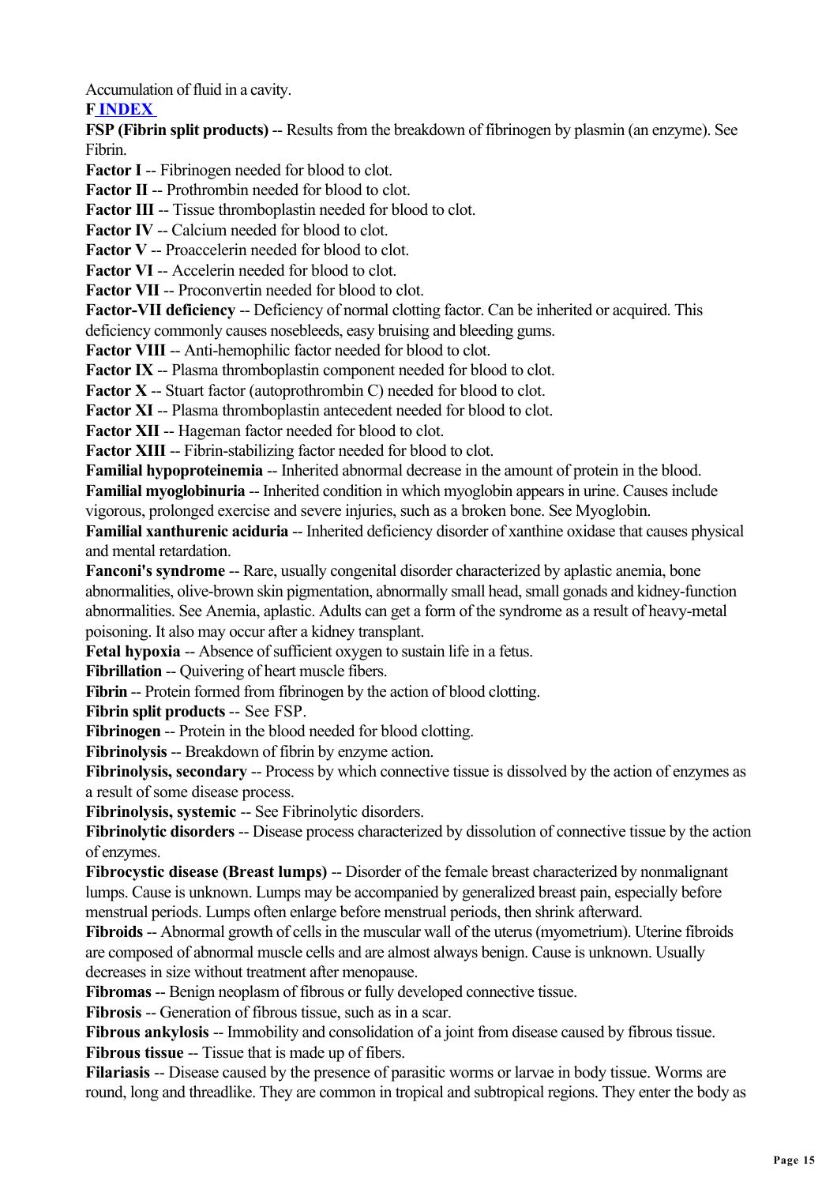Accumulation of fluid in a cavity.

**F INDEX**

**FSP (Fibrin split products)** -- Results from the breakdown of fibrinogen by plasmin (an enzyme). See Fibrin.

**Factor I** -- Fibrinogen needed for blood to clot.

**Factor II** -- Prothrombin needed for blood to clot.

**Factor III** -- Tissue thromboplastin needed for blood to clot.

**Factor IV** -- Calcium needed for blood to clot.

**Factor V** -- Proaccelerin needed for blood to clot.

**Factor VI** -- Accelerin needed for blood to clot.

**Factor VII** -- Proconvertin needed for blood to clot.

**Factor-VII deficiency** -- Deficiency of normal clotting factor. Can be inherited or acquired. This deficiency commonly causes nosebleeds, easy bruising and bleeding gums.

**Factor VIII** -- Anti-hemophilic factor needed for blood to clot.

**Factor IX** -- Plasma thromboplastin component needed for blood to clot.

**Factor X** -- Stuart factor (autoprothrombin C) needed for blood to clot.

**Factor XI** -- Plasma thromboplastin antecedent needed for blood to clot.

**Factor XII** -- Hageman factor needed for blood to clot.

**Factor XIII** -- Fibrin-stabilizing factor needed for blood to clot.

**Familial hypoproteinemia** -- Inherited abnormal decrease in the amount of protein in the blood.

**Familial myoglobinuria** -- Inherited condition in which myoglobin appears in urine. Causes include vigorous, prolonged exercise and severe injuries, such as a broken bone. See Myoglobin.

**Familial xanthurenic aciduria** -- Inherited deficiency disorder of xanthine oxidase that causes physical and mental retardation.

**Fanconi's syndrome** -- Rare, usually congenital disorder characterized by aplastic anemia, bone abnormalities, olive-brown skin pigmentation, abnormally small head, small gonads and kidney-function abnormalities. See Anemia, aplastic. Adults can get a form of the syndrome as a result of heavy-metal poisoning. It also may occur after a kidney transplant.

**Fetal hypoxia** -- Absence of sufficient oxygen to sustain life in a fetus.

**Fibrillation** -- Quivering of heart muscle fibers.

**Fibrin** -- Protein formed from fibrinogen by the action of blood clotting.

**Fibrin split products** -- See FSP.

**Fibrinogen** -- Protein in the blood needed for blood clotting.

**Fibrinolysis** -- Breakdown of fibrin by enzyme action.

**Fibrinolysis, secondary** -- Process by which connective tissue is dissolved by the action of enzymes as a result of some disease process.

**Fibrinolysis, systemic** -- See Fibrinolytic disorders.

**Fibrinolytic disorders** -- Disease process characterized by dissolution of connective tissue by the action of enzymes.

**Fibrocystic disease (Breast lumps)** -- Disorder of the female breast characterized by nonmalignant lumps. Cause is unknown. Lumps may be accompanied by generalized breast pain, especially before menstrual periods. Lumps often enlarge before menstrual periods, then shrink afterward.

**Fibroids** -- Abnormal growth of cells in the muscular wall of the uterus (myometrium). Uterine fibroids are composed of abnormal muscle cells and are almost always benign. Cause is unknown. Usually decreases in size without treatment after menopause.

**Fibromas** -- Benign neoplasm of fibrous or fully developed connective tissue.

**Fibrosis** -- Generation of fibrous tissue, such as in a scar.

**Fibrous ankylosis** -- Immobility and consolidation of a joint from disease caused by fibrous tissue.

**Fibrous tissue** -- Tissue that is made up of fibers.

**Filariasis** -- Disease caused by the presence of parasitic worms or larvae in body tissue. Worms are round, long and threadlike. They are common in tropical and subtropical regions. They enter the body as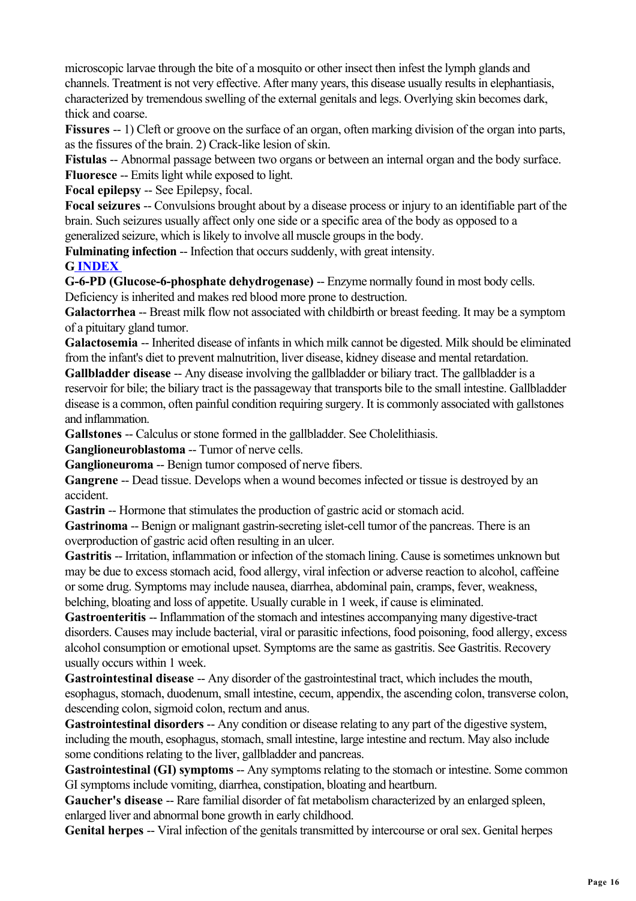microscopic larvae through the bite of a mosquito or other insect then infest the lymph glands and channels. Treatment is not very effective. After many years, this disease usually results in elephantiasis, characterized by tremendous swelling of the external genitals and legs. Overlying skin becomes dark, thick and coarse.

**Fissures** -- 1) Cleft or groove on the surface of an organ, often marking division of the organ into parts, as the fissures of the brain. 2) Crack-like lesion of skin.

**Fistulas** -- Abnormal passage between two organs or between an internal organ and the body surface.

**Fluoresce** -- Emits light while exposed to light.

**Focal epilepsy** -- See Epilepsy, focal.

**Focal seizures** -- Convulsions brought about by a disease process or injury to an identifiable part of the brain. Such seizures usually affect only one side or a specific area of the body as opposed to a generalized seizure, which is likely to involve all muscle groups in the body.

**Fulminating infection** -- Infection that occurs suddenly, with great intensity.

**G INDEX**

**G-6-PD (Glucose-6-phosphate dehydrogenase)** -- Enzyme normally found in most body cells. Deficiency is inherited and makes red blood more prone to destruction.

**Galactorrhea** -- Breast milk flow not associated with childbirth or breast feeding. It may be a symptom of a pituitary gland tumor.

**Galactosemia** -- Inherited disease of infants in which milk cannot be digested. Milk should be eliminated from the infant's diet to prevent malnutrition, liver disease, kidney disease and mental retardation.

**Gallbladder disease** -- Any disease involving the gallbladder or biliary tract. The gallbladder is a reservoir for bile; the biliary tract is the passageway that transports bile to the small intestine. Gallbladder disease is a common, often painful condition requiring surgery. It is commonly associated with gallstones and inflammation.

**Gallstones** -- Calculus or stone formed in the gallbladder. See Cholelithiasis.

**Ganglioneuroblastoma** -- Tumor of nerve cells.

**Ganglioneuroma** -- Benign tumor composed of nerve fibers.

**Gangrene** -- Dead tissue. Develops when a wound becomes infected or tissue is destroyed by an accident.

**Gastrin** -- Hormone that stimulates the production of gastric acid or stomach acid.

**Gastrinoma** -- Benign or malignant gastrin-secreting islet-cell tumor of the pancreas. There is an overproduction of gastric acid often resulting in an ulcer.

**Gastritis** -- Irritation, inflammation or infection of the stomach lining. Cause is sometimes unknown but may be due to excess stomach acid, food allergy, viral infection or adverse reaction to alcohol, caffeine or some drug. Symptoms may include nausea, diarrhea, abdominal pain, cramps, fever, weakness, belching, bloating and loss of appetite. Usually curable in 1 week, if cause is eliminated.

**Gastroenteritis** -- Inflammation of the stomach and intestines accompanying many digestive-tract disorders. Causes may include bacterial, viral or parasitic infections, food poisoning, food allergy, excess alcohol consumption or emotional upset. Symptoms are the same as gastritis. See Gastritis. Recovery usually occurs within 1 week.

**Gastrointestinal disease** -- Any disorder of the gastrointestinal tract, which includes the mouth, esophagus, stomach, duodenum, small intestine, cecum, appendix, the ascending colon, transverse colon, descending colon, sigmoid colon, rectum and anus.

**Gastrointestinal disorders** -- Any condition or disease relating to any part of the digestive system, including the mouth, esophagus, stomach, small intestine, large intestine and rectum. May also include some conditions relating to the liver, gallbladder and pancreas.

**Gastrointestinal (GI) symptoms** -- Any symptoms relating to the stomach or intestine. Some common GI symptoms include vomiting, diarrhea, constipation, bloating and heartburn.

**Gaucher's disease** -- Rare familial disorder of fat metabolism characterized by an enlarged spleen, enlarged liver and abnormal bone growth in early childhood.

**Genital herpes** -- Viral infection of the genitals transmitted by intercourse or oral sex. Genital herpes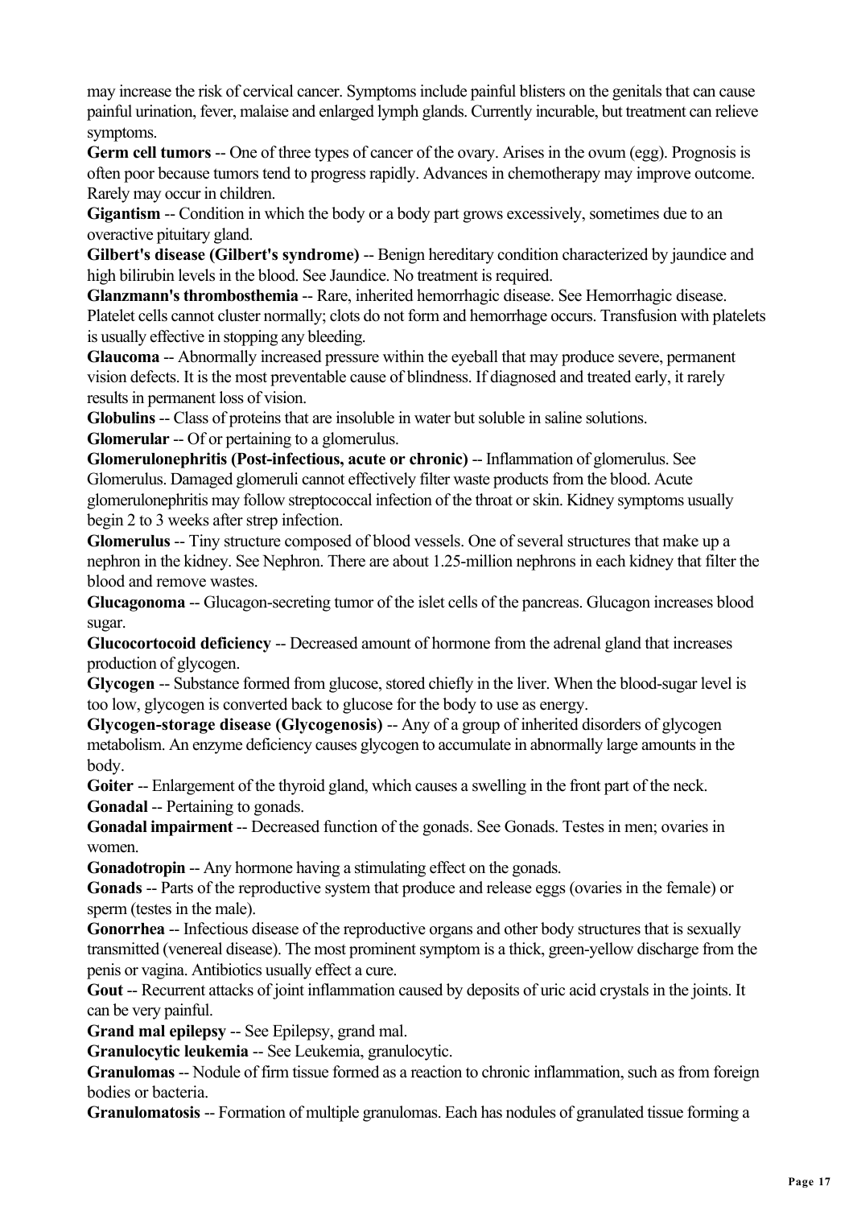may increase the risk of cervical cancer. Symptoms include painful blisters on the genitals that can cause painful urination, fever, malaise and enlarged lymph glands. Currently incurable, but treatment can relieve symptoms.

**Germ cell tumors** -- One of three types of cancer of the ovary. Arises in the ovum (egg). Prognosis is often poor because tumors tend to progress rapidly. Advances in chemotherapy may improve outcome. Rarely may occur in children.

**Gigantism** -- Condition in which the body or a body part grows excessively, sometimes due to an overactive pituitary gland.

**Gilbert's disease (Gilbert's syndrome)** -- Benign hereditary condition characterized by jaundice and high bilirubin levels in the blood. See Jaundice. No treatment is required.

**Glanzmann's thrombosthemia** -- Rare, inherited hemorrhagic disease. See Hemorrhagic disease. Platelet cells cannot cluster normally; clots do not form and hemorrhage occurs. Transfusion with platelets is usually effective in stopping any bleeding.

**Glaucoma** -- Abnormally increased pressure within the eyeball that may produce severe, permanent vision defects. It is the most preventable cause of blindness. If diagnosed and treated early, it rarely results in permanent loss of vision.

**Globulins** -- Class of proteins that are insoluble in water but soluble in saline solutions.

**Glomerular** -- Of or pertaining to a glomerulus.

**Glomerulonephritis (Post-infectious, acute or chronic)** -- Inflammation of glomerulus. See Glomerulus. Damaged glomeruli cannot effectively filter waste products from the blood. Acute glomerulonephritis may follow streptococcal infection of the throat or skin. Kidney symptoms usually begin 2 to 3 weeks after strep infection.

**Glomerulus** -- Tiny structure composed of blood vessels. One of several structures that make up a nephron in the kidney. See Nephron. There are about 1.25-million nephrons in each kidney that filter the blood and remove wastes.

**Glucagonoma** -- Glucagon-secreting tumor of the islet cells of the pancreas. Glucagon increases blood sugar.

**Glucocortocoid deficiency** -- Decreased amount of hormone from the adrenal gland that increases production of glycogen.

**Glycogen** -- Substance formed from glucose, stored chiefly in the liver. When the blood-sugar level is too low, glycogen is converted back to glucose for the body to use as energy.

**Glycogen-storage disease (Glycogenosis)** -- Any of a group of inherited disorders of glycogen metabolism. An enzyme deficiency causes glycogen to accumulate in abnormally large amounts in the body.

**Goiter** -- Enlargement of the thyroid gland, which causes a swelling in the front part of the neck.

**Gonadal** -- Pertaining to gonads.

**Gonadal impairment** -- Decreased function of the gonads. See Gonads. Testes in men; ovaries in women.

**Gonadotropin** -- Any hormone having a stimulating effect on the gonads.

**Gonads** -- Parts of the reproductive system that produce and release eggs (ovaries in the female) or sperm (testes in the male).

**Gonorrhea** -- Infectious disease of the reproductive organs and other body structures that is sexually transmitted (venereal disease). The most prominent symptom is a thick, green-yellow discharge from the penis or vagina. Antibiotics usually effect a cure.

**Gout** -- Recurrent attacks of joint inflammation caused by deposits of uric acid crystals in the joints. It can be very painful.

**Grand mal epilepsy** -- See Epilepsy, grand mal.

**Granulocytic leukemia** -- See Leukemia, granulocytic.

**Granulomas** -- Nodule of firm tissue formed as a reaction to chronic inflammation, such as from foreign bodies or bacteria.

**Granulomatosis** -- Formation of multiple granulomas. Each has nodules of granulated tissue forming a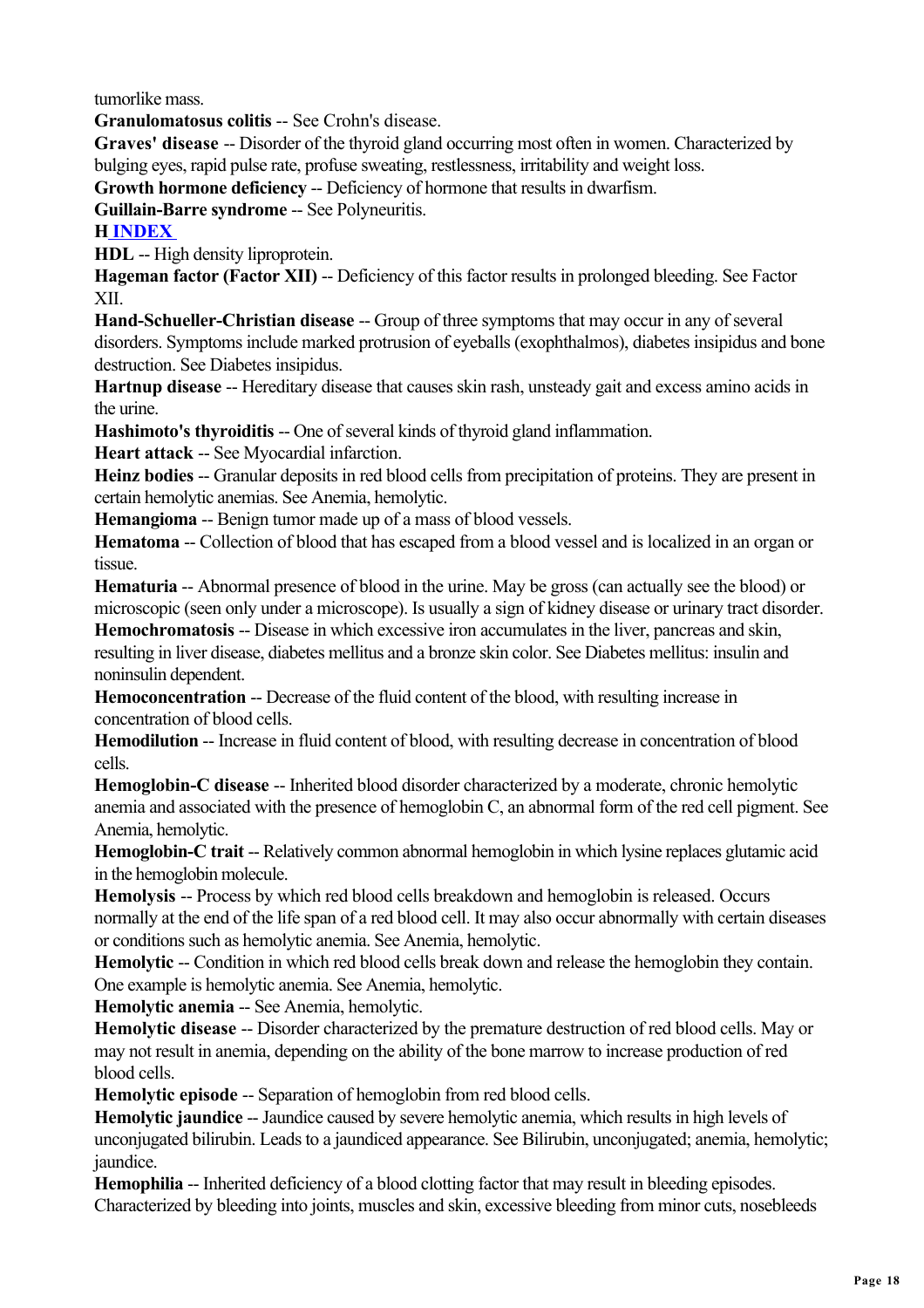tumorlike mass.

**Granulomatosus colitis** -- See Crohn's disease.

**Graves' disease** -- Disorder of the thyroid gland occurring most often in women. Characterized by bulging eyes, rapid pulse rate, profuse sweating, restlessness, irritability and weight loss.

**Growth hormone deficiency** -- Deficiency of hormone that results in dwarfism.

**Guillain-Barre syndrome** -- See Polyneuritis.

**H INDEX**

**HDL** -- High density liproprotein.

**Hageman factor (Factor XII)** -- Deficiency of this factor results in prolonged bleeding. See Factor XII.

**Hand-Schueller-Christian disease** -- Group of three symptoms that may occur in any of several disorders. Symptoms include marked protrusion of eyeballs (exophthalmos), diabetes insipidus and bone destruction. See Diabetes insipidus.

**Hartnup disease** -- Hereditary disease that causes skin rash, unsteady gait and excess amino acids in the urine.

**Hashimoto's thyroiditis** -- One of several kinds of thyroid gland inflammation.

**Heart attack** -- See Myocardial infarction.

**Heinz bodies** -- Granular deposits in red blood cells from precipitation of proteins. They are present in certain hemolytic anemias. See Anemia, hemolytic.

**Hemangioma** -- Benign tumor made up of a mass of blood vessels.

**Hematoma** -- Collection of blood that has escaped from a blood vessel and is localized in an organ or tissue.

**Hematuria** -- Abnormal presence of blood in the urine. May be gross (can actually see the blood) or microscopic (seen only under a microscope). Is usually a sign of kidney disease or urinary tract disorder.

**Hemochromatosis** -- Disease in which excessive iron accumulates in the liver, pancreas and skin, resulting in liver disease, diabetes mellitus and a bronze skin color. See Diabetes mellitus: insulin and noninsulin dependent.

**Hemoconcentration** -- Decrease of the fluid content of the blood, with resulting increase in concentration of blood cells.

**Hemodilution** -- Increase in fluid content of blood, with resulting decrease in concentration of blood cells.

**Hemoglobin-C disease** -- Inherited blood disorder characterized by a moderate, chronic hemolytic anemia and associated with the presence of hemoglobin C, an abnormal form of the red cell pigment. See Anemia, hemolytic.

**Hemoglobin-C trait** -- Relatively common abnormal hemoglobin in which lysine replaces glutamic acid in the hemoglobin molecule.

**Hemolysis** -- Process by which red blood cells breakdown and hemoglobin is released. Occurs normally at the end of the life span of a red blood cell. It may also occur abnormally with certain diseases or conditions such as hemolytic anemia. See Anemia, hemolytic.

**Hemolytic** -- Condition in which red blood cells break down and release the hemoglobin they contain. One example is hemolytic anemia. See Anemia, hemolytic.

**Hemolytic anemia** -- See Anemia, hemolytic.

**Hemolytic disease** -- Disorder characterized by the premature destruction of red blood cells. May or may not result in anemia, depending on the ability of the bone marrow to increase production of red blood cells.

**Hemolytic episode** -- Separation of hemoglobin from red blood cells.

**Hemolytic jaundice** -- Jaundice caused by severe hemolytic anemia, which results in high levels of unconjugated bilirubin. Leads to a jaundiced appearance. See Bilirubin, unconjugated; anemia, hemolytic; jaundice.

**Hemophilia** -- Inherited deficiency of a blood clotting factor that may result in bleeding episodes. Characterized by bleeding into joints, muscles and skin, excessive bleeding from minor cuts, nosebleeds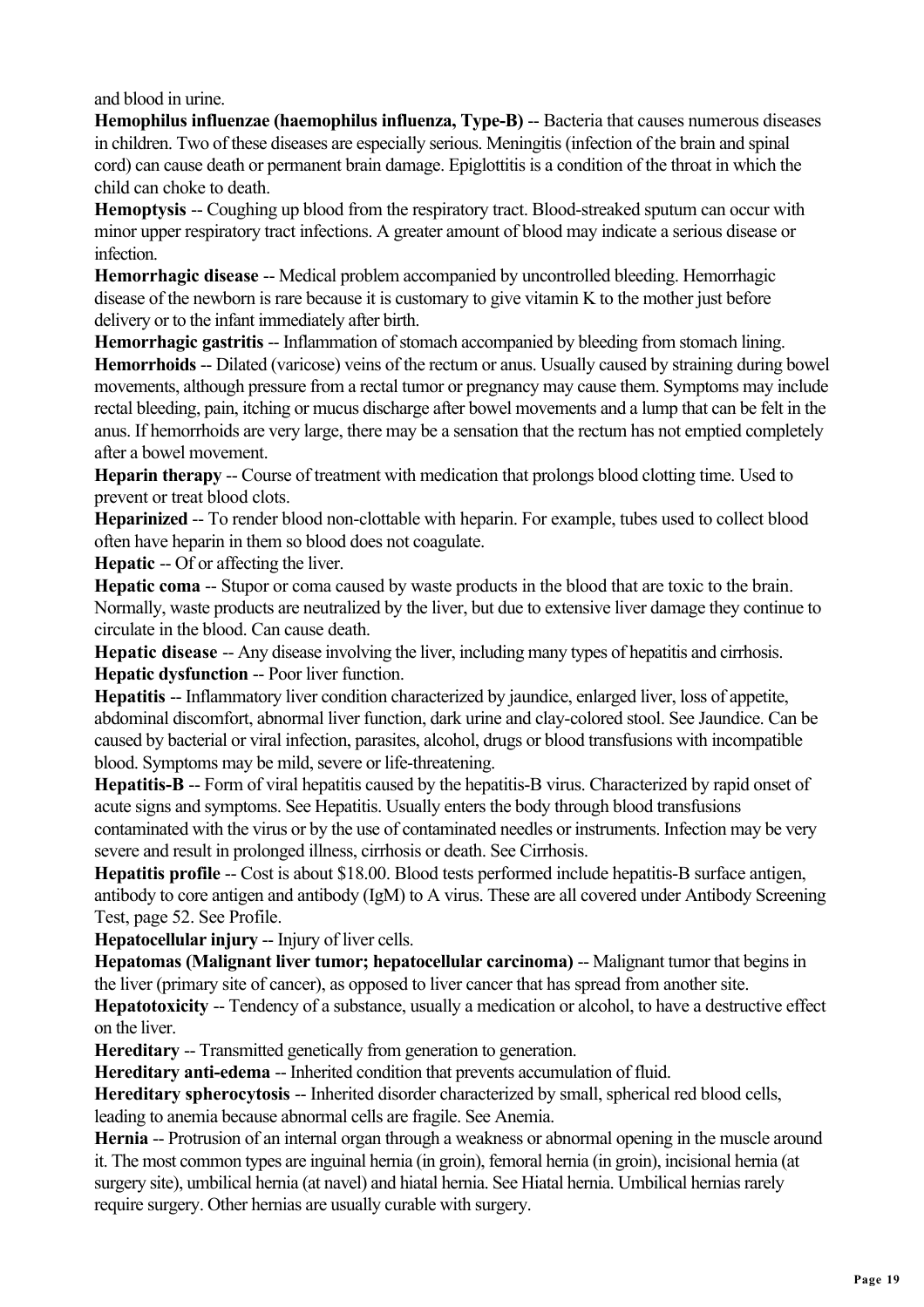and blood in urine.

**Hemophilus influenzae (haemophilus influenza, Type-B)** -- Bacteria that causes numerous diseases in children. Two of these diseases are especially serious. Meningitis (infection of the brain and spinal cord) can cause death or permanent brain damage. Epiglottitis is a condition of the throat in which the child can choke to death.

**Hemoptysis** -- Coughing up blood from the respiratory tract. Blood-streaked sputum can occur with minor upper respiratory tract infections. A greater amount of blood may indicate a serious disease or infection.

**Hemorrhagic disease** -- Medical problem accompanied by uncontrolled bleeding. Hemorrhagic disease of the newborn is rare because it is customary to give vitamin K to the mother just before delivery or to the infant immediately after birth.

**Hemorrhagic gastritis** -- Inflammation of stomach accompanied by bleeding from stomach lining.

**Hemorrhoids** -- Dilated (varicose) veins of the rectum or anus. Usually caused by straining during bowel movements, although pressure from a rectal tumor or pregnancy may cause them. Symptoms may include rectal bleeding, pain, itching or mucus discharge after bowel movements and a lump that can be felt in the anus. If hemorrhoids are very large, there may be a sensation that the rectum has not emptied completely after a bowel movement.

**Heparin therapy** -- Course of treatment with medication that prolongs blood clotting time. Used to prevent or treat blood clots.

**Heparinized** -- To render blood non-clottable with heparin. For example, tubes used to collect blood often have heparin in them so blood does not coagulate.

**Hepatic** -- Of or affecting the liver.

**Hepatic coma** -- Stupor or coma caused by waste products in the blood that are toxic to the brain. Normally, waste products are neutralized by the liver, but due to extensive liver damage they continue to circulate in the blood. Can cause death.

**Hepatic disease** -- Any disease involving the liver, including many types of hepatitis and cirrhosis.

**Hepatic dysfunction** -- Poor liver function.

**Hepatitis** -- Inflammatory liver condition characterized by jaundice, enlarged liver, loss of appetite, abdominal discomfort, abnormal liver function, dark urine and clay-colored stool. See Jaundice. Can be caused by bacterial or viral infection, parasites, alcohol, drugs or blood transfusions with incompatible blood. Symptoms may be mild, severe or life-threatening.

**Hepatitis-B** -- Form of viral hepatitis caused by the hepatitis-B virus. Characterized by rapid onset of acute signs and symptoms. See Hepatitis. Usually enters the body through blood transfusions contaminated with the virus or by the use of contaminated needles or instruments. Infection may be very severe and result in prolonged illness, cirrhosis or death. See Cirrhosis.

**Hepatitis profile** -- Cost is about $18.00. Blood tests performed include hepatitis-B surface antigen, antibody to core antigen and antibody (IgM) to A virus. These are all covered under Antibody Screening Test, page 52. See Profile.

**Hepatocellular injury** -- Injury of liver cells.

**Hepatomas (Malignant liver tumor; hepatocellular carcinoma)** -- Malignant tumor that begins in the liver (primary site of cancer), as opposed to liver cancer that has spread from another site.

**Hepatotoxicity** -- Tendency of a substance, usually a medication or alcohol, to have a destructive effect on the liver.

**Hereditary** -- Transmitted genetically from generation to generation.

**Hereditary anti-edema** -- Inherited condition that prevents accumulation of fluid.

**Hereditary spherocytosis** -- Inherited disorder characterized by small, spherical red blood cells, leading to anemia because abnormal cells are fragile. See Anemia.

**Hernia** -- Protrusion of an internal organ through a weakness or abnormal opening in the muscle around it. The most common types are inguinal hernia (in groin), femoral hernia (in groin), incisional hernia (at surgery site), umbilical hernia (at navel) and hiatal hernia. See Hiatal hernia. Umbilical hernias rarely require surgery. Other hernias are usually curable with surgery.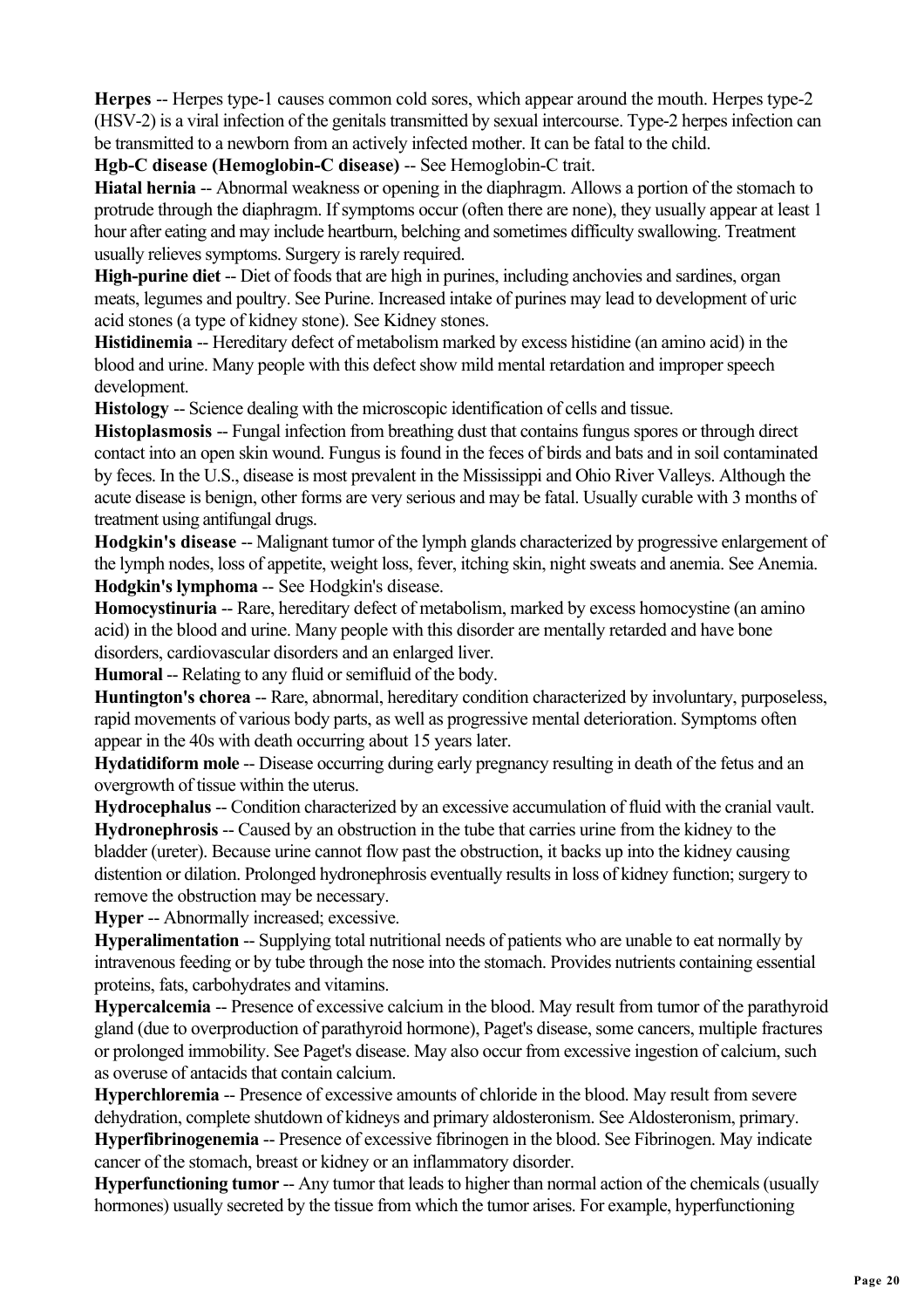**Herpes** -- Herpes type-1 causes common cold sores, which appear around the mouth. Herpes type-2 (HSV-2) is a viral infection of the genitals transmitted by sexual intercourse. Type-2 herpes infection can be transmitted to a newborn from an actively infected mother. It can be fatal to the child.

**Hgb-C disease (Hemoglobin-C disease)** -- See Hemoglobin-C trait.

**Hiatal hernia** -- Abnormal weakness or opening in the diaphragm. Allows a portion of the stomach to protrude through the diaphragm. If symptoms occur (often there are none), they usually appear at least 1 hour after eating and may include heartburn, belching and sometimes difficulty swallowing. Treatment usually relieves symptoms. Surgery is rarely required.

**High-purine diet** -- Diet of foods that are high in purines, including anchovies and sardines, organ meats, legumes and poultry. See Purine. Increased intake of purines may lead to development of uric acid stones (a type of kidney stone). See Kidney stones.

**Histidinemia** -- Hereditary defect of metabolism marked by excess histidine (an amino acid) in the blood and urine. Many people with this defect show mild mental retardation and improper speech development.

**Histology** -- Science dealing with the microscopic identification of cells and tissue.

**Histoplasmosis** -- Fungal infection from breathing dust that contains fungus spores or through direct contact into an open skin wound. Fungus is found in the feces of birds and bats and in soil contaminated by feces. In the U.S., disease is most prevalent in the Mississippi and Ohio River Valleys. Although the acute disease is benign, other forms are very serious and may be fatal. Usually curable with 3 months of treatment using antifungal drugs.

**Hodgkin's disease** -- Malignant tumor of the lymph glands characterized by progressive enlargement of the lymph nodes, loss of appetite, weight loss, fever, itching skin, night sweats and anemia. See Anemia.

**Hodgkin's lymphoma** -- See Hodgkin's disease.

**Homocystinuria** -- Rare, hereditary defect of metabolism, marked by excess homocystine (an amino acid) in the blood and urine. Many people with this disorder are mentally retarded and have bone disorders, cardiovascular disorders and an enlarged liver.

**Humoral** -- Relating to any fluid or semifluid of the body.

**Huntington's chorea** -- Rare, abnormal, hereditary condition characterized by involuntary, purposeless, rapid movements of various body parts, as well as progressive mental deterioration. Symptoms often appear in the 40s with death occurring about 15 years later.

**Hydatidiform mole** -- Disease occurring during early pregnancy resulting in death of the fetus and an overgrowth of tissue within the uterus.

**Hydrocephalus** -- Condition characterized by an excessive accumulation of fluid with the cranial vault.

**Hydronephrosis** -- Caused by an obstruction in the tube that carries urine from the kidney to the bladder (ureter). Because urine cannot flow past the obstruction, it backs up into the kidney causing distention or dilation. Prolonged hydronephrosis eventually results in loss of kidney function; surgery to remove the obstruction may be necessary.

**Hyper** -- Abnormally increased; excessive.

**Hyperalimentation** -- Supplying total nutritional needs of patients who are unable to eat normally by intravenous feeding or by tube through the nose into the stomach. Provides nutrients containing essential proteins, fats, carbohydrates and vitamins.

**Hypercalcemia** -- Presence of excessive calcium in the blood. May result from tumor of the parathyroid gland (due to overproduction of parathyroid hormone), Paget's disease, some cancers, multiple fractures or prolonged immobility. See Paget's disease. May also occur from excessive ingestion of calcium, such as overuse of antacids that contain calcium.

**Hyperchloremia** -- Presence of excessive amounts of chloride in the blood. May result from severe dehydration, complete shutdown of kidneys and primary aldosteronism. See Aldosteronism, primary.

**Hyperfibrinogenemia** -- Presence of excessive fibrinogen in the blood. See Fibrinogen. May indicate cancer of the stomach, breast or kidney or an inflammatory disorder.

**Hyperfunctioning tumor** -- Any tumor that leads to higher than normal action of the chemicals (usually hormones) usually secreted by the tissue from which the tumor arises. For example, hyperfunctioning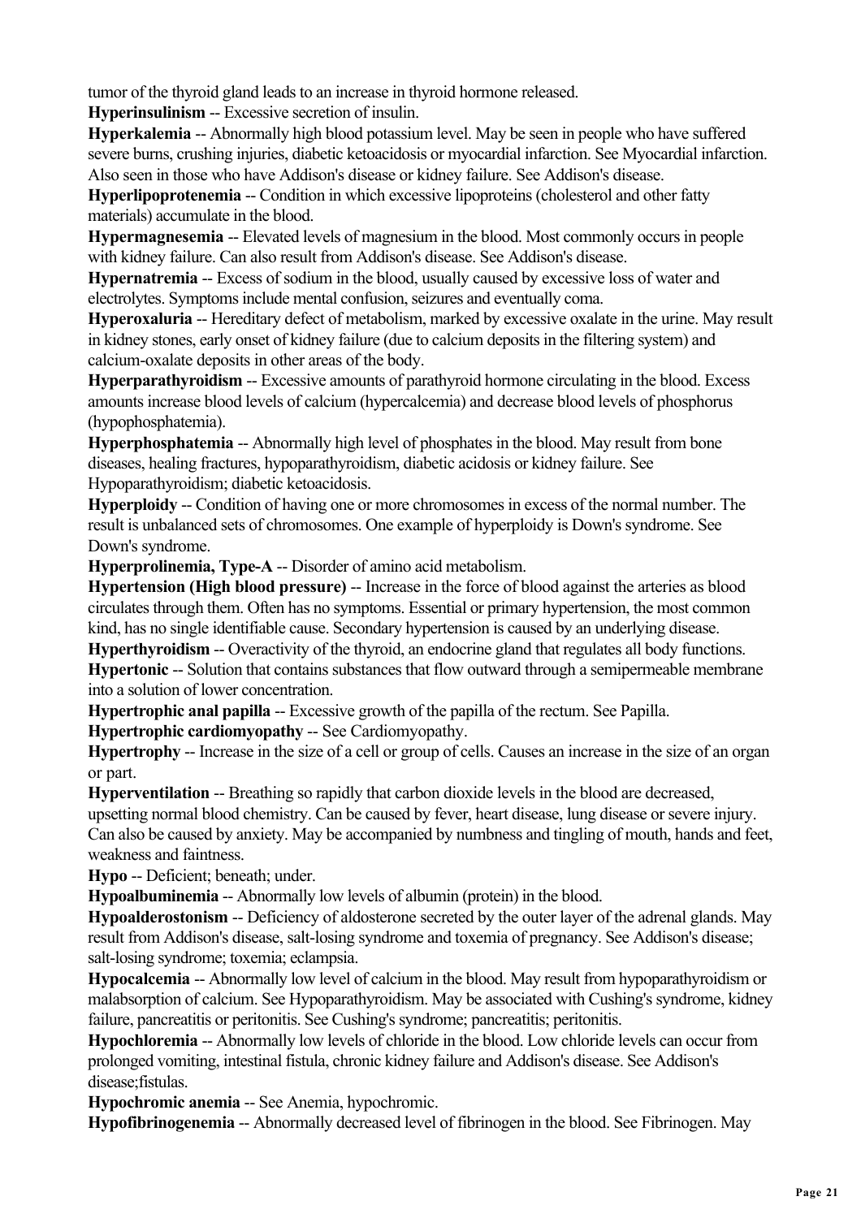tumor of the thyroid gland leads to an increase in thyroid hormone released.

**Hyperinsulinism** -- Excessive secretion of insulin.

**Hyperkalemia** -- Abnormally high blood potassium level. May be seen in people who have suffered severe burns, crushing injuries, diabetic ketoacidosis or myocardial infarction. See Myocardial infarction. Also seen in those who have Addison's disease or kidney failure. See Addison's disease.

**Hyperlipoprotenemia** -- Condition in which excessive lipoproteins (cholesterol and other fatty materials) accumulate in the blood.

**Hypermagnesemia** -- Elevated levels of magnesium in the blood. Most commonly occurs in people with kidney failure. Can also result from Addison's disease. See Addison's disease.

**Hypernatremia** -- Excess of sodium in the blood, usually caused by excessive loss of water and electrolytes. Symptoms include mental confusion, seizures and eventually coma.

**Hyperoxaluria** -- Hereditary defect of metabolism, marked by excessive oxalate in the urine. May result in kidney stones, early onset of kidney failure (due to calcium deposits in the filtering system) and calcium-oxalate deposits in other areas of the body.

**Hyperparathyroidism** -- Excessive amounts of parathyroid hormone circulating in the blood. Excess amounts increase blood levels of calcium (hypercalcemia) and decrease blood levels of phosphorus (hypophosphatemia).

**Hyperphosphatemia** -- Abnormally high level of phosphates in the blood. May result from bone diseases, healing fractures, hypoparathyroidism, diabetic acidosis or kidney failure. See Hypoparathyroidism; diabetic ketoacidosis.

**Hyperploidy** -- Condition of having one or more chromosomes in excess of the normal number. The result is unbalanced sets of chromosomes. One example of hyperploidy is Down's syndrome. See Down's syndrome.

**Hyperprolinemia, Type-A** -- Disorder of amino acid metabolism.

**Hypertension (High blood pressure)** -- Increase in the force of blood against the arteries as blood circulates through them. Often has no symptoms. Essential or primary hypertension, the most common kind, has no single identifiable cause. Secondary hypertension is caused by an underlying disease.

**Hyperthyroidism** -- Overactivity of the thyroid, an endocrine gland that regulates all body functions.

**Hypertonic** -- Solution that contains substances that flow outward through a semipermeable membrane into a solution of lower concentration.

**Hypertrophic anal papilla** -- Excessive growth of the papilla of the rectum. See Papilla.

**Hypertrophic cardiomyopathy** -- See Cardiomyopathy.

**Hypertrophy** -- Increase in the size of a cell or group of cells. Causes an increase in the size of an organ or part.

**Hyperventilation** -- Breathing so rapidly that carbon dioxide levels in the blood are decreased, upsetting normal blood chemistry. Can be caused by fever, heart disease, lung disease or severe injury. Can also be caused by anxiety. May be accompanied by numbness and tingling of mouth, hands and feet, weakness and faintness.

**Hypo** -- Deficient; beneath; under.

**Hypoalbuminemia** -- Abnormally low levels of albumin (protein) in the blood.

**Hypoalderostonism** -- Deficiency of aldosterone secreted by the outer layer of the adrenal glands. May result from Addison's disease, salt-losing syndrome and toxemia of pregnancy. See Addison's disease; salt-losing syndrome; toxemia; eclampsia.

**Hypocalcemia** -- Abnormally low level of calcium in the blood. May result from hypoparathyroidism or malabsorption of calcium. See Hypoparathyroidism. May be associated with Cushing's syndrome, kidney failure, pancreatitis or peritonitis. See Cushing's syndrome; pancreatitis; peritonitis.

**Hypochloremia** -- Abnormally low levels of chloride in the blood. Low chloride levels can occur from prolonged vomiting, intestinal fistula, chronic kidney failure and Addison's disease. See Addison's disease;fistulas.

**Hypochromic anemia** -- See Anemia, hypochromic.

**Hypofibrinogenemia** -- Abnormally decreased level of fibrinogen in the blood. See Fibrinogen. May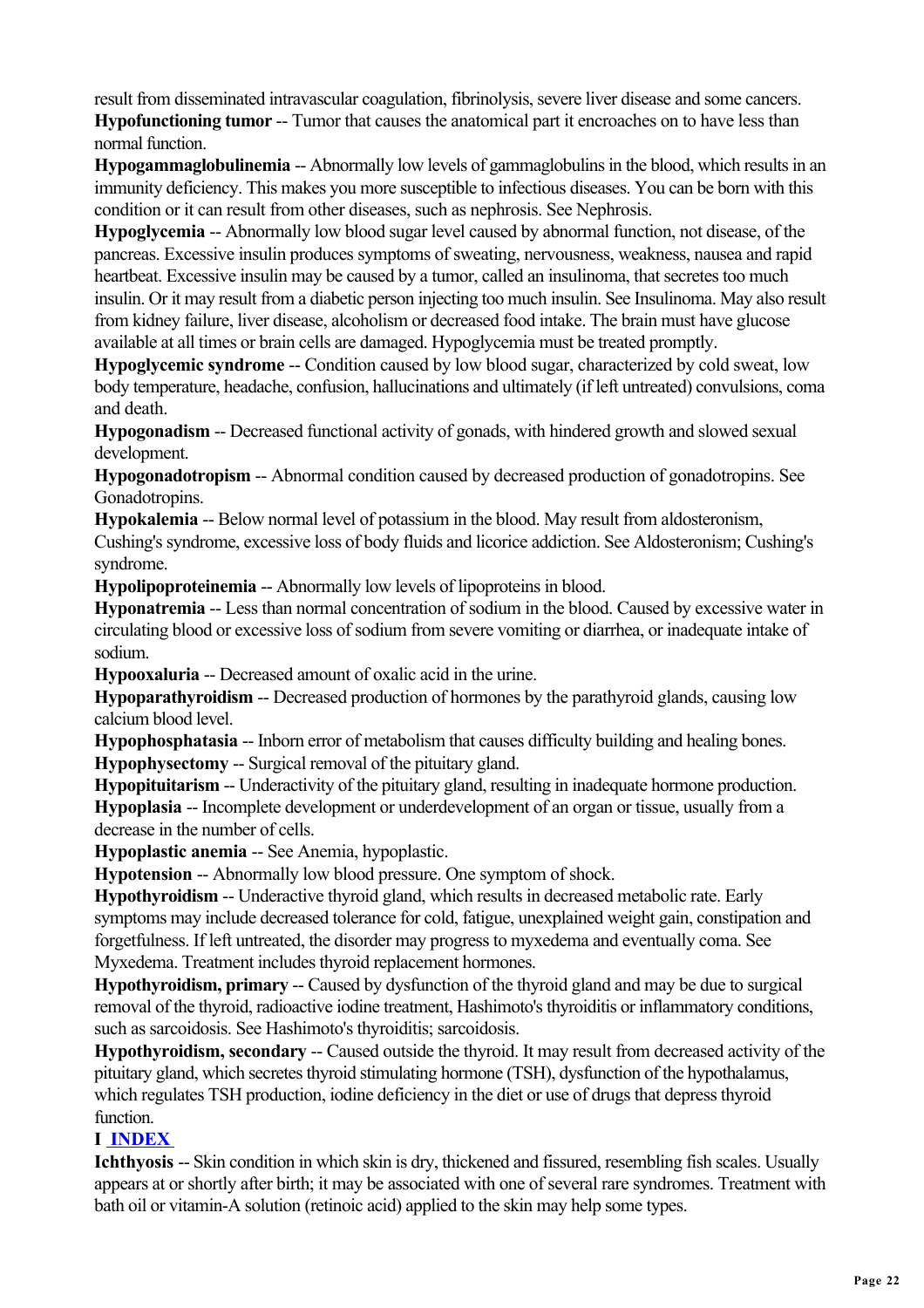result from disseminated intravascular coagulation, fibrinolysis, severe liver disease and some cancers.

**Hypofunctioning tumor** -- Tumor that causes the anatomical part it encroaches on to have less than normal function.

**Hypogammaglobulinemia** -- Abnormally low levels of gammaglobulins in the blood, which results in an immunity deficiency. This makes you more susceptible to infectious diseases. You can be born with this condition or it can result from other diseases, such as nephrosis. See Nephrosis.

**Hypoglycemia** -- Abnormally low blood sugar level caused by abnormal function, not disease, of the pancreas. Excessive insulin produces symptoms of sweating, nervousness, weakness, nausea and rapid heartbeat. Excessive insulin may be caused by a tumor, called an insulinoma, that secretes too much insulin. Or it may result from a diabetic person injecting too much insulin. See Insulinoma. May also result from kidney failure, liver disease, alcoholism or decreased food intake. The brain must have glucose available at all times or brain cells are damaged. Hypoglycemia must be treated promptly.

**Hypoglycemic syndrome** -- Condition caused by low blood sugar, characterized by cold sweat, low body temperature, headache, confusion, hallucinations and ultimately (if left untreated) convulsions, coma and death.

**Hypogonadism** -- Decreased functional activity of gonads, with hindered growth and slowed sexual development.

**Hypogonadotropism** -- Abnormal condition caused by decreased production of gonadotropins. See Gonadotropins.

**Hypokalemia** -- Below normal level of potassium in the blood. May result from aldosteronism, Cushing's syndrome, excessive loss of body fluids and licorice addiction. See Aldosteronism; Cushing's syndrome.

**Hypolipoproteinemia** -- Abnormally low levels of lipoproteins in blood.

**Hyponatremia** -- Less than normal concentration of sodium in the blood. Caused by excessive water in circulating blood or excessive loss of sodium from severe vomiting or diarrhea, or inadequate intake of sodium.

**Hypooxaluria** -- Decreased amount of oxalic acid in the urine.

**Hypoparathyroidism** -- Decreased production of hormones by the parathyroid glands, causing low calcium blood level.

**Hypophosphatasia** -- Inborn error of metabolism that causes difficulty building and healing bones.

**Hypophysectomy** -- Surgical removal of the pituitary gland.

**Hypopituitarism** -- Underactivity of the pituitary gland, resulting in inadequate hormone production.

**Hypoplasia** -- Incomplete development or underdevelopment of an organ or tissue, usually from a decrease in the number of cells.

**Hypoplastic anemia** -- See Anemia, hypoplastic.

**Hypotension** -- Abnormally low blood pressure. One symptom of shock.

**Hypothyroidism** -- Underactive thyroid gland, which results in decreased metabolic rate. Early symptoms may include decreased tolerance for cold, fatigue, unexplained weight gain, constipation and forgetfulness. If left untreated, the disorder may progress to myxedema and eventually coma. See Myxedema. Treatment includes thyroid replacement hormones.

**Hypothyroidism, primary** -- Caused by dysfunction of the thyroid gland and may be due to surgical removal of the thyroid, radioactive iodine treatment, Hashimoto's thyroiditis or inflammatory conditions, such as sarcoidosis. See Hashimoto's thyroiditis; sarcoidosis.

**Hypothyroidism, secondary** -- Caused outside the thyroid. It may result from decreased activity of the pituitary gland, which secretes thyroid stimulating hormone (TSH), dysfunction of the hypothalamus, which regulates TSH production, iodine deficiency in the diet or use of drugs that depress thyroid function.

**I INDEX**

**Ichthyosis** -- Skin condition in which skin is dry, thickened and fissured, resembling fish scales. Usually appears at or shortly after birth; it may be associated with one of several rare syndromes. Treatment with bath oil or vitamin-A solution (retinoic acid) applied to the skin may help some types.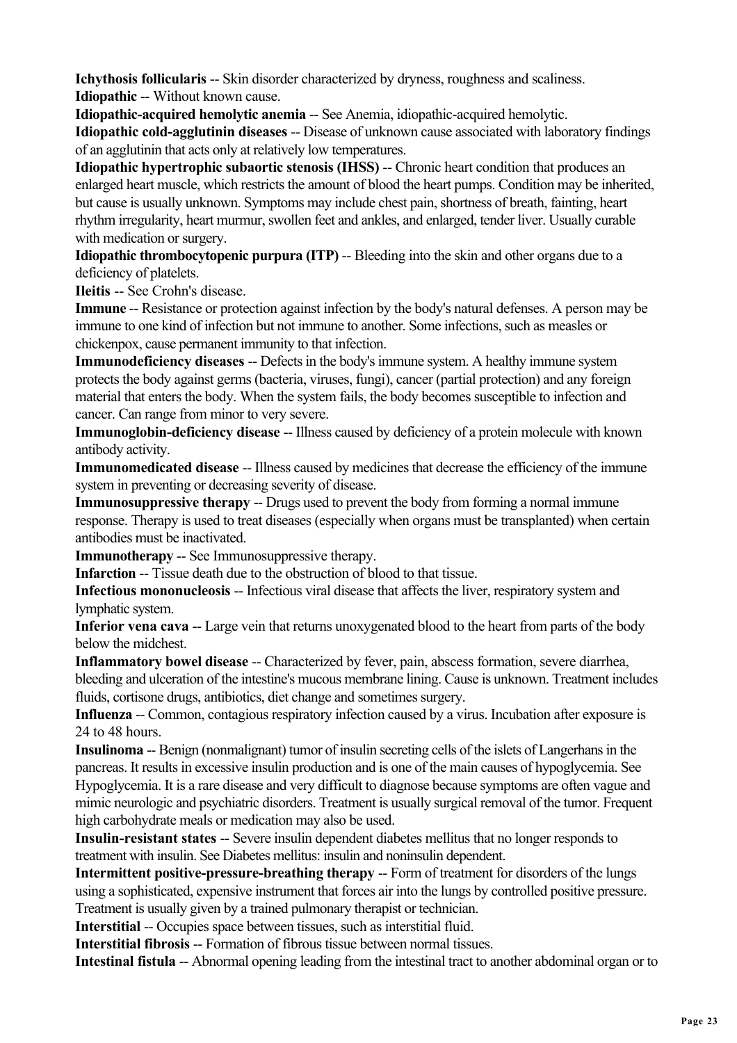**Ichythosis follicularis** -- Skin disorder characterized by dryness, roughness and scaliness.

**Idiopathic** -- Without known cause.

**Idiopathic-acquired hemolytic anemia** -- See Anemia, idiopathic-acquired hemolytic.

**Idiopathic cold-agglutinin diseases** -- Disease of unknown cause associated with laboratory findings of an agglutinin that acts only at relatively low temperatures.

**Idiopathic hypertrophic subaortic stenosis (IHSS)** -- Chronic heart condition that produces an enlarged heart muscle, which restricts the amount of blood the heart pumps. Condition may be inherited, but cause is usually unknown. Symptoms may include chest pain, shortness of breath, fainting, heart rhythm irregularity, heart murmur, swollen feet and ankles, and enlarged, tender liver. Usually curable with medication or surgery.

**Idiopathic thrombocytopenic purpura (ITP)** -- Bleeding into the skin and other organs due to a deficiency of platelets.

**Ileitis** -- See Crohn's disease.

**Immune** -- Resistance or protection against infection by the body's natural defenses. A person may be immune to one kind of infection but not immune to another. Some infections, such as measles or chickenpox, cause permanent immunity to that infection.

**Immunodeficiency diseases** -- Defects in the body's immune system. A healthy immune system protects the body against germs (bacteria, viruses, fungi), cancer (partial protection) and any foreign material that enters the body. When the system fails, the body becomes susceptible to infection and cancer. Can range from minor to very severe.

**Immunoglobin-deficiency disease** -- Illness caused by deficiency of a protein molecule with known antibody activity.

**Immunomedicated disease** -- Illness caused by medicines that decrease the efficiency of the immune system in preventing or decreasing severity of disease.

**Immunosuppressive therapy** -- Drugs used to prevent the body from forming a normal immune response. Therapy is used to treat diseases (especially when organs must be transplanted) when certain antibodies must be inactivated.

**Immunotherapy** -- See Immunosuppressive therapy.

**Infarction** -- Tissue death due to the obstruction of blood to that tissue.

**Infectious mononucleosis** -- Infectious viral disease that affects the liver, respiratory system and lymphatic system.

**Inferior vena cava** -- Large vein that returns unoxygenated blood to the heart from parts of the body below the midchest.

**Inflammatory bowel disease** -- Characterized by fever, pain, abscess formation, severe diarrhea, bleeding and ulceration of the intestine's mucous membrane lining. Cause is unknown. Treatment includes fluids, cortisone drugs, antibiotics, diet change and sometimes surgery.

**Influenza** -- Common, contagious respiratory infection caused by a virus. Incubation after exposure is 24 to 48 hours.

**Insulinoma** -- Benign (nonmalignant) tumor of insulin secreting cells of the islets of Langerhans in the pancreas. It results in excessive insulin production and is one of the main causes of hypoglycemia. See Hypoglycemia. It is a rare disease and very difficult to diagnose because symptoms are often vague and mimic neurologic and psychiatric disorders. Treatment is usually surgical removal of the tumor. Frequent high carbohydrate meals or medication may also be used.

**Insulin-resistant states** -- Severe insulin dependent diabetes mellitus that no longer responds to treatment with insulin. See Diabetes mellitus: insulin and noninsulin dependent.

**Intermittent positive-pressure-breathing therapy** -- Form of treatment for disorders of the lungs using a sophisticated, expensive instrument that forces air into the lungs by controlled positive pressure. Treatment is usually given by a trained pulmonary therapist or technician.

**Interstitial** -- Occupies space between tissues, such as interstitial fluid.

**Interstitial fibrosis** -- Formation of fibrous tissue between normal tissues.

**Intestinal fistula** -- Abnormal opening leading from the intestinal tract to another abdominal organ or to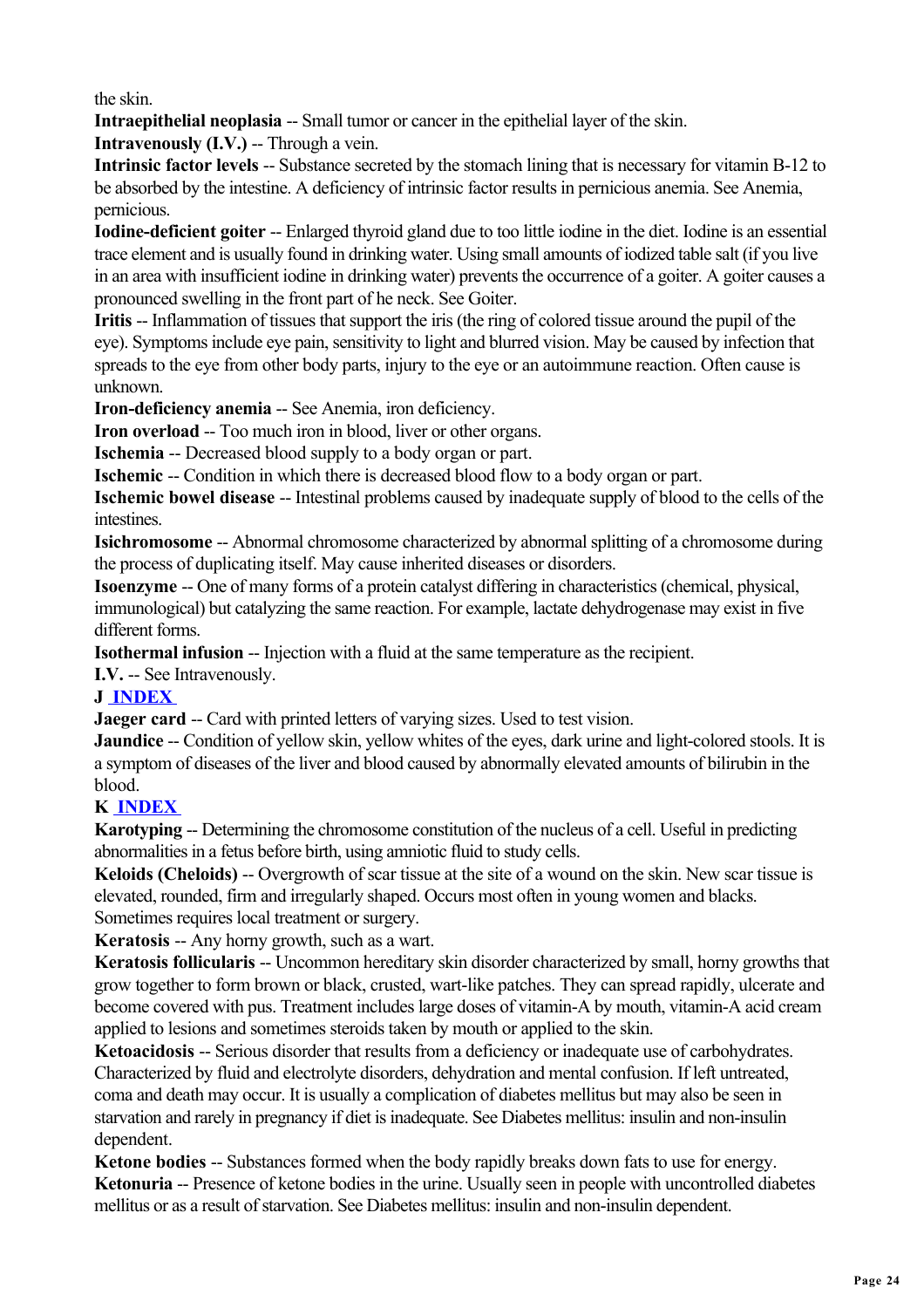the skin.

**Intraepithelial neoplasia** -- Small tumor or cancer in the epithelial layer of the skin.

**Intravenously (I.V.)** -- Through a vein.

**Intrinsic factor levels** -- Substance secreted by the stomach lining that is necessary for vitamin B-12 to be absorbed by the intestine. A deficiency of intrinsic factor results in pernicious anemia. See Anemia, pernicious.

**Iodine-deficient goiter** -- Enlarged thyroid gland due to too little iodine in the diet. Iodine is an essential trace element and is usually found in drinking water. Using small amounts of iodized table salt (if you live in an area with insufficient iodine in drinking water) prevents the occurrence of a goiter. A goiter causes a pronounced swelling in the front part of he neck. See Goiter.

**Iritis** -- Inflammation of tissues that support the iris (the ring of colored tissue around the pupil of the eye). Symptoms include eye pain, sensitivity to light and blurred vision. May be caused by infection that spreads to the eye from other body parts, injury to the eye or an autoimmune reaction. Often cause is unknown.

**Iron-deficiency anemia** -- See Anemia, iron deficiency.

**Iron overload** -- Too much iron in blood, liver or other organs.

**Ischemia** -- Decreased blood supply to a body organ or part.

**Ischemic** -- Condition in which there is decreased blood flow to a body organ or part.

**Ischemic bowel disease** -- Intestinal problems caused by inadequate supply of blood to the cells of the intestines.

**Isichromosome** -- Abnormal chromosome characterized by abnormal splitting of a chromosome during the process of duplicating itself. May cause inherited diseases or disorders.

**Isoenzyme** -- One of many forms of a protein catalyst differing in characteristics (chemical, physical, immunological) but catalyzing the same reaction. For example, lactate dehydrogenase may exist in five different forms.

**Isothermal infusion** -- Injection with a fluid at the same temperature as the recipient.

**I.V.** -- See Intravenously.

**J** **INDEX**

**Jaeger card** -- Card with printed letters of varying sizes. Used to test vision.

**Jaundice** -- Condition of yellow skin, yellow whites of the eyes, dark urine and light-colored stools. It is a symptom of diseases of the liver and blood caused by abnormally elevated amounts of bilirubin in the blood.

**K** **INDEX**

**Karotyping** -- Determining the chromosome constitution of the nucleus of a cell. Useful in predicting abnormalities in a fetus before birth, using amniotic fluid to study cells.

**Keloids (Cheloids)** -- Overgrowth of scar tissue at the site of a wound on the skin. New scar tissue is elevated, rounded, firm and irregularly shaped. Occurs most often in young women and blacks. Sometimes requires local treatment or surgery.

**Keratosis** -- Any horny growth, such as a wart.

**Keratosis follicularis** -- Uncommon hereditary skin disorder characterized by small, horny growths that grow together to form brown or black, crusted, wart-like patches. They can spread rapidly, ulcerate and become covered with pus. Treatment includes large doses of vitamin-A by mouth, vitamin-A acid cream applied to lesions and sometimes steroids taken by mouth or applied to the skin.

**Ketoacidosis** -- Serious disorder that results from a deficiency or inadequate use of carbohydrates. Characterized by fluid and electrolyte disorders, dehydration and mental confusion. If left untreated, coma and death may occur. It is usually a complication of diabetes mellitus but may also be seen in starvation and rarely in pregnancy if diet is inadequate. See Diabetes mellitus: insulin and non-insulin dependent.

**Ketone bodies** -- Substances formed when the body rapidly breaks down fats to use for energy.

**Ketonuria** -- Presence of ketone bodies in the urine. Usually seen in people with uncontrolled diabetes mellitus or as a result of starvation. See Diabetes mellitus: insulin and non-insulin dependent.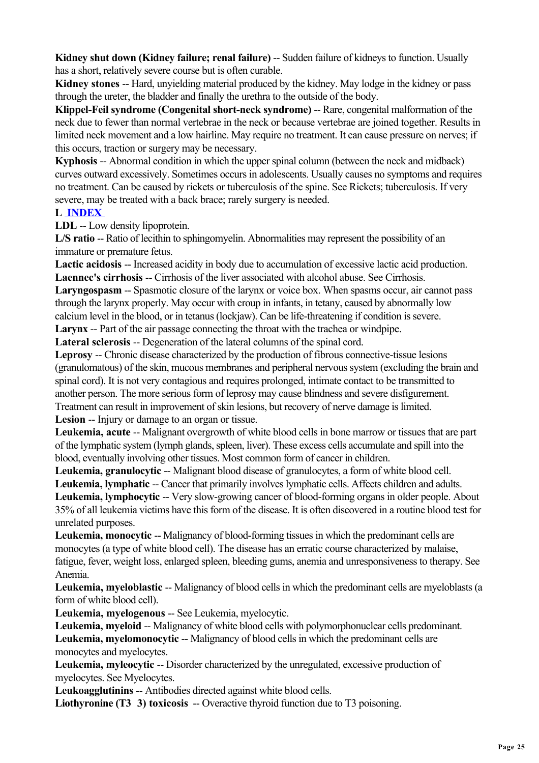**Kidney shut down (Kidney failure; renal failure)** -- Sudden failure of kidneys to function. Usually has a short, relatively severe course but is often curable.

**Kidney stones** -- Hard, unyielding material produced by the kidney. May lodge in the kidney or pass through the ureter, the bladder and finally the urethra to the outside of the body.

**Klippel-Feil syndrome (Congenital short-neck syndrome)** -- Rare, congenital malformation of the neck due to fewer than normal vertebrae in the neck or because vertebrae are joined together. Results in limited neck movement and a low hairline. May require no treatment. It can cause pressure on nerves; if this occurs, traction or surgery may be necessary.

**Kyphosis** -- Abnormal condition in which the upper spinal column (between the neck and midback) curves outward excessively. Sometimes occurs in adolescents. Usually causes no symptoms and requires no treatment. Can be caused by rickets or tuberculosis of the spine. See Rickets; tuberculosis. If very severe, may be treated with a back brace; rarely surgery is needed.

**L INDEX**

**LDL** -- Low density lipoprotein.

**L/S ratio** -- Ratio of lecithin to sphingomyelin. Abnormalities may represent the possibility of an immature or premature fetus.

**Lactic acidosis** -- Increased acidity in body due to accumulation of excessive lactic acid production.

**Laennec's cirrhosis** -- Cirrhosis of the liver associated with alcohol abuse. See Cirrhosis.

**Laryngospasm** -- Spasmotic closure of the larynx or voice box. When spasms occur, air cannot pass through the larynx properly. May occur with croup in infants, in tetany, caused by abnormally low calcium level in the blood, or in tetanus (lockjaw). Can be life-threatening if condition is severe.

**Larynx** -- Part of the air passage connecting the throat with the trachea or windpipe.

**Lateral sclerosis** -- Degeneration of the lateral columns of the spinal cord.

**Leprosy** -- Chronic disease characterized by the production of fibrous connective-tissue lesions (granulomatous) of the skin, mucous membranes and peripheral nervous system (excluding the brain and spinal cord). It is not very contagious and requires prolonged, intimate contact to be transmitted to another person. The more serious form of leprosy may cause blindness and severe disfigurement. Treatment can result in improvement of skin lesions, but recovery of nerve damage is limited.

**Lesion** -- Injury or damage to an organ or tissue.

**Leukemia, acute** -- Malignant overgrowth of white blood cells in bone marrow or tissues that are part of the lymphatic system (lymph glands, spleen, liver). These excess cells accumulate and spill into the blood, eventually involving other tissues. Most common form of cancer in children.

**Leukemia, granulocytic** -- Malignant blood disease of granulocytes, a form of white blood cell.

**Leukemia, lymphatic** -- Cancer that primarily involves lymphatic cells. Affects children and adults.

**Leukemia, lymphocytic** -- Very slow-growing cancer of blood-forming organs in older people. About 35% of all leukemia victims have this form of the disease. It is often discovered in a routine blood test for unrelated purposes.

**Leukemia, monocytic** -- Malignancy of blood-forming tissues in which the predominant cells are monocytes (a type of white blood cell). The disease has an erratic course characterized by malaise, fatigue, fever, weight loss, enlarged spleen, bleeding gums, anemia and unresponsiveness to therapy. See Anemia.

**Leukemia, myeloblastic** -- Malignancy of blood cells in which the predominant cells are myeloblasts (a form of white blood cell).

**Leukemia, myelogenous** -- See Leukemia, myelocytic.

**Leukemia, myeloid** -- Malignancy of white blood cells with polymorphonuclear cells predominant.

**Leukemia, myelomonocytic** -- Malignancy of blood cells in which the predominant cells are monocytes and myelocytes.

**Leukemia, myleocytic** -- Disorder characterized by the unregulated, excessive production of myelocytes. See Myelocytes.

**Leukoagglutinins** -- Antibodies directed against white blood cells.

**Liothyronine (T3 3) toxicosis** -- Overactive thyroid function due to T3 poisoning.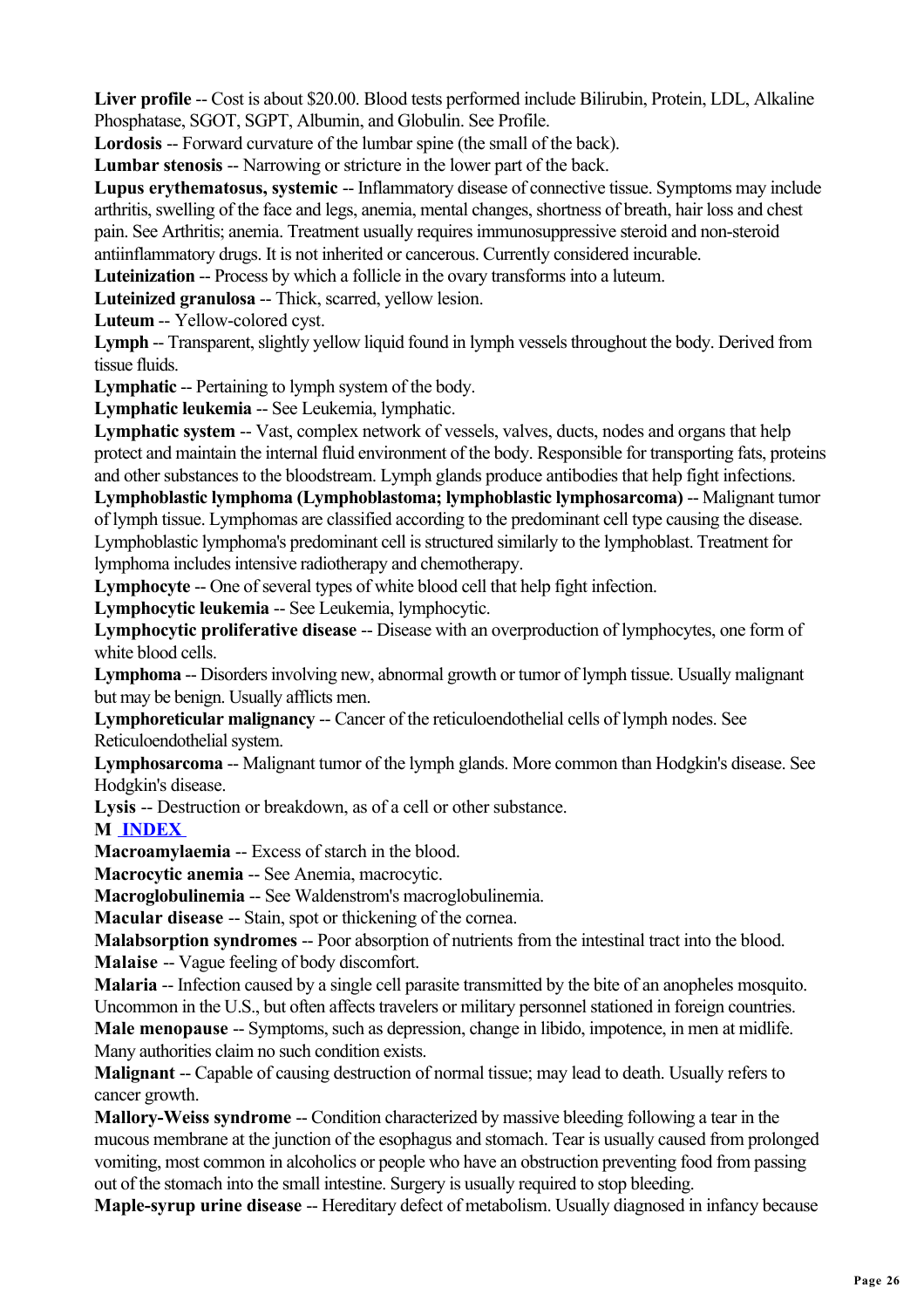**Liver profile** -- Cost is about $20.00. Blood tests performed include Bilirubin, Protein, LDL, Alkaline Phosphatase, SGOT, SGPT, Albumin, and Globulin. See Profile.

**Lordosis** -- Forward curvature of the lumbar spine (the small of the back).

**Lumbar stenosis** -- Narrowing or stricture in the lower part of the back.

**Lupus erythematosus, systemic** -- Inflammatory disease of connective tissue. Symptoms may include arthritis, swelling of the face and legs, anemia, mental changes, shortness of breath, hair loss and chest pain. See Arthritis; anemia. Treatment usually requires immunosuppressive steroid and non-steroid antiinflammatory drugs. It is not inherited or cancerous. Currently considered incurable.

**Luteinization** -- Process by which a follicle in the ovary transforms into a luteum.

**Luteinized granulosa** -- Thick, scarred, yellow lesion.

**Luteum** -- Yellow-colored cyst.

**Lymph** -- Transparent, slightly yellow liquid found in lymph vessels throughout the body. Derived from tissue fluids.

**Lymphatic** -- Pertaining to lymph system of the body.

**Lymphatic leukemia** -- See Leukemia, lymphatic.

**Lymphatic system** -- Vast, complex network of vessels, valves, ducts, nodes and organs that help protect and maintain the internal fluid environment of the body. Responsible for transporting fats, proteins and other substances to the bloodstream. Lymph glands produce antibodies that help fight infections.

**Lymphoblastic lymphoma (Lymphoblastoma; lymphoblastic lymphosarcoma)** -- Malignant tumor of lymph tissue. Lymphomas are classified according to the predominant cell type causing the disease. Lymphoblastic lymphoma's predominant cell is structured similarly to the lymphoblast. Treatment for lymphoma includes intensive radiotherapy and chemotherapy.

**Lymphocyte** -- One of several types of white blood cell that help fight infection.

**Lymphocytic leukemia** -- See Leukemia, lymphocytic.

**Lymphocytic proliferative disease** -- Disease with an overproduction of lymphocytes, one form of white blood cells.

**Lymphoma** -- Disorders involving new, abnormal growth or tumor of lymph tissue. Usually malignant but may be benign. Usually afflicts men.

**Lymphoreticular malignancy** -- Cancer of the reticuloendothelial cells of lymph nodes. See Reticuloendothelial system.

**Lymphosarcoma** -- Malignant tumor of the lymph glands. More common than Hodgkin's disease. See Hodgkin's disease.

**Lysis** -- Destruction or breakdown, as of a cell or other substance.

**M** [INDEX]

**Macroamylaemia** -- Excess of starch in the blood.

**Macrocytic anemia** -- See Anemia, macrocytic.

**Macroglobulinemia** -- See Waldenstrom's macroglobulinemia.

**Macular disease** -- Stain, spot or thickening of the cornea.

**Malabsorption syndromes** -- Poor absorption of nutrients from the intestinal tract into the blood.

**Malaise** -- Vague feeling of body discomfort.

**Malaria** -- Infection caused by a single cell parasite transmitted by the bite of an anopheles mosquito. Uncommon in the U.S., but often affects travelers or military personnel stationed in foreign countries.

**Male menopause** -- Symptoms, such as depression, change in libido, impotence, in men at midlife. Many authorities claim no such condition exists.

**Malignant** -- Capable of causing destruction of normal tissue; may lead to death. Usually refers to cancer growth.

**Mallory-Weiss syndrome** -- Condition characterized by massive bleeding following a tear in the mucous membrane at the junction of the esophagus and stomach. Tear is usually caused from prolonged vomiting, most common in alcoholics or people who have an obstruction preventing food from passing out of the stomach into the small intestine. Surgery is usually required to stop bleeding.

**Maple-syrup urine disease** -- Hereditary defect of metabolism. Usually diagnosed in infancy because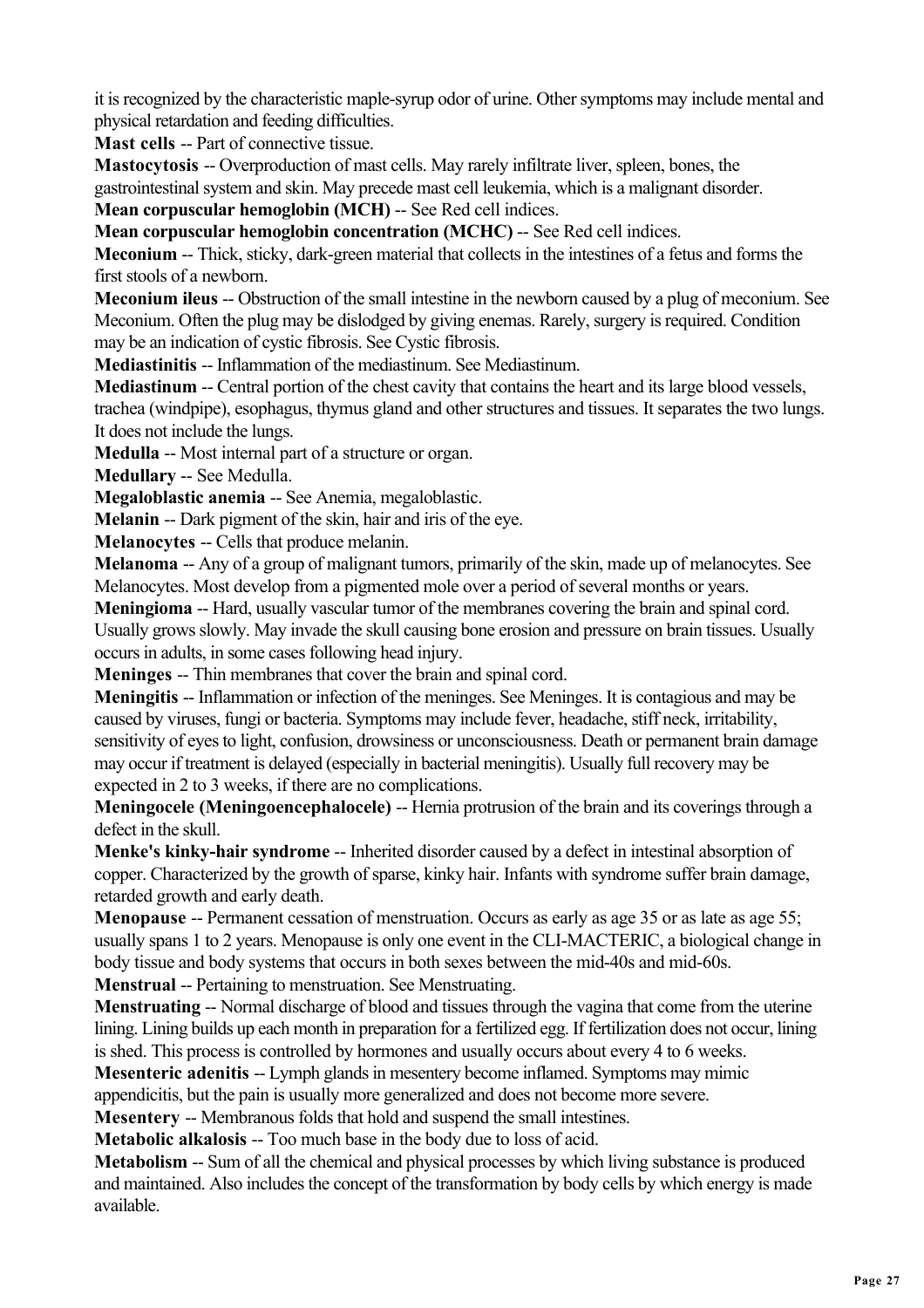it is recognized by the characteristic maple-syrup odor of urine. Other symptoms may include mental and physical retardation and feeding difficulties.

**Mast cells** -- Part of connective tissue.

**Mastocytosis** -- Overproduction of mast cells. May rarely infiltrate liver, spleen, bones, the gastrointestinal system and skin. May precede mast cell leukemia, which is a malignant disorder.

**Mean corpuscular hemoglobin (MCH)** -- See Red cell indices.

**Mean corpuscular hemoglobin concentration (MCHC)** -- See Red cell indices.

**Meconium** -- Thick, sticky, dark-green material that collects in the intestines of a fetus and forms the first stools of a newborn.

**Meconium ileus** -- Obstruction of the small intestine in the newborn caused by a plug of meconium. See Meconium. Often the plug may be dislodged by giving enemas. Rarely, surgery is required. Condition may be an indication of cystic fibrosis. See Cystic fibrosis.

**Mediastinitis** -- Inflammation of the mediastinum. See Mediastinum.

**Mediastinum** -- Central portion of the chest cavity that contains the heart and its large blood vessels, trachea (windpipe), esophagus, thymus gland and other structures and tissues. It separates the two lungs. It does not include the lungs.

**Medulla** -- Most internal part of a structure or organ.

**Medullary** -- See Medulla.

**Megaloblastic anemia** -- See Anemia, megaloblastic.

**Melanin** -- Dark pigment of the skin, hair and iris of the eye.

**Melanocytes** -- Cells that produce melanin.

**Melanoma** -- Any of a group of malignant tumors, primarily of the skin, made up of melanocytes. See Melanocytes. Most develop from a pigmented mole over a period of several months or years.

**Meningioma** -- Hard, usually vascular tumor of the membranes covering the brain and spinal cord. Usually grows slowly. May invade the skull causing bone erosion and pressure on brain tissues. Usually occurs in adults, in some cases following head injury.

**Meninges** -- Thin membranes that cover the brain and spinal cord.

**Meningitis** -- Inflammation or infection of the meninges. See Meninges. It is contagious and may be caused by viruses, fungi or bacteria. Symptoms may include fever, headache, stiff neck, irritability, sensitivity of eyes to light, confusion, drowsiness or unconsciousness. Death or permanent brain damage may occur if treatment is delayed (especially in bacterial meningitis). Usually full recovery may be expected in 2 to 3 weeks, if there are no complications.

**Meningocele (Meningoencephalocele)** -- Hernia protrusion of the brain and its coverings through a defect in the skull.

**Menke's kinky-hair syndrome** -- Inherited disorder caused by a defect in intestinal absorption of copper. Characterized by the growth of sparse, kinky hair. Infants with syndrome suffer brain damage, retarded growth and early death.

**Menopause** -- Permanent cessation of menstruation. Occurs as early as age 35 or as late as age 55; usually spans 1 to 2 years. Menopause is only one event in the CLI-MACTERIC, a biological change in body tissue and body systems that occurs in both sexes between the mid-40s and mid-60s.

**Menstrual** -- Pertaining to menstruation. See Menstruating.

**Menstruating** -- Normal discharge of blood and tissues through the vagina that come from the uterine lining. Lining builds up each month in preparation for a fertilized egg. If fertilization does not occur, lining is shed. This process is controlled by hormones and usually occurs about every 4 to 6 weeks.

**Mesenteric adenitis** -- Lymph glands in mesentery become inflamed. Symptoms may mimic appendicitis, but the pain is usually more generalized and does not become more severe.

**Mesentery** -- Membranous folds that hold and suspend the small intestines.

**Metabolic alkalosis** -- Too much base in the body due to loss of acid.

**Metabolism** -- Sum of all the chemical and physical processes by which living substance is produced and maintained. Also includes the concept of the transformation by body cells by which energy is made available.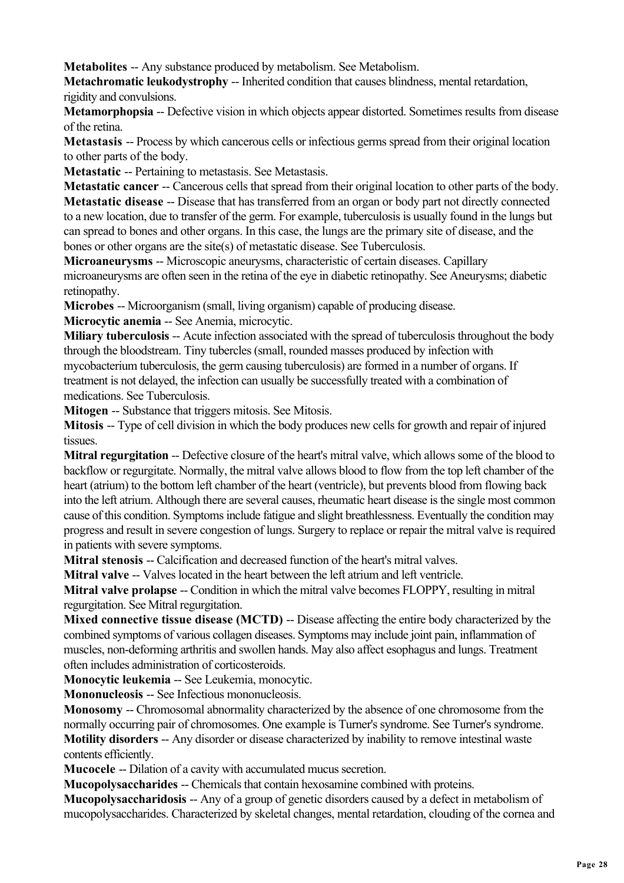**Metabolites** -- Any substance produced by metabolism. See Metabolism.

**Metachromatic leukodystrophy** -- Inherited condition that causes blindness, mental retardation, rigidity and convulsions.

**Metamorphopsia** -- Defective vision in which objects appear distorted. Sometimes results from disease of the retina.

**Metastasis** -- Process by which cancerous cells or infectious germs spread from their original location to other parts of the body.

**Metastatic** -- Pertaining to metastasis. See Metastasis.

**Metastatic cancer** -- Cancerous cells that spread from their original location to other parts of the body.

**Metastatic disease** -- Disease that has transferred from an organ or body part not directly connected to a new location, due to transfer of the germ. For example, tuberculosis is usually found in the lungs but can spread to bones and other organs. In this case, the lungs are the primary site of disease, and the bones or other organs are the site(s) of metastatic disease. See Tuberculosis.

**Microaneurysms** -- Microscopic aneurysms, characteristic of certain diseases. Capillary microaneurysms are often seen in the retina of the eye in diabetic retinopathy. See Aneurysms; diabetic retinopathy.

**Microbes** -- Microorganism (small, living organism) capable of producing disease.

**Microcytic anemia** -- See Anemia, microcytic.

**Miliary tuberculosis** -- Acute infection associated with the spread of tuberculosis throughout the body through the bloodstream. Tiny tubercles (small, rounded masses produced by infection with mycobacterium tuberculosis, the germ causing tuberculosis) are formed in a number of organs. If treatment is not delayed, the infection can usually be successfully treated with a combination of medications. See Tuberculosis.

**Mitogen** -- Substance that triggers mitosis. See Mitosis.

**Mitosis** -- Type of cell division in which the body produces new cells for growth and repair of injured tissues.

**Mitral regurgitation** -- Defective closure of the heart's mitral valve, which allows some of the blood to backflow or regurgitate. Normally, the mitral valve allows blood to flow from the top left chamber of the heart (atrium) to the bottom left chamber of the heart (ventricle), but prevents blood from flowing back into the left atrium. Although there are several causes, rheumatic heart disease is the single most common cause of this condition. Symptoms include fatigue and slight breathlessness. Eventually the condition may progress and result in severe congestion of lungs. Surgery to replace or repair the mitral valve is required in patients with severe symptoms.

**Mitral stenosis** -- Calcification and decreased function of the heart's mitral valves.

**Mitral valve** -- Valves located in the heart between the left atrium and left ventricle.

**Mitral valve prolapse** -- Condition in which the mitral valve becomes FLOPPY, resulting in mitral regurgitation. See Mitral regurgitation.

**Mixed connective tissue disease (MCTD)** -- Disease affecting the entire body characterized by the combined symptoms of various collagen diseases. Symptoms may include joint pain, inflammation of muscles, non-deforming arthritis and swollen hands. May also affect esophagus and lungs. Treatment often includes administration of corticosteroids.

**Monocytic leukemia** -- See Leukemia, monocytic.

**Mononucleosis** -- See Infectious mononucleosis.

**Monosomy** -- Chromosomal abnormality characterized by the absence of one chromosome from the normally occurring pair of chromosomes. One example is Turner's syndrome. See Turner's syndrome.

**Motility disorders** -- Any disorder or disease characterized by inability to remove intestinal waste contents efficiently.

**Mucocele** -- Dilation of a cavity with accumulated mucus secretion.

**Mucopolysaccharides** -- Chemicals that contain hexosamine combined with proteins.

**Mucopolysaccharidosis** -- Any of a group of genetic disorders caused by a defect in metabolism of mucopolysaccharides. Characterized by skeletal changes, mental retardation, clouding of the cornea and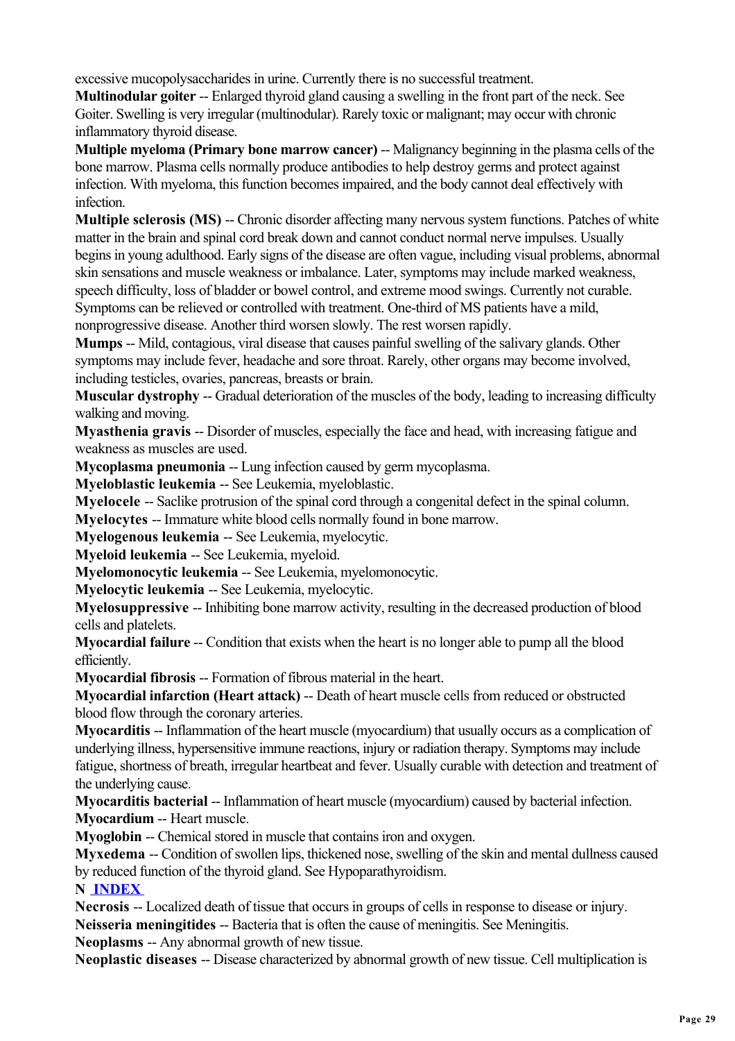excessive mucopolysaccharides in urine. Currently there is no successful treatment.

**Multinodular goiter** -- Enlarged thyroid gland causing a swelling in the front part of the neck. See Goiter. Swelling is very irregular (multinodular). Rarely toxic or malignant; may occur with chronic inflammatory thyroid disease.

**Multiple myeloma (Primary bone marrow cancer)** -- Malignancy beginning in the plasma cells of the bone marrow. Plasma cells normally produce antibodies to help destroy germs and protect against infection. With myeloma, this function becomes impaired, and the body cannot deal effectively with infection.

**Multiple sclerosis (MS)** -- Chronic disorder affecting many nervous system functions. Patches of white matter in the brain and spinal cord break down and cannot conduct normal nerve impulses. Usually begins in young adulthood. Early signs of the disease are often vague, including visual problems, abnormal skin sensations and muscle weakness or imbalance. Later, symptoms may include marked weakness, speech difficulty, loss of bladder or bowel control, and extreme mood swings. Currently not curable. Symptoms can be relieved or controlled with treatment. One-third of MS patients have a mild, nonprogressive disease. Another third worsen slowly. The rest worsen rapidly.

**Mumps** -- Mild, contagious, viral disease that causes painful swelling of the salivary glands. Other symptoms may include fever, headache and sore throat. Rarely, other organs may become involved, including testicles, ovaries, pancreas, breasts or brain.

**Muscular dystrophy** -- Gradual deterioration of the muscles of the body, leading to increasing difficulty walking and moving.

**Myasthenia gravis** -- Disorder of muscles, especially the face and head, with increasing fatigue and weakness as muscles are used.

**Mycoplasma pneumonia** -- Lung infection caused by germ mycoplasma.

**Myeloblastic leukemia** -- See Leukemia, myeloblastic.

**Myelocele** -- Saclike protrusion of the spinal cord through a congenital defect in the spinal column.

**Myelocytes** -- Immature white blood cells normally found in bone marrow.

**Myelogenous leukemia** -- See Leukemia, myelocytic.

**Myeloid leukemia** -- See Leukemia, myeloid.

**Myelomonocytic leukemia** -- See Leukemia, myelomonocytic.

**Myelocytic leukemia** -- See Leukemia, myelocytic.

**Myelosuppressive** -- Inhibiting bone marrow activity, resulting in the decreased production of blood cells and platelets.

**Myocardial failure** -- Condition that exists when the heart is no longer able to pump all the blood efficiently.

**Myocardial fibrosis** -- Formation of fibrous material in the heart.

**Myocardial infarction (Heart attack)** -- Death of heart muscle cells from reduced or obstructed blood flow through the coronary arteries.

**Myocarditis** -- Inflammation of the heart muscle (myocardium) that usually occurs as a complication of underlying illness, hypersensitive immune reactions, injury or radiation therapy. Symptoms may include fatigue, shortness of breath, irregular heartbeat and fever. Usually curable with detection and treatment of the underlying cause.

**Myocarditis bacterial** -- Inflammation of heart muscle (myocardium) caused by bacterial infection.

**Myocardium** -- Heart muscle.

**Myoglobin** -- Chemical stored in muscle that contains iron and oxygen.

**Myxedema** -- Condition of swollen lips, thickened nose, swelling of the skin and mental dullness caused by reduced function of the thyroid gland. See Hypoparathyroidism.

**N** [INDEX]

**Necrosis** -- Localized death of tissue that occurs in groups of cells in response to disease or injury.

**Neisseria meningitides** -- Bacteria that is often the cause of meningitis. See Meningitis.

**Neoplasms** -- Any abnormal growth of new tissue.

**Neoplastic diseases** -- Disease characterized by abnormal growth of new tissue. Cell multiplication is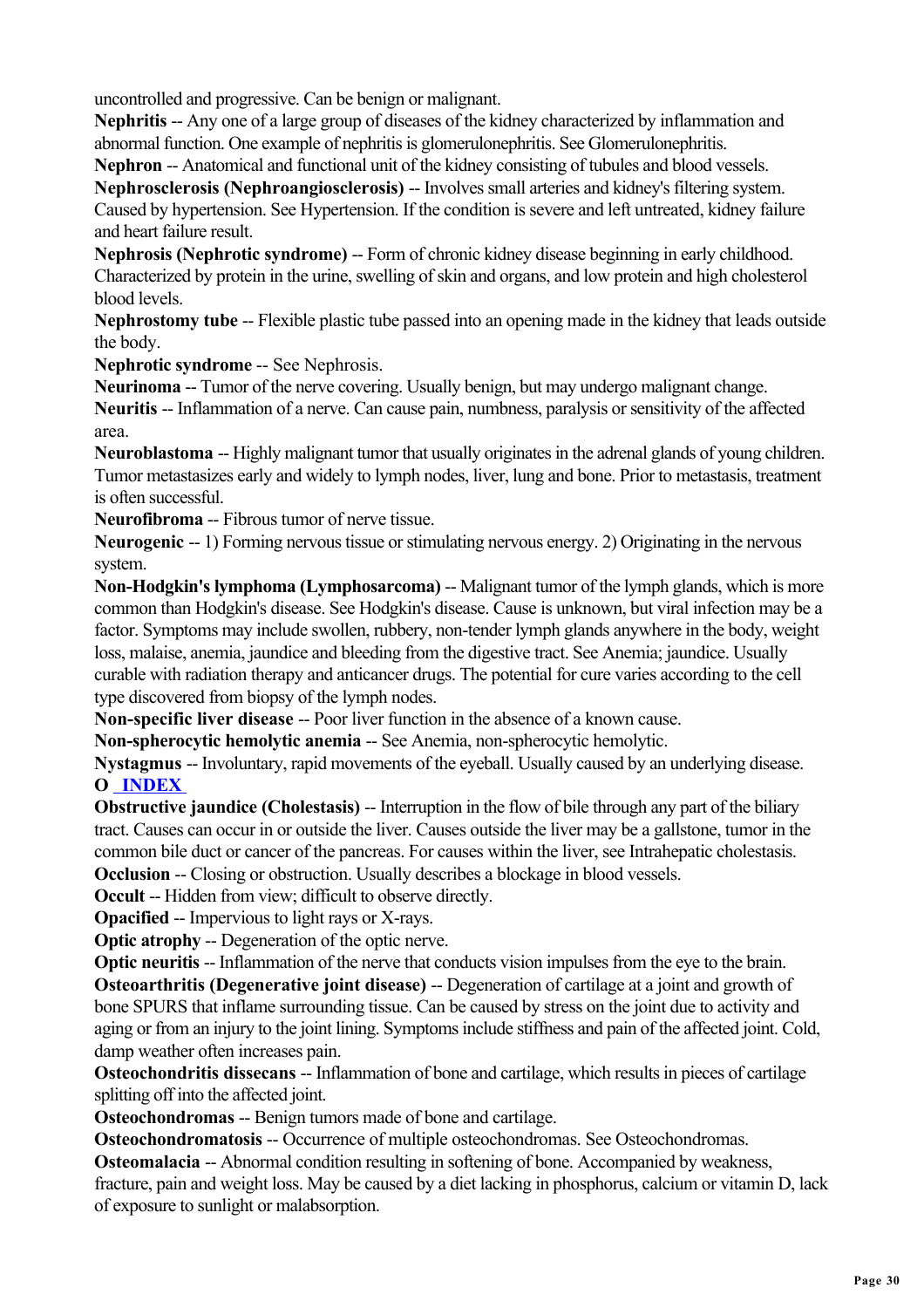uncontrolled and progressive. Can be benign or malignant.

**Nephritis** -- Any one of a large group of diseases of the kidney characterized by inflammation and abnormal function. One example of nephritis is glomerulonephritis. See Glomerulonephritis.

**Nephron** -- Anatomical and functional unit of the kidney consisting of tubules and blood vessels.

**Nephrosclerosis (Nephroangiosclerosis)** -- Involves small arteries and kidney's filtering system. Caused by hypertension. See Hypertension. If the condition is severe and left untreated, kidney failure and heart failure result.

**Nephrosis (Nephrotic syndrome)** -- Form of chronic kidney disease beginning in early childhood. Characterized by protein in the urine, swelling of skin and organs, and low protein and high cholesterol blood levels.

**Nephrostomy tube** -- Flexible plastic tube passed into an opening made in the kidney that leads outside the body.

**Nephrotic syndrome** -- See Nephrosis.

**Neurinoma** -- Tumor of the nerve covering. Usually benign, but may undergo malignant change.

**Neuritis** -- Inflammation of a nerve. Can cause pain, numbness, paralysis or sensitivity of the affected area.

**Neuroblastoma** -- Highly malignant tumor that usually originates in the adrenal glands of young children. Tumor metastasizes early and widely to lymph nodes, liver, lung and bone. Prior to metastasis, treatment is often successful.

**Neurofibroma** -- Fibrous tumor of nerve tissue.

**Neurogenic** -- 1) Forming nervous tissue or stimulating nervous energy. 2) Originating in the nervous system.

**Non-Hodgkin's lymphoma (Lymphosarcoma)** -- Malignant tumor of the lymph glands, which is more common than Hodgkin's disease. See Hodgkin's disease. Cause is unknown, but viral infection may be a factor. Symptoms may include swollen, rubbery, non-tender lymph glands anywhere in the body, weight loss, malaise, anemia, jaundice and bleeding from the digestive tract. See Anemia; jaundice. Usually curable with radiation therapy and anticancer drugs. The potential for cure varies according to the cell type discovered from biopsy of the lymph nodes.

**Non-specific liver disease** -- Poor liver function in the absence of a known cause.

**Non-spherocytic hemolytic anemia** -- See Anemia, non-spherocytic hemolytic.

**Nystagmus** -- Involuntary, rapid movements of the eyeball. Usually caused by an underlying disease.

**O INDEX**

**Obstructive jaundice (Cholestasis)** -- Interruption in the flow of bile through any part of the biliary tract. Causes can occur in or outside the liver. Causes outside the liver may be a gallstone, tumor in the common bile duct or cancer of the pancreas. For causes within the liver, see Intrahepatic cholestasis.

**Occlusion** -- Closing or obstruction. Usually describes a blockage in blood vessels.

**Occult** -- Hidden from view; difficult to observe directly.

**Opacified** -- Impervious to light rays or X-rays.

**Optic atrophy** -- Degeneration of the optic nerve.

**Optic neuritis** -- Inflammation of the nerve that conducts vision impulses from the eye to the brain.

**Osteoarthritis (Degenerative joint disease)** -- Degeneration of cartilage at a joint and growth of bone SPURS that inflame surrounding tissue. Can be caused by stress on the joint due to activity and aging or from an injury to the joint lining. Symptoms include stiffness and pain of the affected joint. Cold, damp weather often increases pain.

**Osteochondritis dissecans** -- Inflammation of bone and cartilage, which results in pieces of cartilage splitting off into the affected joint.

**Osteochondromas** -- Benign tumors made of bone and cartilage.

**Osteochondromatosis** -- Occurrence of multiple osteochondromas. See Osteochondromas.

**Osteomalacia** -- Abnormal condition resulting in softening of bone. Accompanied by weakness, fracture, pain and weight loss. May be caused by a diet lacking in phosphorus, calcium or vitamin D, lack of exposure to sunlight or malabsorption.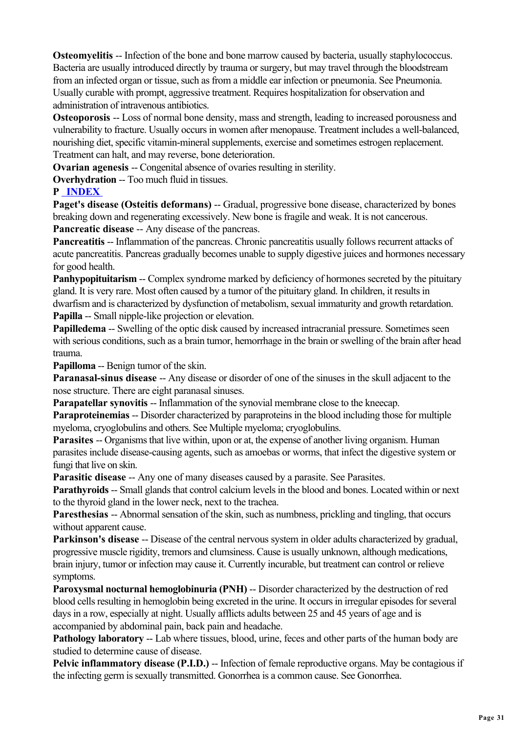**Osteomyelitis** -- Infection of the bone and bone marrow caused by bacteria, usually staphylococcus. Bacteria are usually introduced directly by trauma or surgery, but may travel through the bloodstream from an infected organ or tissue, such as from a middle ear infection or pneumonia. See Pneumonia. Usually curable with prompt, aggressive treatment. Requires hospitalization for observation and administration of intravenous antibiotics.

**Osteoporosis** -- Loss of normal bone density, mass and strength, leading to increased porousness and vulnerability to fracture. Usually occurs in women after menopause. Treatment includes a well-balanced, nourishing diet, specific vitamin-mineral supplements, exercise and sometimes estrogen replacement. Treatment can halt, and may reverse, bone deterioration.

**Ovarian agenesis** -- Congenital absence of ovaries resulting in sterility.

**Overhydration** -- Too much fluid in tissues.

**P** [INDEX]

**Paget's disease (Osteitis deformans)** -- Gradual, progressive bone disease, characterized by bones breaking down and regenerating excessively. New bone is fragile and weak. It is not cancerous.

**Pancreatic disease** -- Any disease of the pancreas.

**Pancreatitis** -- Inflammation of the pancreas. Chronic pancreatitis usually follows recurrent attacks of acute pancreatitis. Pancreas gradually becomes unable to supply digestive juices and hormones necessary for good health.

**Panhypopituitarism** -- Complex syndrome marked by deficiency of hormones secreted by the pituitary gland. It is very rare. Most often caused by a tumor of the pituitary gland. In children, it results in dwarfism and is characterized by dysfunction of metabolism, sexual immaturity and growth retardation.

**Papilla** -- Small nipple-like projection or elevation.

**Papilledema** -- Swelling of the optic disk caused by increased intracranial pressure. Sometimes seen with serious conditions, such as a brain tumor, hemorrhage in the brain or swelling of the brain after head trauma.

**Papilloma** -- Benign tumor of the skin.

**Paranasal-sinus disease** -- Any disease or disorder of one of the sinuses in the skull adjacent to the nose structure. There are eight paranasal sinuses.

**Parapatellar synovitis** -- Inflammation of the synovial membrane close to the kneecap.

**Paraproteinemias** -- Disorder characterized by paraproteins in the blood including those for multiple myeloma, cryoglobulins and others. See Multiple myeloma; cryoglobulins.

**Parasites** -- Organisms that live within, upon or at, the expense of another living organism. Human parasites include disease-causing agents, such as amoebas or worms, that infect the digestive system or fungi that live on skin.

**Parasitic disease** -- Any one of many diseases caused by a parasite. See Parasites.

**Parathyroids** -- Small glands that control calcium levels in the blood and bones. Located within or next to the thyroid gland in the lower neck, next to the trachea.

**Paresthesias** -- Abnormal sensation of the skin, such as numbness, prickling and tingling, that occurs without apparent cause.

**Parkinson's disease** -- Disease of the central nervous system in older adults characterized by gradual, progressive muscle rigidity, tremors and clumsiness. Cause is usually unknown, although medications, brain injury, tumor or infection may cause it. Currently incurable, but treatment can control or relieve symptoms.

**Paroxysmal nocturnal hemoglobinuria (PNH)** -- Disorder characterized by the destruction of red blood cells resulting in hemoglobin being excreted in the urine. It occurs in irregular episodes for several days in a row, especially at night. Usually afflicts adults between 25 and 45 years of age and is accompanied by abdominal pain, back pain and headache.

**Pathology laboratory** -- Lab where tissues, blood, urine, feces and other parts of the human body are studied to determine cause of disease.

**Pelvic inflammatory disease (P.I.D.)** -- Infection of female reproductive organs. May be contagious if the infecting germ is sexually transmitted. Gonorrhea is a common cause. See Gonorrhea.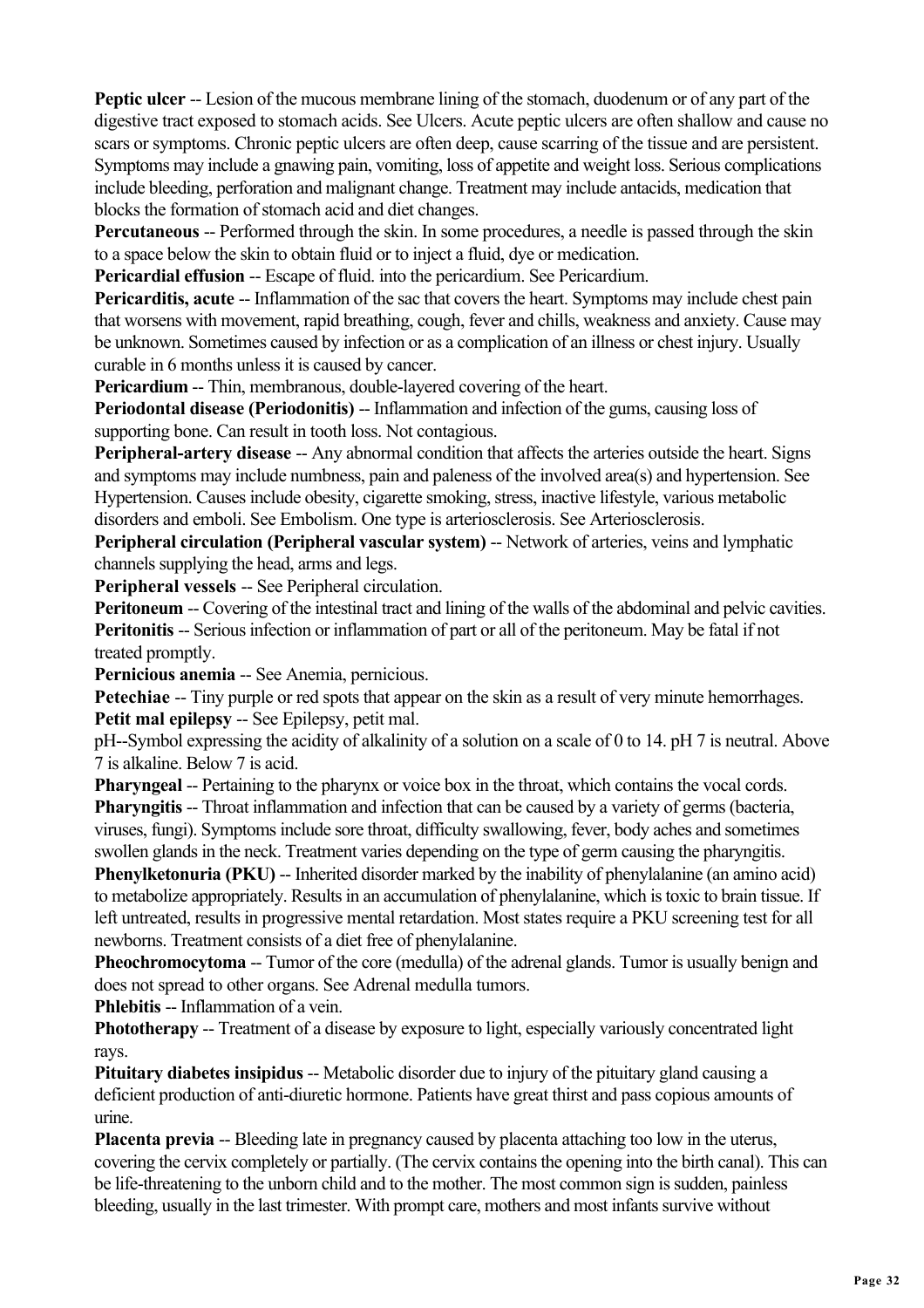**Peptic ulcer** -- Lesion of the mucous membrane lining of the stomach, duodenum or of any part of the digestive tract exposed to stomach acids. See Ulcers. Acute peptic ulcers are often shallow and cause no scars or symptoms. Chronic peptic ulcers are often deep, cause scarring of the tissue and are persistent. Symptoms may include a gnawing pain, vomiting, loss of appetite and weight loss. Serious complications include bleeding, perforation and malignant change. Treatment may include antacids, medication that blocks the formation of stomach acid and diet changes.

**Percutaneous** -- Performed through the skin. In some procedures, a needle is passed through the skin to a space below the skin to obtain fluid or to inject a fluid, dye or medication.

**Pericardial effusion** -- Escape of fluid. into the pericardium. See Pericardium.

**Pericarditis, acute** -- Inflammation of the sac that covers the heart. Symptoms may include chest pain that worsens with movement, rapid breathing, cough, fever and chills, weakness and anxiety. Cause may be unknown. Sometimes caused by infection or as a complication of an illness or chest injury. Usually curable in 6 months unless it is caused by cancer.

**Pericardium** -- Thin, membranous, double-layered covering of the heart.

**Periodontal disease (Periodonitis)** -- Inflammation and infection of the gums, causing loss of supporting bone. Can result in tooth loss. Not contagious.

**Peripheral-artery disease** -- Any abnormal condition that affects the arteries outside the heart. Signs and symptoms may include numbness, pain and paleness of the involved area(s) and hypertension. See Hypertension. Causes include obesity, cigarette smoking, stress, inactive lifestyle, various metabolic disorders and emboli. See Embolism. One type is arteriosclerosis. See Arteriosclerosis.

**Peripheral circulation (Peripheral vascular system)** -- Network of arteries, veins and lymphatic channels supplying the head, arms and legs.

**Peripheral vessels** -- See Peripheral circulation.

**Peritoneum** -- Covering of the intestinal tract and lining of the walls of the abdominal and pelvic cavities.

**Peritonitis** -- Serious infection or inflammation of part or all of the peritoneum. May be fatal if not treated promptly.

**Pernicious anemia** -- See Anemia, pernicious.

**Petechiae** -- Tiny purple or red spots that appear on the skin as a result of very minute hemorrhages.

**Petit mal epilepsy** -- See Epilepsy, petit mal.

pH--Symbol expressing the acidity of alkalinity of a solution on a scale of 0 to 14. pH 7 is neutral. Above 7 is alkaline. Below 7 is acid.

**Pharyngeal** -- Pertaining to the pharynx or voice box in the throat, which contains the vocal cords.

**Pharyngitis** -- Throat inflammation and infection that can be caused by a variety of germs (bacteria, viruses, fungi). Symptoms include sore throat, difficulty swallowing, fever, body aches and sometimes swollen glands in the neck. Treatment varies depending on the type of germ causing the pharyngitis.

**Phenylketonuria (PKU)** -- Inherited disorder marked by the inability of phenylalanine (an amino acid) to metabolize appropriately. Results in an accumulation of phenylalanine, which is toxic to brain tissue. If left untreated, results in progressive mental retardation. Most states require a PKU screening test for all newborns. Treatment consists of a diet free of phenylalanine.

**Pheochromocytoma** -- Tumor of the core (medulla) of the adrenal glands. Tumor is usually benign and does not spread to other organs. See Adrenal medulla tumors.

**Phlebitis** -- Inflammation of a vein.

**Phototherapy** -- Treatment of a disease by exposure to light, especially variously concentrated light rays.

**Pituitary diabetes insipidus** -- Metabolic disorder due to injury of the pituitary gland causing a deficient production of anti-diuretic hormone. Patients have great thirst and pass copious amounts of urine.

**Placenta previa** -- Bleeding late in pregnancy caused by placenta attaching too low in the uterus, covering the cervix completely or partially. (The cervix contains the opening into the birth canal). This can be life-threatening to the unborn child and to the mother. The most common sign is sudden, painless bleeding, usually in the last trimester. With prompt care, mothers and most infants survive without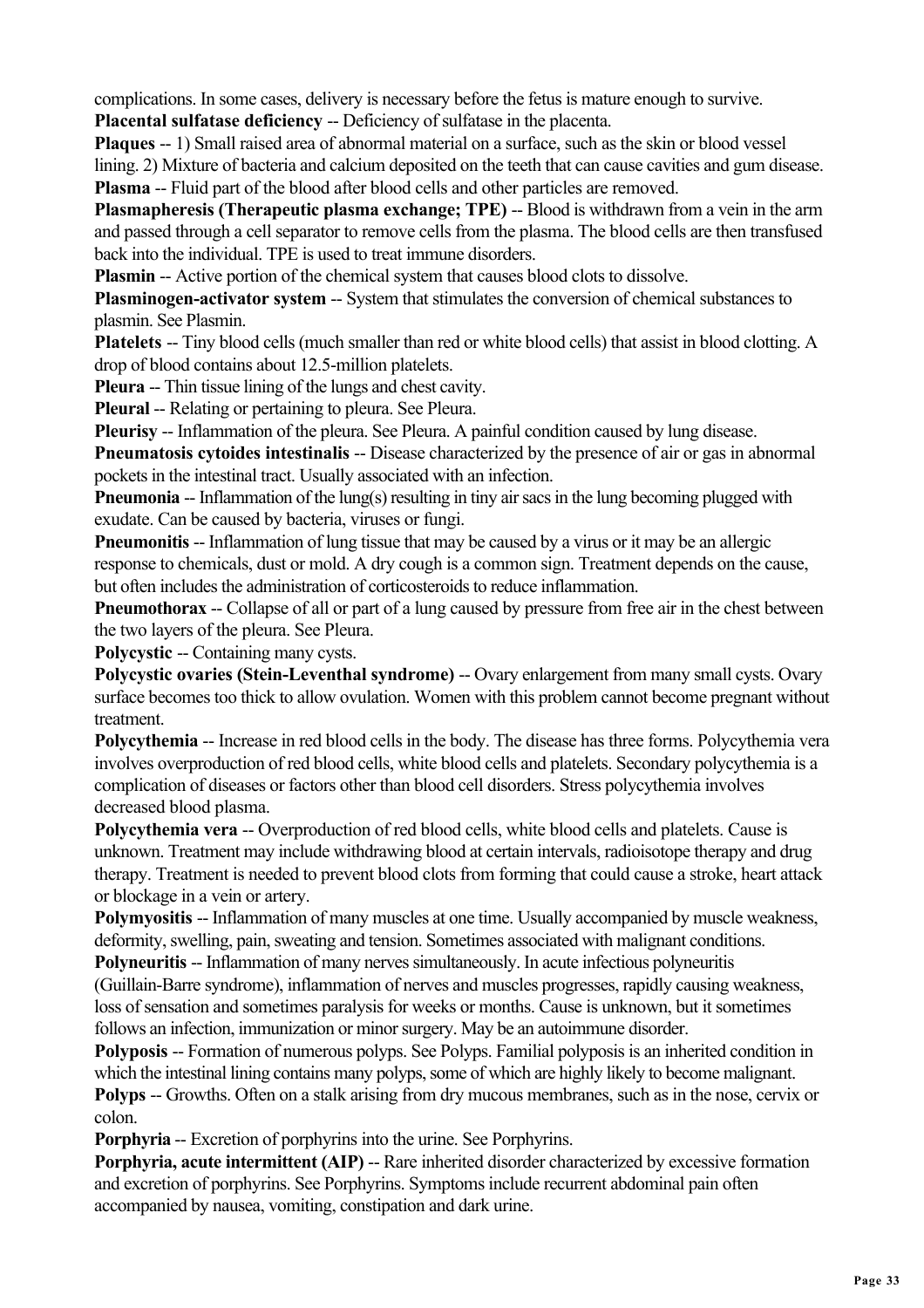complications. In some cases, delivery is necessary before the fetus is mature enough to survive.

**Placental sulfatase deficiency** -- Deficiency of sulfatase in the placenta.

**Plaques** -- 1) Small raised area of abnormal material on a surface, such as the skin or blood vessel lining. 2) Mixture of bacteria and calcium deposited on the teeth that can cause cavities and gum disease.

**Plasma** -- Fluid part of the blood after blood cells and other particles are removed.

**Plasmapheresis (Therapeutic plasma exchange; TPE)** -- Blood is withdrawn from a vein in the arm and passed through a cell separator to remove cells from the plasma. The blood cells are then transfused back into the individual. TPE is used to treat immune disorders.

**Plasmin** -- Active portion of the chemical system that causes blood clots to dissolve.

**Plasminogen-activator system** -- System that stimulates the conversion of chemical substances to plasmin. See Plasmin.

**Platelets** -- Tiny blood cells (much smaller than red or white blood cells) that assist in blood clotting. A drop of blood contains about 12.5-million platelets.

**Pleura** -- Thin tissue lining of the lungs and chest cavity.

**Pleural** -- Relating or pertaining to pleura. See Pleura.

**Pleurisy** -- Inflammation of the pleura. See Pleura. A painful condition caused by lung disease.

**Pneumatosis cytoides intestinalis** -- Disease characterized by the presence of air or gas in abnormal pockets in the intestinal tract. Usually associated with an infection.

**Pneumonia** -- Inflammation of the lung(s) resulting in tiny air sacs in the lung becoming plugged with exudate. Can be caused by bacteria, viruses or fungi.

**Pneumonitis** -- Inflammation of lung tissue that may be caused by a virus or it may be an allergic response to chemicals, dust or mold. A dry cough is a common sign. Treatment depends on the cause, but often includes the administration of corticosteroids to reduce inflammation.

**Pneumothorax** -- Collapse of all or part of a lung caused by pressure from free air in the chest between the two layers of the pleura. See Pleura.

**Polycystic** -- Containing many cysts.

**Polycystic ovaries (Stein-Leventhal syndrome)** -- Ovary enlargement from many small cysts. Ovary surface becomes too thick to allow ovulation. Women with this problem cannot become pregnant without treatment.

**Polycythemia** -- Increase in red blood cells in the body. The disease has three forms. Polycythemia vera involves overproduction of red blood cells, white blood cells and platelets. Secondary polycythemia is a complication of diseases or factors other than blood cell disorders. Stress polycythemia involves decreased blood plasma.

**Polycythemia vera** -- Overproduction of red blood cells, white blood cells and platelets. Cause is unknown. Treatment may include withdrawing blood at certain intervals, radioisotope therapy and drug therapy. Treatment is needed to prevent blood clots from forming that could cause a stroke, heart attack or blockage in a vein or artery.

**Polymyositis** -- Inflammation of many muscles at one time. Usually accompanied by muscle weakness, deformity, swelling, pain, sweating and tension. Sometimes associated with malignant conditions.

**Polyneuritis** -- Inflammation of many nerves simultaneously. In acute infectious polyneuritis (Guillain-Barre syndrome), inflammation of nerves and muscles progresses, rapidly causing weakness, loss of sensation and sometimes paralysis for weeks or months. Cause is unknown, but it sometimes follows an infection, immunization or minor surgery. May be an autoimmune disorder.

**Polyposis** -- Formation of numerous polyps. See Polyps. Familial polyposis is an inherited condition in which the intestinal lining contains many polyps, some of which are highly likely to become malignant.

**Polyps** -- Growths. Often on a stalk arising from dry mucous membranes, such as in the nose, cervix or colon.

**Porphyria** -- Excretion of porphyrins into the urine. See Porphyrins.

**Porphyria, acute intermittent (AIP)** -- Rare inherited disorder characterized by excessive formation and excretion of porphyrins. See Porphyrins. Symptoms include recurrent abdominal pain often accompanied by nausea, vomiting, constipation and dark urine.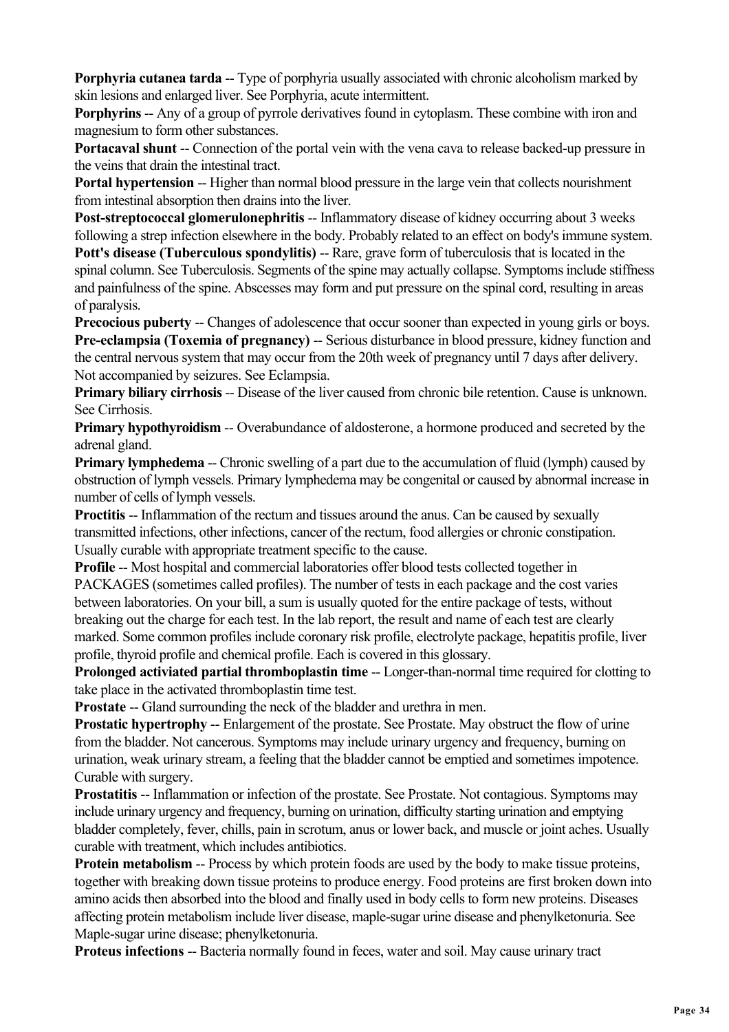**Porphyria cutanea tarda** -- Type of porphyria usually associated with chronic alcoholism marked by skin lesions and enlarged liver. See Porphyria, acute intermittent.

**Porphyrins** -- Any of a group of pyrrole derivatives found in cytoplasm. These combine with iron and magnesium to form other substances.

**Portacaval shunt** -- Connection of the portal vein with the vena cava to release backed-up pressure in the veins that drain the intestinal tract.

**Portal hypertension** -- Higher than normal blood pressure in the large vein that collects nourishment from intestinal absorption then drains into the liver.

**Post-streptococcal glomerulonephritis** -- Inflammatory disease of kidney occurring about 3 weeks following a strep infection elsewhere in the body. Probably related to an effect on body's immune system.

**Pott's disease (Tuberculous spondylitis)** -- Rare, grave form of tuberculosis that is located in the spinal column. See Tuberculosis. Segments of the spine may actually collapse. Symptoms include stiffness and painfulness of the spine. Abscesses may form and put pressure on the spinal cord, resulting in areas of paralysis.

**Precocious puberty** -- Changes of adolescence that occur sooner than expected in young girls or boys.

**Pre-eclampsia (Toxemia of pregnancy)** -- Serious disturbance in blood pressure, kidney function and the central nervous system that may occur from the 20th week of pregnancy until 7 days after delivery. Not accompanied by seizures. See Eclampsia.

**Primary biliary cirrhosis** -- Disease of the liver caused from chronic bile retention. Cause is unknown. See Cirrhosis.

**Primary hypothyroidism** -- Overabundance of aldosterone, a hormone produced and secreted by the adrenal gland.

**Primary lymphedema** -- Chronic swelling of a part due to the accumulation of fluid (lymph) caused by obstruction of lymph vessels. Primary lymphedema may be congenital or caused by abnormal increase in number of cells of lymph vessels.

**Proctitis** -- Inflammation of the rectum and tissues around the anus. Can be caused by sexually transmitted infections, other infections, cancer of the rectum, food allergies or chronic constipation. Usually curable with appropriate treatment specific to the cause.

**Profile** -- Most hospital and commercial laboratories offer blood tests collected together in PACKAGES (sometimes called profiles). The number of tests in each package and the cost varies between laboratories. On your bill, a sum is usually quoted for the entire package of tests, without breaking out the charge for each test. In the lab report, the result and name of each test are clearly marked. Some common profiles include coronary risk profile, electrolyte package, hepatitis profile, liver profile, thyroid profile and chemical profile. Each is covered in this glossary.

**Prolonged activiated partial thromboplastin time** -- Longer-than-normal time required for clotting to take place in the activated thromboplastin time test.

**Prostate** -- Gland surrounding the neck of the bladder and urethra in men.

**Prostatic hypertrophy** -- Enlargement of the prostate. See Prostate. May obstruct the flow of urine from the bladder. Not cancerous. Symptoms may include urinary urgency and frequency, burning on urination, weak urinary stream, a feeling that the bladder cannot be emptied and sometimes impotence. Curable with surgery.

**Prostatitis** -- Inflammation or infection of the prostate. See Prostate. Not contagious. Symptoms may include urinary urgency and frequency, burning on urination, difficulty starting urination and emptying bladder completely, fever, chills, pain in scrotum, anus or lower back, and muscle or joint aches. Usually curable with treatment, which includes antibiotics.

**Protein metabolism** -- Process by which protein foods are used by the body to make tissue proteins, together with breaking down tissue proteins to produce energy. Food proteins are first broken down into amino acids then absorbed into the blood and finally used in body cells to form new proteins. Diseases affecting protein metabolism include liver disease, maple-sugar urine disease and phenylketonuria. See Maple-sugar urine disease; phenylketonuria.

**Proteus infections** -- Bacteria normally found in feces, water and soil. May cause urinary tract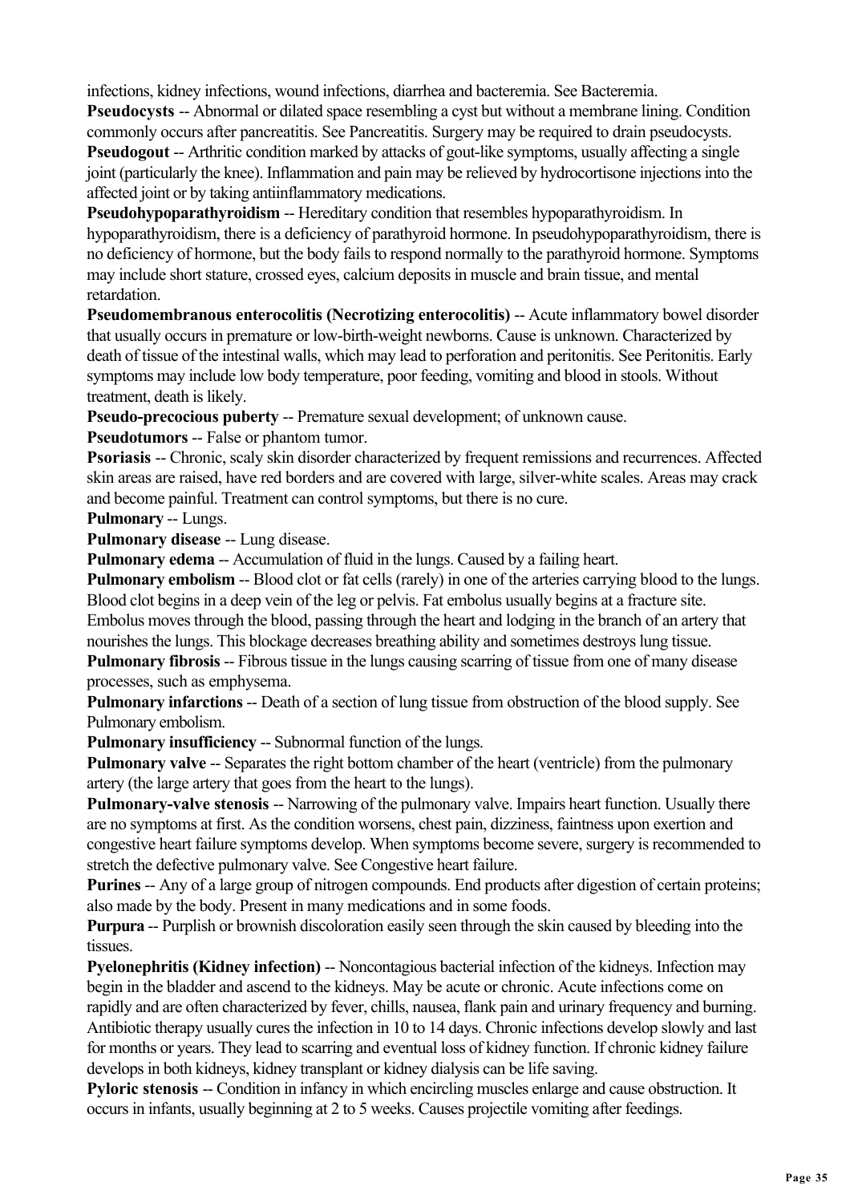infections, kidney infections, wound infections, diarrhea and bacteremia. See Bacteremia.

**Pseudocysts** -- Abnormal or dilated space resembling a cyst but without a membrane lining. Condition commonly occurs after pancreatitis. See Pancreatitis. Surgery may be required to drain pseudocysts.

**Pseudogout** -- Arthritic condition marked by attacks of gout-like symptoms, usually affecting a single joint (particularly the knee). Inflammation and pain may be relieved by hydrocortisone injections into the affected joint or by taking antiinflammatory medications.

**Pseudohypoparathyroidism** -- Hereditary condition that resembles hypoparathyroidism. In hypoparathyroidism, there is a deficiency of parathyroid hormone. In pseudohypoparathyroidism, there is no deficiency of hormone, but the body fails to respond normally to the parathyroid hormone. Symptoms may include short stature, crossed eyes, calcium deposits in muscle and brain tissue, and mental retardation.

**Pseudomembranous enterocolitis (Necrotizing enterocolitis)** -- Acute inflammatory bowel disorder that usually occurs in premature or low-birth-weight newborns. Cause is unknown. Characterized by death of tissue of the intestinal walls, which may lead to perforation and peritonitis. See Peritonitis. Early symptoms may include low body temperature, poor feeding, vomiting and blood in stools. Without treatment, death is likely.

**Pseudo-precocious puberty** -- Premature sexual development; of unknown cause.

**Pseudotumors** -- False or phantom tumor.

**Psoriasis** -- Chronic, scaly skin disorder characterized by frequent remissions and recurrences. Affected skin areas are raised, have red borders and are covered with large, silver-white scales. Areas may crack and become painful. Treatment can control symptoms, but there is no cure.

**Pulmonary** -- Lungs.

**Pulmonary disease** -- Lung disease.

**Pulmonary edema** -- Accumulation of fluid in the lungs. Caused by a failing heart.

**Pulmonary embolism** -- Blood clot or fat cells (rarely) in one of the arteries carrying blood to the lungs. Blood clot begins in a deep vein of the leg or pelvis. Fat embolus usually begins at a fracture site. Embolus moves through the blood, passing through the heart and lodging in the branch of an artery that nourishes the lungs. This blockage decreases breathing ability and sometimes destroys lung tissue.

**Pulmonary fibrosis** -- Fibrous tissue in the lungs causing scarring of tissue from one of many disease processes, such as emphysema.

**Pulmonary infarctions** -- Death of a section of lung tissue from obstruction of the blood supply. See Pulmonary embolism.

**Pulmonary insufficiency** -- Subnormal function of the lungs.

**Pulmonary valve** -- Separates the right bottom chamber of the heart (ventricle) from the pulmonary artery (the large artery that goes from the heart to the lungs).

**Pulmonary-valve stenosis** -- Narrowing of the pulmonary valve. Impairs heart function. Usually there are no symptoms at first. As the condition worsens, chest pain, dizziness, faintness upon exertion and congestive heart failure symptoms develop. When symptoms become severe, surgery is recommended to stretch the defective pulmonary valve. See Congestive heart failure.

**Purines** -- Any of a large group of nitrogen compounds. End products after digestion of certain proteins; also made by the body. Present in many medications and in some foods.

**Purpura** -- Purplish or brownish discoloration easily seen through the skin caused by bleeding into the tissues.

**Pyelonephritis (Kidney infection)** -- Noncontagious bacterial infection of the kidneys. Infection may begin in the bladder and ascend to the kidneys. May be acute or chronic. Acute infections come on rapidly and are often characterized by fever, chills, nausea, flank pain and urinary frequency and burning. Antibiotic therapy usually cures the infection in 10 to 14 days. Chronic infections develop slowly and last for months or years. They lead to scarring and eventual loss of kidney function. If chronic kidney failure develops in both kidneys, kidney transplant or kidney dialysis can be life saving.

**Pyloric stenosis** -- Condition in infancy in which encircling muscles enlarge and cause obstruction. It occurs in infants, usually beginning at 2 to 5 weeks. Causes projectile vomiting after feedings.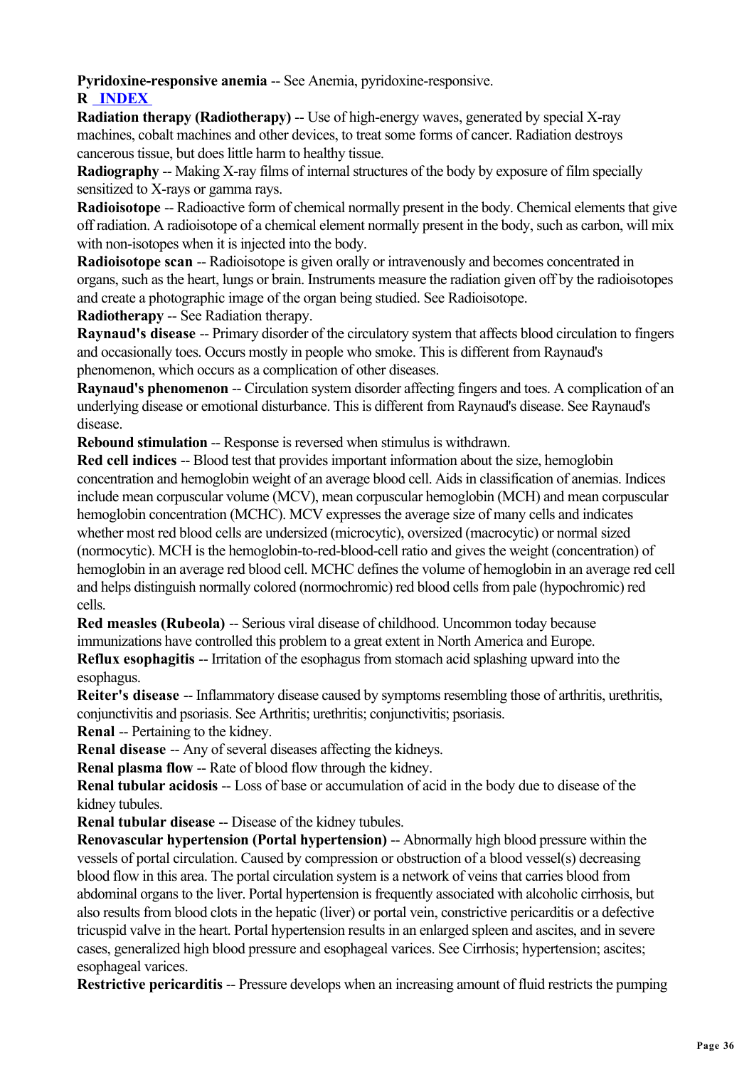**Pyridoxine-responsive anemia** -- See Anemia, pyridoxine-responsive.

**R** [INDEX]

**Radiation therapy (Radiotherapy)** -- Use of high-energy waves, generated by special X-ray machines, cobalt machines and other devices, to treat some forms of cancer. Radiation destroys cancerous tissue, but does little harm to healthy tissue.

**Radiography** -- Making X-ray films of internal structures of the body by exposure of film specially sensitized to X-rays or gamma rays.

**Radioisotope** -- Radioactive form of chemical normally present in the body. Chemical elements that give off radiation. A radioisotope of a chemical element normally present in the body, such as carbon, will mix with non-isotopes when it is injected into the body.

**Radioisotope scan** -- Radioisotope is given orally or intravenously and becomes concentrated in organs, such as the heart, lungs or brain. Instruments measure the radiation given off by the radioisotopes and create a photographic image of the organ being studied. See Radioisotope.

**Radiotherapy** -- See Radiation therapy.

**Raynaud's disease** -- Primary disorder of the circulatory system that affects blood circulation to fingers and occasionally toes. Occurs mostly in people who smoke. This is different from Raynaud's phenomenon, which occurs as a complication of other diseases.

**Raynaud's phenomenon** -- Circulation system disorder affecting fingers and toes. A complication of an underlying disease or emotional disturbance. This is different from Raynaud's disease. See Raynaud's disease.

**Rebound stimulation** -- Response is reversed when stimulus is withdrawn.

**Red cell indices** -- Blood test that provides important information about the size, hemoglobin concentration and hemoglobin weight of an average blood cell. Aids in classification of anemias. Indices include mean corpuscular volume (MCV), mean corpuscular hemoglobin (MCH) and mean corpuscular hemoglobin concentration (MCHC). MCV expresses the average size of many cells and indicates whether most red blood cells are undersized (microcytic), oversized (macrocytic) or normal sized (normocytic). MCH is the hemoglobin-to-red-blood-cell ratio and gives the weight (concentration) of hemoglobin in an average red blood cell. MCHC defines the volume of hemoglobin in an average red cell and helps distinguish normally colored (normochromic) red blood cells from pale (hypochromic) red cells.

**Red measles (Rubeola)** -- Serious viral disease of childhood. Uncommon today because immunizations have controlled this problem to a great extent in North America and Europe.

**Reflux esophagitis** -- Irritation of the esophagus from stomach acid splashing upward into the esophagus.

**Reiter's disease** -- Inflammatory disease caused by symptoms resembling those of arthritis, urethritis, conjunctivitis and psoriasis. See Arthritis; urethritis; conjunctivitis; psoriasis.

**Renal** -- Pertaining to the kidney.

**Renal disease** -- Any of several diseases affecting the kidneys.

**Renal plasma flow** -- Rate of blood flow through the kidney.

**Renal tubular acidosis** -- Loss of base or accumulation of acid in the body due to disease of the kidney tubules.

**Renal tubular disease** -- Disease of the kidney tubules.

**Renovascular hypertension (Portal hypertension)** -- Abnormally high blood pressure within the vessels of portal circulation. Caused by compression or obstruction of a blood vessel(s) decreasing blood flow in this area. The portal circulation system is a network of veins that carries blood from abdominal organs to the liver. Portal hypertension is frequently associated with alcoholic cirrhosis, but also results from blood clots in the hepatic (liver) or portal vein, constrictive pericarditis or a defective tricuspid valve in the heart. Portal hypertension results in an enlarged spleen and ascites, and in severe cases, generalized high blood pressure and esophageal varices. See Cirrhosis; hypertension; ascites; esophageal varices.

**Restrictive pericarditis** -- Pressure develops when an increasing amount of fluid restricts the pumping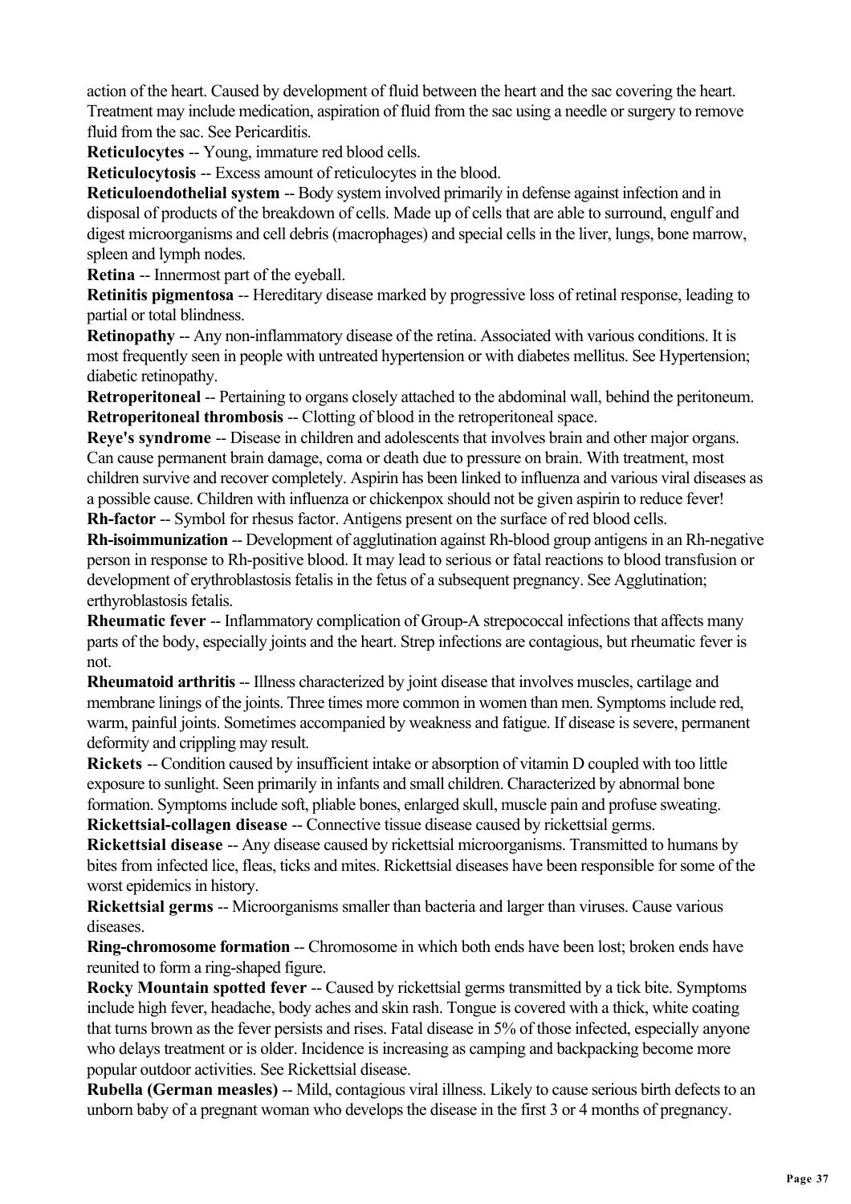action of the heart. Caused by development of fluid between the heart and the sac covering the heart. Treatment may include medication, aspiration of fluid from the sac using a needle or surgery to remove fluid from the sac. See Pericarditis.

**Reticulocytes** -- Young, immature red blood cells.

**Reticulocytosis** -- Excess amount of reticulocytes in the blood.

**Reticuloendothelial system** -- Body system involved primarily in defense against infection and in disposal of products of the breakdown of cells. Made up of cells that are able to surround, engulf and digest microorganisms and cell debris (macrophages) and special cells in the liver, lungs, bone marrow, spleen and lymph nodes.

**Retina** -- Innermost part of the eyeball.

**Retinitis pigmentosa** -- Hereditary disease marked by progressive loss of retinal response, leading to partial or total blindness.

**Retinopathy** -- Any non-inflammatory disease of the retina. Associated with various conditions. It is most frequently seen in people with untreated hypertension or with diabetes mellitus. See Hypertension; diabetic retinopathy.

**Retroperitoneal** -- Pertaining to organs closely attached to the abdominal wall, behind the peritoneum.

**Retroperitoneal thrombosis** -- Clotting of blood in the retroperitoneal space.

**Reye's syndrome** -- Disease in children and adolescents that involves brain and other major organs. Can cause permanent brain damage, coma or death due to pressure on brain. With treatment, most children survive and recover completely. Aspirin has been linked to influenza and various viral diseases as a possible cause. Children with influenza or chickenpox should not be given aspirin to reduce fever!

**Rh-factor** -- Symbol for rhesus factor. Antigens present on the surface of red blood cells.

**Rh-isoimmunization** -- Development of agglutination against Rh-blood group antigens in an Rh-negative person in response to Rh-positive blood. It may lead to serious or fatal reactions to blood transfusion or development of erythroblastosis fetalis in the fetus of a subsequent pregnancy. See Agglutination; erthyroblastosis fetalis.

**Rheumatic fever** -- Inflammatory complication of Group-A strepococcal infections that affects many parts of the body, especially joints and the heart. Strep infections are contagious, but rheumatic fever is not.

**Rheumatoid arthritis** -- Illness characterized by joint disease that involves muscles, cartilage and membrane linings of the joints. Three times more common in women than men. Symptoms include red, warm, painful joints. Sometimes accompanied by weakness and fatigue. If disease is severe, permanent deformity and crippling may result.

**Rickets** -- Condition caused by insufficient intake or absorption of vitamin D coupled with too little exposure to sunlight. Seen primarily in infants and small children. Characterized by abnormal bone formation. Symptoms include soft, pliable bones, enlarged skull, muscle pain and profuse sweating.

**Rickettsial-collagen disease** -- Connective tissue disease caused by rickettsial germs.

**Rickettsial disease** -- Any disease caused by rickettsial microorganisms. Transmitted to humans by bites from infected lice, fleas, ticks and mites. Rickettsial diseases have been responsible for some of the worst epidemics in history.

**Rickettsial germs** -- Microorganisms smaller than bacteria and larger than viruses. Cause various diseases.

**Ring-chromosome formation** -- Chromosome in which both ends have been lost; broken ends have reunited to form a ring-shaped figure.

**Rocky Mountain spotted fever** -- Caused by rickettsial germs transmitted by a tick bite. Symptoms include high fever, headache, body aches and skin rash. Tongue is covered with a thick, white coating that turns brown as the fever persists and rises. Fatal disease in 5% of those infected, especially anyone who delays treatment or is older. Incidence is increasing as camping and backpacking become more popular outdoor activities. See Rickettsial disease.

**Rubella (German measles)** -- Mild, contagious viral illness. Likely to cause serious birth defects to an unborn baby of a pregnant woman who develops the disease in the first 3 or 4 months of pregnancy.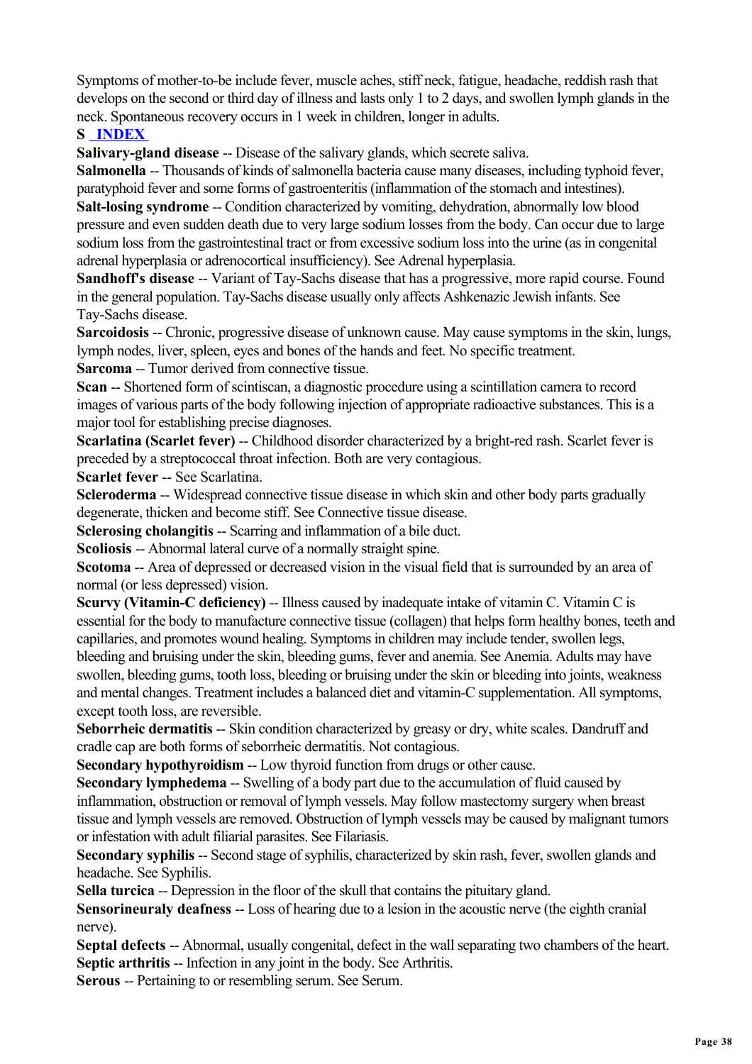Symptoms of mother-to-be include fever, muscle aches, stiff neck, fatigue, headache, reddish rash that develops on the second or third day of illness and lasts only 1 to 2 days, and swollen lymph glands in the neck. Spontaneous recovery occurs in 1 week in children, longer in adults.

**S** **INDEX**

**Salivary-gland disease** -- Disease of the salivary glands, which secrete saliva.

**Salmonella** -- Thousands of kinds of salmonella bacteria cause many diseases, including typhoid fever, paratyphoid fever and some forms of gastroenteritis (inflammation of the stomach and intestines).

**Salt-losing syndrome** -- Condition characterized by vomiting, dehydration, abnormally low blood pressure and even sudden death due to very large sodium losses from the body. Can occur due to large sodium loss from the gastrointestinal tract or from excessive sodium loss into the urine (as in congenital adrenal hyperplasia or adrenocortical insufficiency). See Adrenal hyperplasia.

**Sandhoff's disease** -- Variant of Tay-Sachs disease that has a progressive, more rapid course. Found in the general population. Tay-Sachs disease usually only affects Ashkenazic Jewish infants. See Tay-Sachs disease.

**Sarcoidosis** -- Chronic, progressive disease of unknown cause. May cause symptoms in the skin, lungs, lymph nodes, liver, spleen, eyes and bones of the hands and feet. No specific treatment.

**Sarcoma** -- Tumor derived from connective tissue.

**Scan** -- Shortened form of scintiscan, a diagnostic procedure using a scintillation camera to record images of various parts of the body following injection of appropriate radioactive substances. This is a major tool for establishing precise diagnoses.

**Scarlatina (Scarlet fever)** -- Childhood disorder characterized by a bright-red rash. Scarlet fever is preceded by a streptococcal throat infection. Both are very contagious.

**Scarlet fever** -- See Scarlatina.

**Scleroderma** -- Widespread connective tissue disease in which skin and other body parts gradually degenerate, thicken and become stiff. See Connective tissue disease.

**Sclerosing cholangitis** -- Scarring and inflammation of a bile duct.

**Scoliosis** -- Abnormal lateral curve of a normally straight spine.

**Scotoma** -- Area of depressed or decreased vision in the visual field that is surrounded by an area of normal (or less depressed) vision.

**Scurvy (Vitamin-C deficiency)** -- Illness caused by inadequate intake of vitamin C. Vitamin C is essential for the body to manufacture connective tissue (collagen) that helps form healthy bones, teeth and capillaries, and promotes wound healing. Symptoms in children may include tender, swollen legs, bleeding and bruising under the skin, bleeding gums, fever and anemia. See Anemia. Adults may have swollen, bleeding gums, tooth loss, bleeding or bruising under the skin or bleeding into joints, weakness and mental changes. Treatment includes a balanced diet and vitamin-C supplementation. All symptoms, except tooth loss, are reversible.

**Seborrheic dermatitis** -- Skin condition characterized by greasy or dry, white scales. Dandruff and cradle cap are both forms of seborrheic dermatitis. Not contagious.

**Secondary hypothyroidism** -- Low thyroid function from drugs or other cause.

**Secondary lymphedema** -- Swelling of a body part due to the accumulation of fluid caused by inflammation, obstruction or removal of lymph vessels. May follow mastectomy surgery when breast tissue and lymph vessels are removed. Obstruction of lymph vessels may be caused by malignant tumors or infestation with adult filiarial parasites. See Filariasis.

**Secondary syphilis** -- Second stage of syphilis, characterized by skin rash, fever, swollen glands and headache. See Syphilis.

**Sella turcica** -- Depression in the floor of the skull that contains the pituitary gland.

**Sensorineuraly deafness** -- Loss of hearing due to a lesion in the acoustic nerve (the eighth cranial nerve).

**Septal defects** -- Abnormal, usually congenital, defect in the wall separating two chambers of the heart.

**Septic arthritis** -- Infection in any joint in the body. See Arthritis.

**Serous** -- Pertaining to or resembling serum. See Serum.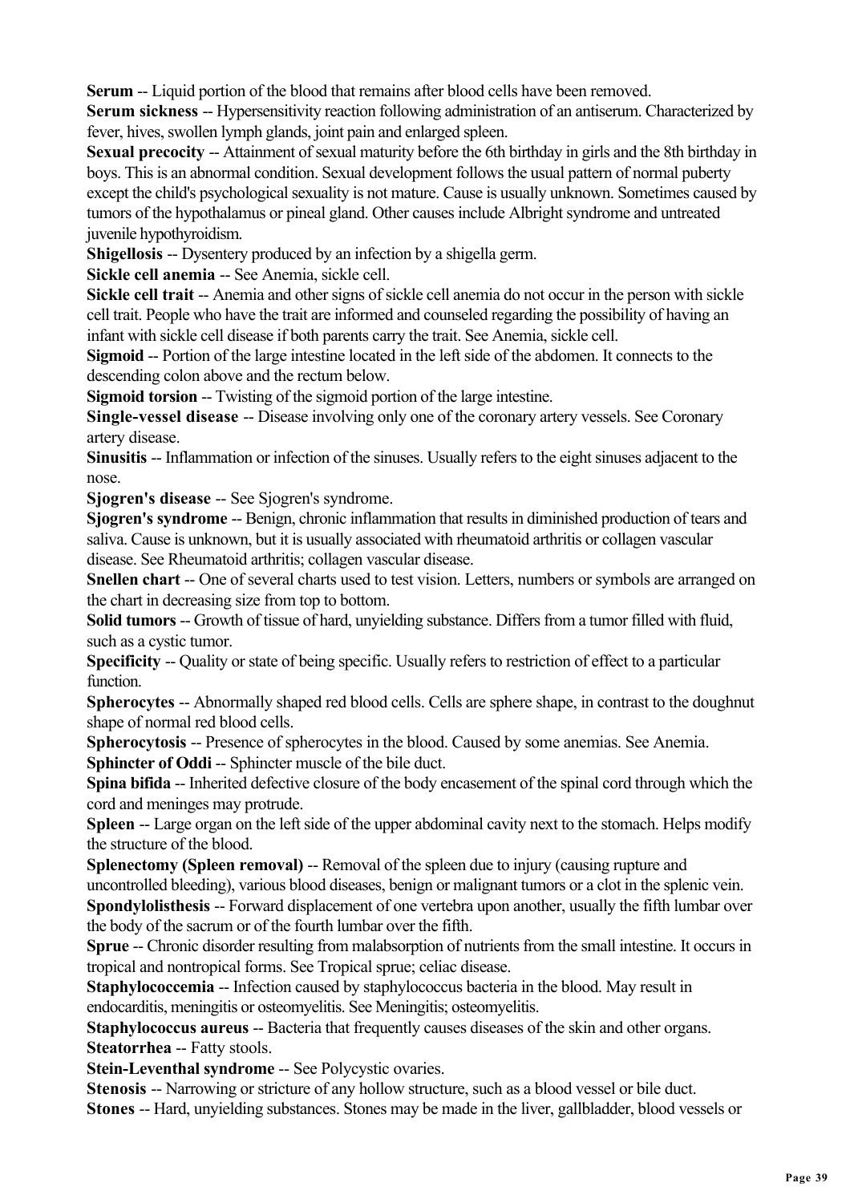**Serum** -- Liquid portion of the blood that remains after blood cells have been removed.

**Serum sickness** -- Hypersensitivity reaction following administration of an antiserum. Characterized by fever, hives, swollen lymph glands, joint pain and enlarged spleen.

**Sexual precocity** -- Attainment of sexual maturity before the 6th birthday in girls and the 8th birthday in boys. This is an abnormal condition. Sexual development follows the usual pattern of normal puberty except the child's psychological sexuality is not mature. Cause is usually unknown. Sometimes caused by tumors of the hypothalamus or pineal gland. Other causes include Albright syndrome and untreated juvenile hypothyroidism.

**Shigellosis** -- Dysentery produced by an infection by a shigella germ.

**Sickle cell anemia** -- See Anemia, sickle cell.

**Sickle cell trait** -- Anemia and other signs of sickle cell anemia do not occur in the person with sickle cell trait. People who have the trait are informed and counseled regarding the possibility of having an infant with sickle cell disease if both parents carry the trait. See Anemia, sickle cell.

**Sigmoid** -- Portion of the large intestine located in the left side of the abdomen. It connects to the descending colon above and the rectum below.

**Sigmoid torsion** -- Twisting of the sigmoid portion of the large intestine.

**Single-vessel disease** -- Disease involving only one of the coronary artery vessels. See Coronary artery disease.

**Sinusitis** -- Inflammation or infection of the sinuses. Usually refers to the eight sinuses adjacent to the nose.

**Sjogren's disease** -- See Sjogren's syndrome.

**Sjogren's syndrome** -- Benign, chronic inflammation that results in diminished production of tears and saliva. Cause is unknown, but it is usually associated with rheumatoid arthritis or collagen vascular disease. See Rheumatoid arthritis; collagen vascular disease.

**Snellen chart** -- One of several charts used to test vision. Letters, numbers or symbols are arranged on the chart in decreasing size from top to bottom.

**Solid tumors** -- Growth of tissue of hard, unyielding substance. Differs from a tumor filled with fluid, such as a cystic tumor.

**Specificity** -- Quality or state of being specific. Usually refers to restriction of effect to a particular function.

**Spherocytes** -- Abnormally shaped red blood cells. Cells are sphere shape, in contrast to the doughnut shape of normal red blood cells.

**Spherocytosis** -- Presence of spherocytes in the blood. Caused by some anemias. See Anemia.

**Sphincter of Oddi** -- Sphincter muscle of the bile duct.

**Spina bifida** -- Inherited defective closure of the body encasement of the spinal cord through which the cord and meninges may protrude.

**Spleen** -- Large organ on the left side of the upper abdominal cavity next to the stomach. Helps modify the structure of the blood.

**Splenectomy (Spleen removal)** -- Removal of the spleen due to injury (causing rupture and uncontrolled bleeding), various blood diseases, benign or malignant tumors or a clot in the splenic vein.

**Spondylolisthesis** -- Forward displacement of one vertebra upon another, usually the fifth lumbar over the body of the sacrum or of the fourth lumbar over the fifth.

**Sprue** -- Chronic disorder resulting from malabsorption of nutrients from the small intestine. It occurs in tropical and nontropical forms. See Tropical sprue; celiac disease.

**Staphylococcemia** -- Infection caused by staphylococcus bacteria in the blood. May result in endocarditis, meningitis or osteomyelitis. See Meningitis; osteomyelitis.

**Staphylococcus aureus** -- Bacteria that frequently causes diseases of the skin and other organs.

**Steatorrhea** -- Fatty stools.

**Stein-Leventhal syndrome** -- See Polycystic ovaries.

**Stenosis** -- Narrowing or stricture of any hollow structure, such as a blood vessel or bile duct.

**Stones** -- Hard, unyielding substances. Stones may be made in the liver, gallbladder, blood vessels or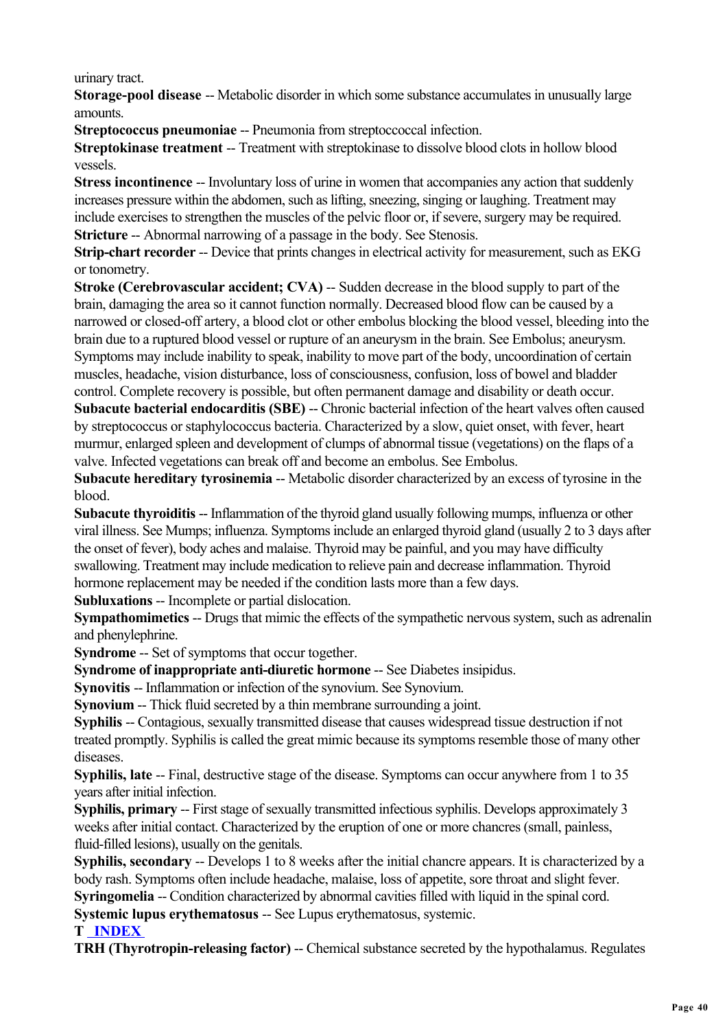urinary tract.

**Storage-pool disease** -- Metabolic disorder in which some substance accumulates in unusually large amounts.

**Streptococcus pneumoniae** -- Pneumonia from streptoccoccal infection.

**Streptokinase treatment** -- Treatment with streptokinase to dissolve blood clots in hollow blood vessels.

**Stress incontinence** -- Involuntary loss of urine in women that accompanies any action that suddenly increases pressure within the abdomen, such as lifting, sneezing, singing or laughing. Treatment may include exercises to strengthen the muscles of the pelvic floor or, if severe, surgery may be required.

**Stricture** -- Abnormal narrowing of a passage in the body. See Stenosis.

**Strip-chart recorder** -- Device that prints changes in electrical activity for measurement, such as EKG or tonometry.

**Stroke (Cerebrovascular accident; CVA)** -- Sudden decrease in the blood supply to part of the brain, damaging the area so it cannot function normally. Decreased blood flow can be caused by a narrowed or closed-off artery, a blood clot or other embolus blocking the blood vessel, bleeding into the brain due to a ruptured blood vessel or rupture of an aneurysm in the brain. See Embolus; aneurysm. Symptoms may include inability to speak, inability to move part of the body, uncoordination of certain muscles, headache, vision disturbance, loss of consciousness, confusion, loss of bowel and bladder control. Complete recovery is possible, but often permanent damage and disability or death occur.

**Subacute bacterial endocarditis (SBE)** -- Chronic bacterial infection of the heart valves often caused by streptococcus or staphylococcus bacteria. Characterized by a slow, quiet onset, with fever, heart murmur, enlarged spleen and development of clumps of abnormal tissue (vegetations) on the flaps of a valve. Infected vegetations can break off and become an embolus. See Embolus.

**Subacute hereditary tyrosinemia** -- Metabolic disorder characterized by an excess of tyrosine in the blood.

**Subacute thyroiditis** -- Inflammation of the thyroid gland usually following mumps, influenza or other viral illness. See Mumps; influenza. Symptoms include an enlarged thyroid gland (usually 2 to 3 days after the onset of fever), body aches and malaise. Thyroid may be painful, and you may have difficulty swallowing. Treatment may include medication to relieve pain and decrease inflammation. Thyroid hormone replacement may be needed if the condition lasts more than a few days.

**Subluxations** -- Incomplete or partial dislocation.

**Sympathomimetics** -- Drugs that mimic the effects of the sympathetic nervous system, such as adrenalin and phenylephrine.

**Syndrome** -- Set of symptoms that occur together.

**Syndrome of inappropriate anti-diuretic hormone** -- See Diabetes insipidus.

**Synovitis** -- Inflammation or infection of the synovium. See Synovium.

**Synovium** -- Thick fluid secreted by a thin membrane surrounding a joint.

**Syphilis** -- Contagious, sexually transmitted disease that causes widespread tissue destruction if not treated promptly. Syphilis is called the great mimic because its symptoms resemble those of many other diseases.

**Syphilis, late** -- Final, destructive stage of the disease. Symptoms can occur anywhere from 1 to 35 years after initial infection.

**Syphilis, primary** -- First stage of sexually transmitted infectious syphilis. Develops approximately 3 weeks after initial contact. Characterized by the eruption of one or more chancres (small, painless, fluid-filled lesions), usually on the genitals.

**Syphilis, secondary** -- Develops 1 to 8 weeks after the initial chancre appears. It is characterized by a body rash. Symptoms often include headache, malaise, loss of appetite, sore throat and slight fever.

**Syringomelia** -- Condition characterized by abnormal cavities filled with liquid in the spinal cord.

**Systemic lupus erythematosus** -- See Lupus erythematosus, systemic.

**T INDEX**

**TRH (Thyrotropin-releasing factor)** -- Chemical substance secreted by the hypothalamus. Regulates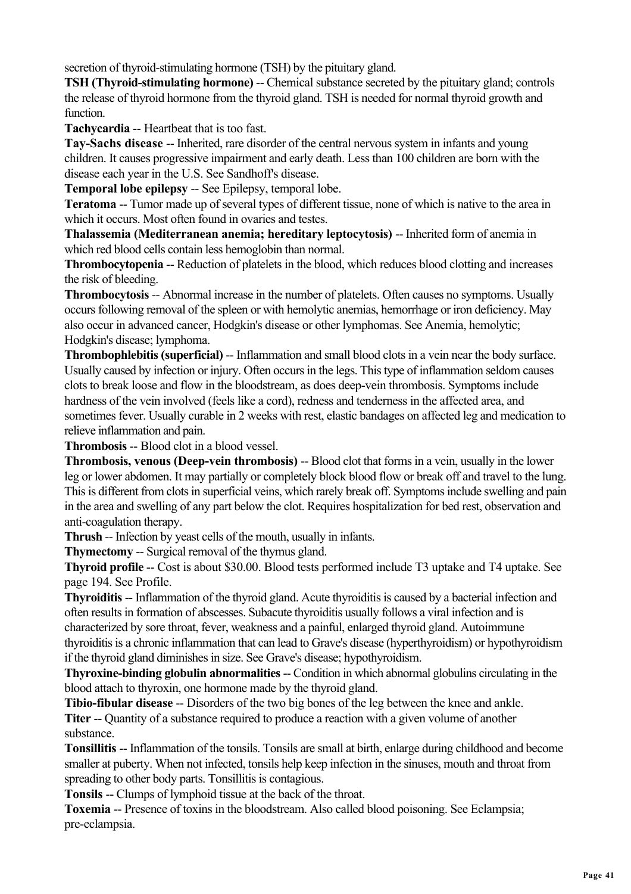secretion of thyroid-stimulating hormone (TSH) by the pituitary gland.

**TSH (Thyroid-stimulating hormone)** -- Chemical substance secreted by the pituitary gland; controls the release of thyroid hormone from the thyroid gland. TSH is needed for normal thyroid growth and function.

**Tachycardia** -- Heartbeat that is too fast.

**Tay-Sachs disease** -- Inherited, rare disorder of the central nervous system in infants and young children. It causes progressive impairment and early death. Less than 100 children are born with the disease each year in the U.S. See Sandhoff's disease.

**Temporal lobe epilepsy** -- See Epilepsy, temporal lobe.

**Teratoma** -- Tumor made up of several types of different tissue, none of which is native to the area in which it occurs. Most often found in ovaries and testes.

**Thalassemia (Mediterranean anemia; hereditary leptocytosis)** -- Inherited form of anemia in which red blood cells contain less hemoglobin than normal.

**Thrombocytopenia** -- Reduction of platelets in the blood, which reduces blood clotting and increases the risk of bleeding.

**Thrombocytosis** -- Abnormal increase in the number of platelets. Often causes no symptoms. Usually occurs following removal of the spleen or with hemolytic anemias, hemorrhage or iron deficiency. May also occur in advanced cancer, Hodgkin's disease or other lymphomas. See Anemia, hemolytic; Hodgkin's disease; lymphoma.

**Thrombophlebitis (superficial)** -- Inflammation and small blood clots in a vein near the body surface. Usually caused by infection or injury. Often occurs in the legs. This type of inflammation seldom causes clots to break loose and flow in the bloodstream, as does deep-vein thrombosis. Symptoms include hardness of the vein involved (feels like a cord), redness and tenderness in the affected area, and sometimes fever. Usually curable in 2 weeks with rest, elastic bandages on affected leg and medication to relieve inflammation and pain.

**Thrombosis** -- Blood clot in a blood vessel.

**Thrombosis, venous (Deep-vein thrombosis)** -- Blood clot that forms in a vein, usually in the lower leg or lower abdomen. It may partially or completely block blood flow or break off and travel to the lung. This is different from clots in superficial veins, which rarely break off. Symptoms include swelling and pain in the area and swelling of any part below the clot. Requires hospitalization for bed rest, observation and anti-coagulation therapy.

**Thrush** -- Infection by yeast cells of the mouth, usually in infants.

**Thymectomy** -- Surgical removal of the thymus gland.

**Thyroid profile** -- Cost is about $30.00. Blood tests performed include T3 uptake and T4 uptake. See page 194. See Profile.

**Thyroiditis** -- Inflammation of the thyroid gland. Acute thyroiditis is caused by a bacterial infection and often results in formation of abscesses. Subacute thyroiditis usually follows a viral infection and is characterized by sore throat, fever, weakness and a painful, enlarged thyroid gland. Autoimmune thyroiditis is a chronic inflammation that can lead to Grave's disease (hyperthyroidism) or hypothyroidism if the thyroid gland diminishes in size. See Grave's disease; hypothyroidism.

**Thyroxine-binding globulin abnormalities** -- Condition in which abnormal globulins circulating in the blood attach to thyroxin, one hormone made by the thyroid gland.

**Tibio-fibular disease** -- Disorders of the two big bones of the leg between the knee and ankle.

**Titer** -- Quantity of a substance required to produce a reaction with a given volume of another substance.

**Tonsillitis** -- Inflammation of the tonsils. Tonsils are small at birth, enlarge during childhood and become smaller at puberty. When not infected, tonsils help keep infection in the sinuses, mouth and throat from spreading to other body parts. Tonsillitis is contagious.

**Tonsils** -- Clumps of lymphoid tissue at the back of the throat.

**Toxemia** -- Presence of toxins in the bloodstream. Also called blood poisoning. See Eclampsia; pre-eclampsia.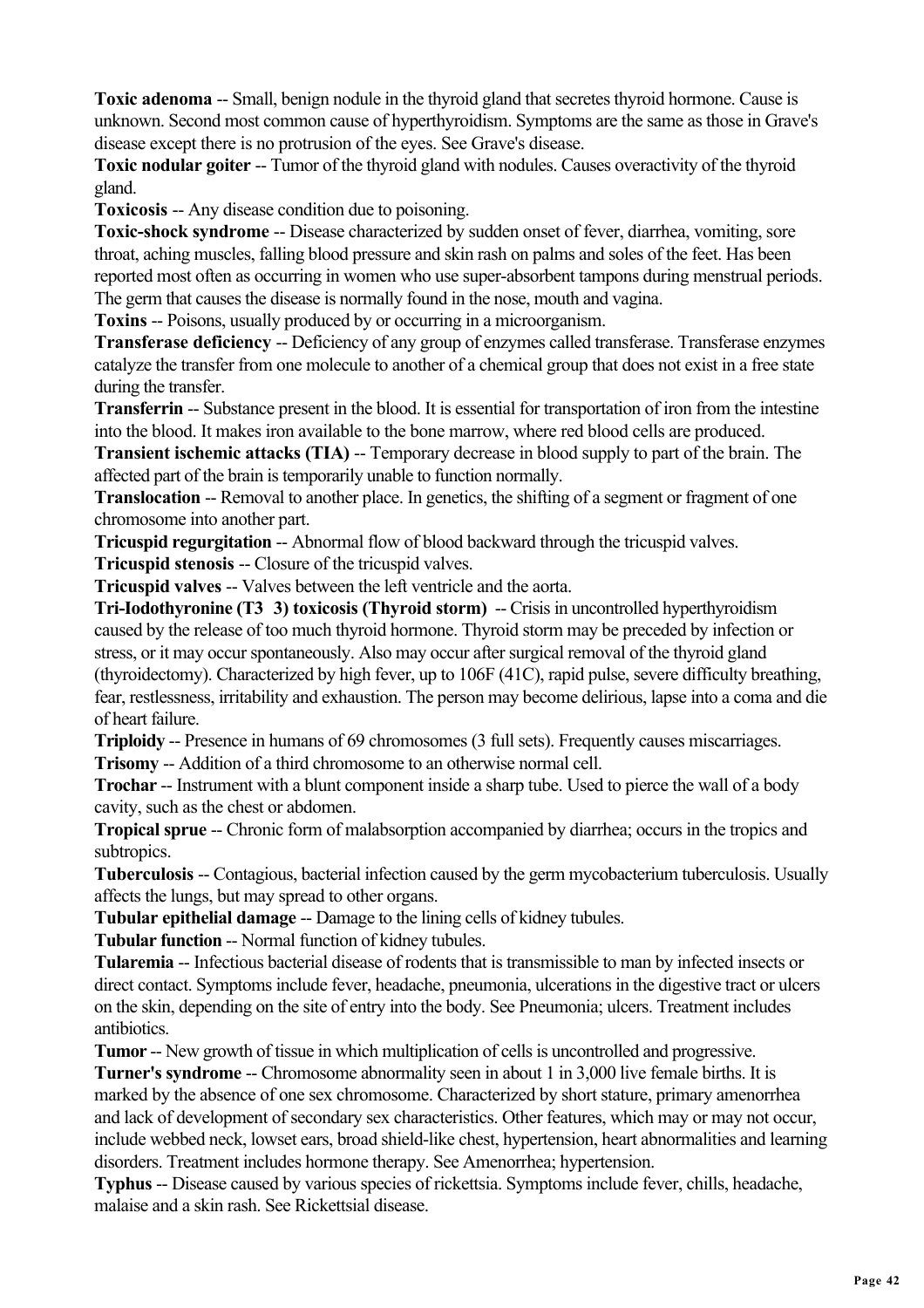**Toxic adenoma** -- Small, benign nodule in the thyroid gland that secretes thyroid hormone. Cause is unknown. Second most common cause of hyperthyroidism. Symptoms are the same as those in Grave's disease except there is no protrusion of the eyes. See Grave's disease.

**Toxic nodular goiter** -- Tumor of the thyroid gland with nodules. Causes overactivity of the thyroid gland.

**Toxicosis** -- Any disease condition due to poisoning.

**Toxic-shock syndrome** -- Disease characterized by sudden onset of fever, diarrhea, vomiting, sore throat, aching muscles, falling blood pressure and skin rash on palms and soles of the feet. Has been reported most often as occurring in women who use super-absorbent tampons during menstrual periods. The germ that causes the disease is normally found in the nose, mouth and vagina.

**Toxins** -- Poisons, usually produced by or occurring in a microorganism.

**Transferase deficiency** -- Deficiency of any group of enzymes called transferase. Transferase enzymes catalyze the transfer from one molecule to another of a chemical group that does not exist in a free state during the transfer.

**Transferrin** -- Substance present in the blood. It is essential for transportation of iron from the intestine into the blood. It makes iron available to the bone marrow, where red blood cells are produced.

**Transient ischemic attacks (TIA)** -- Temporary decrease in blood supply to part of the brain. The affected part of the brain is temporarily unable to function normally.

**Translocation** -- Removal to another place. In genetics, the shifting of a segment or fragment of one chromosome into another part.

**Tricuspid regurgitation** -- Abnormal flow of blood backward through the tricuspid valves.

**Tricuspid stenosis** -- Closure of the tricuspid valves.

**Tricuspid valves** -- Valves between the left ventricle and the aorta.

**Tri-Iodothyronine (T3 3) toxicosis (Thyroid storm)** -- Crisis in uncontrolled hyperthyroidism caused by the release of too much thyroid hormone. Thyroid storm may be preceded by infection or stress, or it may occur spontaneously. Also may occur after surgical removal of the thyroid gland (thyroidectomy). Characterized by high fever, up to 106F (41C), rapid pulse, severe difficulty breathing, fear, restlessness, irritability and exhaustion. The person may become delirious, lapse into a coma and die of heart failure.

**Triploidy** -- Presence in humans of 69 chromosomes (3 full sets). Frequently causes miscarriages.

**Trisomy** -- Addition of a third chromosome to an otherwise normal cell.

**Trochar** -- Instrument with a blunt component inside a sharp tube. Used to pierce the wall of a body cavity, such as the chest or abdomen.

**Tropical sprue** -- Chronic form of malabsorption accompanied by diarrhea; occurs in the tropics and subtropics.

**Tuberculosis** -- Contagious, bacterial infection caused by the germ mycobacterium tuberculosis. Usually affects the lungs, but may spread to other organs.

**Tubular epithelial damage** -- Damage to the lining cells of kidney tubules.

**Tubular function** -- Normal function of kidney tubules.

**Tularemia** -- Infectious bacterial disease of rodents that is transmissible to man by infected insects or direct contact. Symptoms include fever, headache, pneumonia, ulcerations in the digestive tract or ulcers on the skin, depending on the site of entry into the body. See Pneumonia; ulcers. Treatment includes antibiotics.

**Tumor** -- New growth of tissue in which multiplication of cells is uncontrolled and progressive.

**Turner's syndrome** -- Chromosome abnormality seen in about 1 in 3,000 live female births. It is marked by the absence of one sex chromosome. Characterized by short stature, primary amenorrhea and lack of development of secondary sex characteristics. Other features, which may or may not occur, include webbed neck, lowset ears, broad shield-like chest, hypertension, heart abnormalities and learning disorders. Treatment includes hormone therapy. See Amenorrhea; hypertension.

**Typhus** -- Disease caused by various species of rickettsia. Symptoms include fever, chills, headache, malaise and a skin rash. See Rickettsial disease.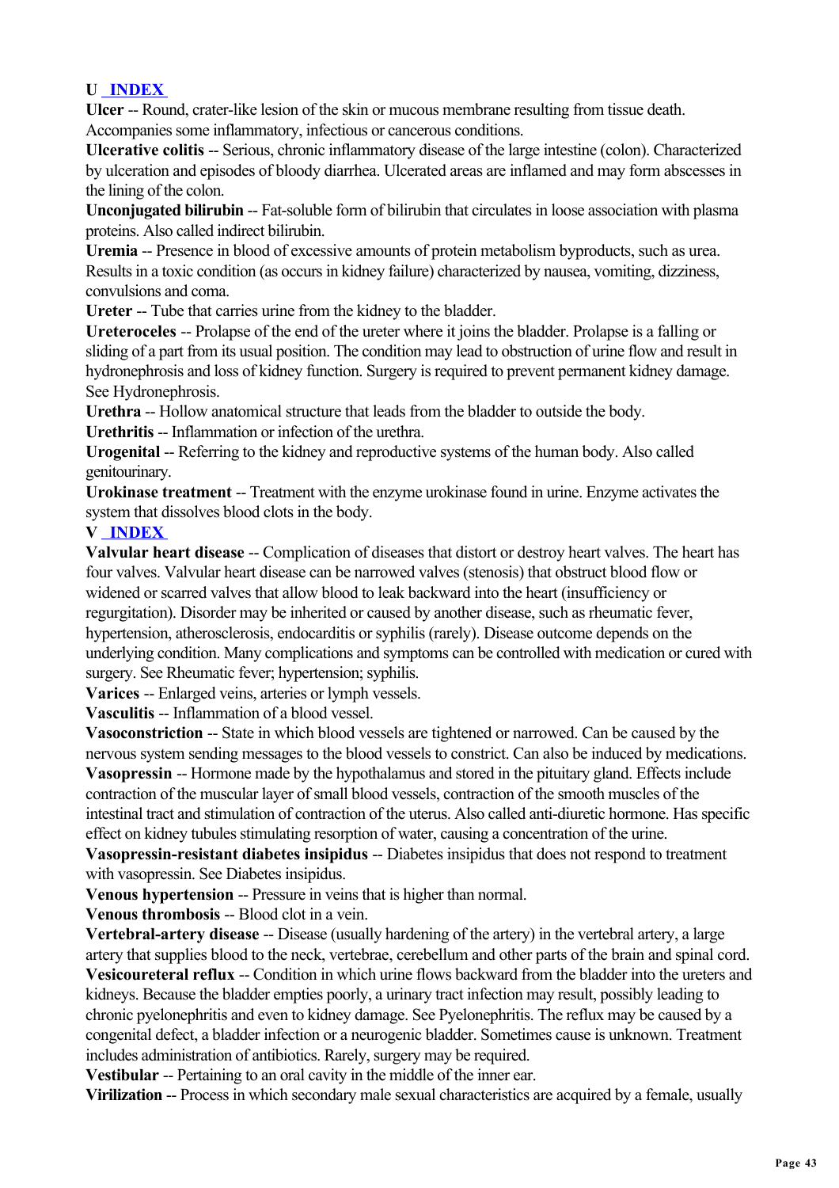**U** [INDEX]

**Ulcer** -- Round, crater-like lesion of the skin or mucous membrane resulting from tissue death. Accompanies some inflammatory, infectious or cancerous conditions.

**Ulcerative colitis** -- Serious, chronic inflammatory disease of the large intestine (colon). Characterized by ulceration and episodes of bloody diarrhea. Ulcerated areas are inflamed and may form abscesses in the lining of the colon.

**Unconjugated bilirubin** -- Fat-soluble form of bilirubin that circulates in loose association with plasma proteins. Also called indirect bilirubin.

**Uremia** -- Presence in blood of excessive amounts of protein metabolism byproducts, such as urea. Results in a toxic condition (as occurs in kidney failure) characterized by nausea, vomiting, dizziness, convulsions and coma.

**Ureter** -- Tube that carries urine from the kidney to the bladder.

**Ureteroceles** -- Prolapse of the end of the ureter where it joins the bladder. Prolapse is a falling or sliding of a part from its usual position. The condition may lead to obstruction of urine flow and result in hydronephrosis and loss of kidney function. Surgery is required to prevent permanent kidney damage. See Hydronephrosis.

**Urethra** -- Hollow anatomical structure that leads from the bladder to outside the body.

**Urethritis** -- Inflammation or infection of the urethra.

**Urogenital** -- Referring to the kidney and reproductive systems of the human body. Also called genitourinary.

**Urokinase treatment** -- Treatment with the enzyme urokinase found in urine. Enzyme activates the system that dissolves blood clots in the body.

**V** [INDEX]

**Valvular heart disease** -- Complication of diseases that distort or destroy heart valves. The heart has four valves. Valvular heart disease can be narrowed valves (stenosis) that obstruct blood flow or widened or scarred valves that allow blood to leak backward into the heart (insufficiency or regurgitation). Disorder may be inherited or caused by another disease, such as rheumatic fever, hypertension, atherosclerosis, endocarditis or syphilis (rarely). Disease outcome depends on the underlying condition. Many complications and symptoms can be controlled with medication or cured with surgery. See Rheumatic fever; hypertension; syphilis.

**Varices** -- Enlarged veins, arteries or lymph vessels.

**Vasculitis** -- Inflammation of a blood vessel.

**Vasoconstriction** -- State in which blood vessels are tightened or narrowed. Can be caused by the nervous system sending messages to the blood vessels to constrict. Can also be induced by medications.

**Vasopressin** -- Hormone made by the hypothalamus and stored in the pituitary gland. Effects include contraction of the muscular layer of small blood vessels, contraction of the smooth muscles of the intestinal tract and stimulation of contraction of the uterus. Also called anti-diuretic hormone. Has specific effect on kidney tubules stimulating resorption of water, causing a concentration of the urine.

**Vasopressin-resistant diabetes insipidus** -- Diabetes insipidus that does not respond to treatment with vasopressin. See Diabetes insipidus.

**Venous hypertension** -- Pressure in veins that is higher than normal.

**Venous thrombosis** -- Blood clot in a vein.

**Vertebral-artery disease** -- Disease (usually hardening of the artery) in the vertebral artery, a large artery that supplies blood to the neck, vertebrae, cerebellum and other parts of the brain and spinal cord.

**Vesicoureteral reflux** -- Condition in which urine flows backward from the bladder into the ureters and kidneys. Because the bladder empties poorly, a urinary tract infection may result, possibly leading to chronic pyelonephritis and even to kidney damage. See Pyelonephritis. The reflux may be caused by a congenital defect, a bladder infection or a neurogenic bladder. Sometimes cause is unknown. Treatment includes administration of antibiotics. Rarely, surgery may be required.

**Vestibular** -- Pertaining to an oral cavity in the middle of the inner ear.

**Virilization** -- Process in which secondary male sexual characteristics are acquired by a female, usually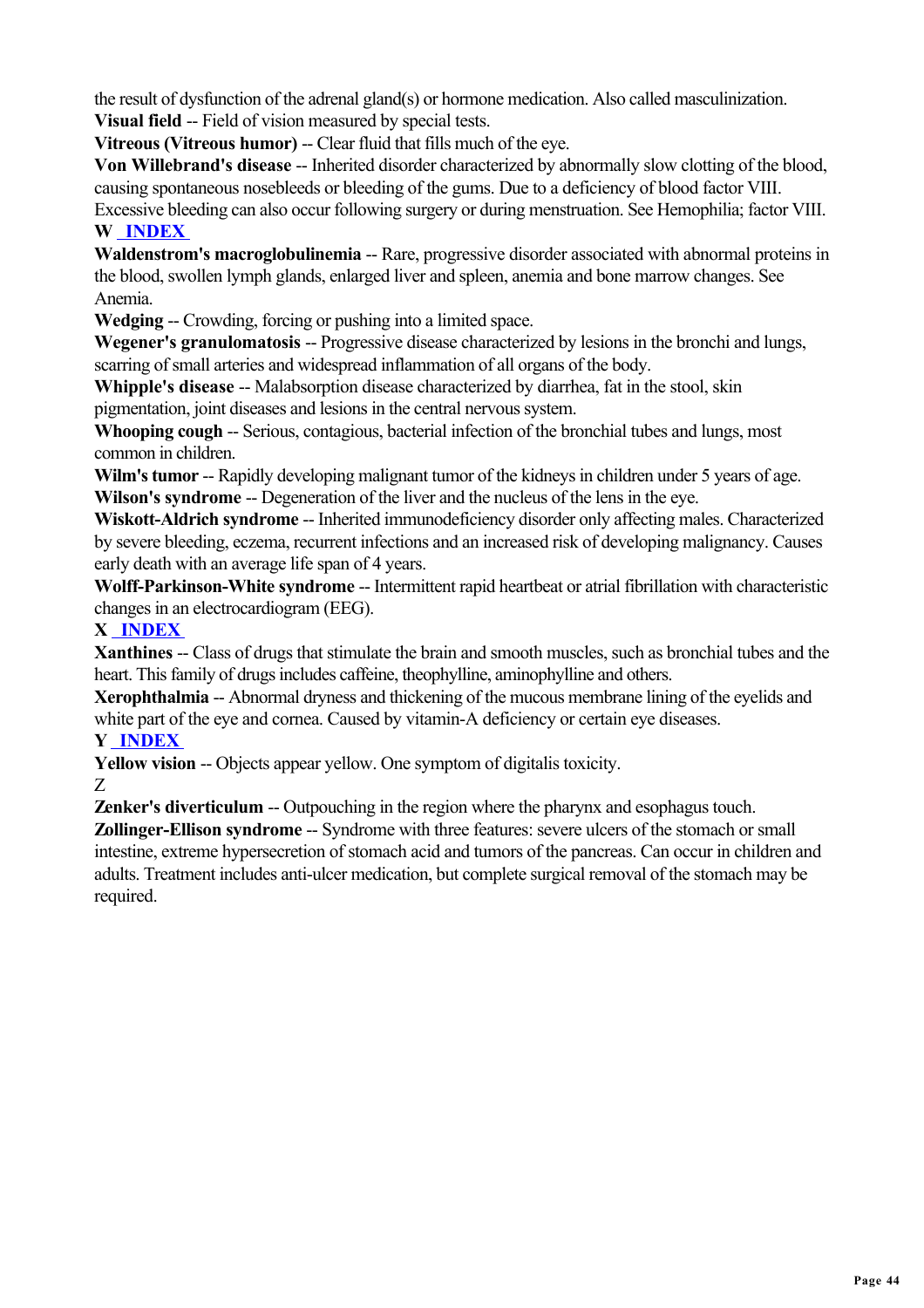the result of dysfunction of the adrenal gland(s) or hormone medication. Also called masculinization.
**Visual field** -- Field of vision measured by special tests.
**Vitreous (Vitreous humor)** -- Clear fluid that fills much of the eye.
**Von Willebrand's disease** -- Inherited disorder characterized by abnormally slow clotting of the blood, causing spontaneous nosebleeds or bleeding of the gums. Due to a deficiency of blood factor VIII. Excessive bleeding can also occur following surgery or during menstruation. See Hemophilia; factor VIII.

**W** INDEX

**Waldenstrom's macroglobulinemia** -- Rare, progressive disorder associated with abnormal proteins in the blood, swollen lymph glands, enlarged liver and spleen, anemia and bone marrow changes. See Anemia.
**Wedging** -- Crowding, forcing or pushing into a limited space.
**Wegener's granulomatosis** -- Progressive disease characterized by lesions in the bronchi and lungs, scarring of small arteries and widespread inflammation of all organs of the body.
**Whipple's disease** -- Malabsorption disease characterized by diarrhea, fat in the stool, skin pigmentation, joint diseases and lesions in the central nervous system.
**Whooping cough** -- Serious, contagious, bacterial infection of the bronchial tubes and lungs, most common in children.
**Wilm's tumor** -- Rapidly developing malignant tumor of the kidneys in children under 5 years of age.
**Wilson's syndrome** -- Degeneration of the liver and the nucleus of the lens in the eye.
**Wiskott-Aldrich syndrome** -- Inherited immunodeficiency disorder only affecting males. Characterized by severe bleeding, eczema, recurrent infections and an increased risk of developing malignancy. Causes early death with an average life span of 4 years.
**Wolff-Parkinson-White syndrome** -- Intermittent rapid heartbeat or atrial fibrillation with characteristic changes in an electrocardiogram (EEG).

**X** INDEX

**Xanthines** -- Class of drugs that stimulate the brain and smooth muscles, such as bronchial tubes and the heart. This family of drugs includes caffeine, theophylline, aminophylline and others.
**Xerophthalmia** -- Abnormal dryness and thickening of the mucous membrane lining of the eyelids and white part of the eye and cornea. Caused by vitamin-A deficiency or certain eye diseases.

**Y** INDEX

**Yellow vision** -- Objects appear yellow. One symptom of digitalis toxicity.

Z

**Zenker's diverticulum** -- Outpouching in the region where the pharynx and esophagus touch.
**Zollinger-Ellison syndrome** -- Syndrome with three features: severe ulcers of the stomach or small intestine, extreme hypersecretion of stomach acid and tumors of the pancreas. Can occur in children and adults. Treatment includes anti-ulcer medication, but complete surgical removal of the stomach may be required.